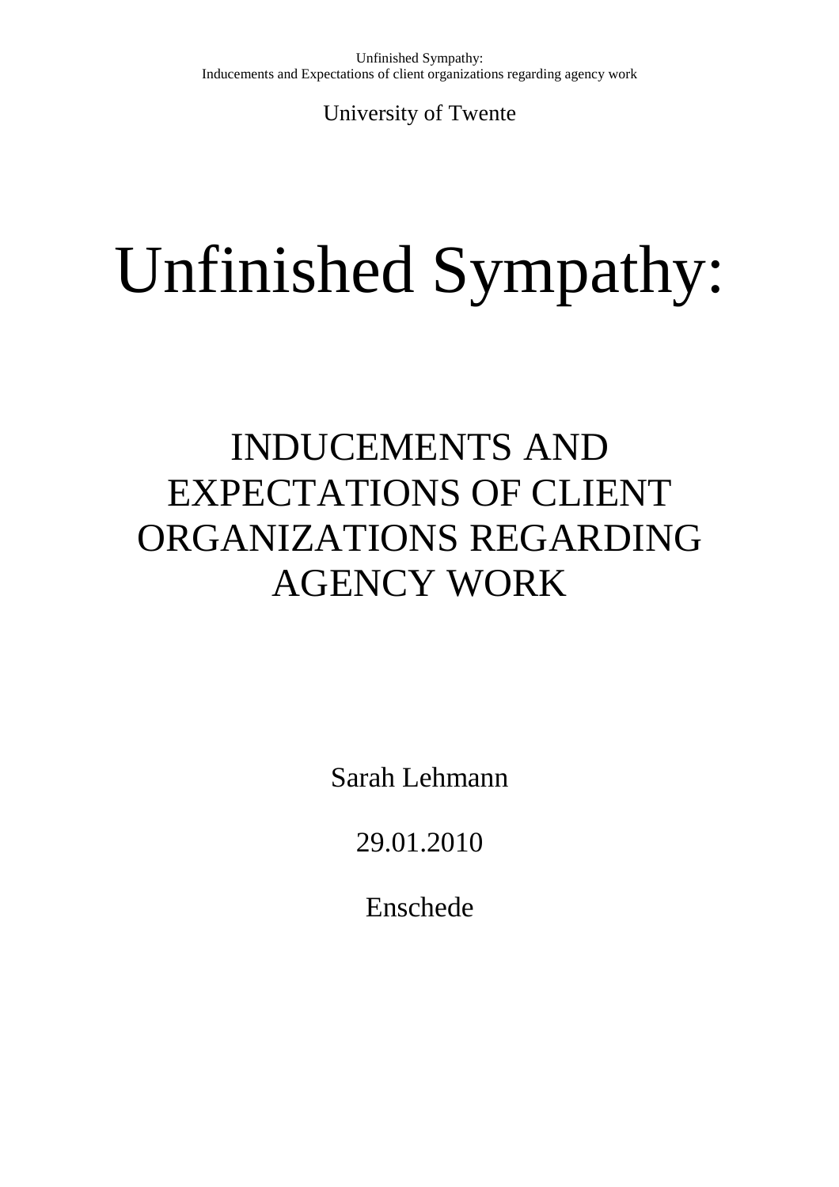University of Twente

# Unfinished Sympathy:

## INDUCEMENTS AND EXPECTATIONS OF CLIENT ORGANIZATIONS REGARDING AGENCY WORK

Sarah Lehmann

29.01.2010

Enschede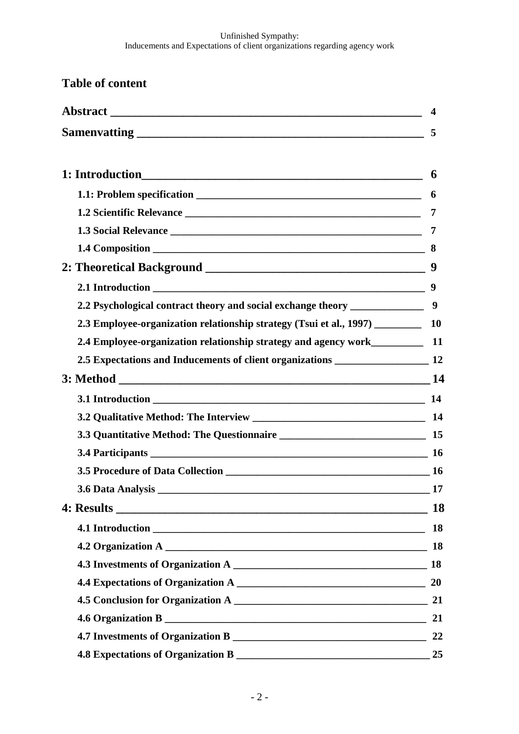## Table of content

**Abstract** 4

**Samenvatting** 5

**1: Introduction** 6

- **1.1: Problem specification** 6
- **1.2 Scientific Relevance** 7
- **1.3 Social Relevance** 7
- **1.4 Composition** 8

**2: Theoretical Background** 9

- **2.1 Introduction** 9
- **2.2 Psychological contract theory and social exchange theory** 9
- **2.3 Employee-organization relationship strategy (Tsui et al., 1997)** 10
- **2.4 Employee-organization relationship strategy and agency work** 11
- **2.5 Expectations and Inducements of client organizations** 12

**3: Method** 14

- **3.1 Introduction** 14
- **3.2 Qualitative Method: The Interview** 14
- **3.3 Quantitative Method: The Questionnaire** 15
- **3.4 Participants** 16
- **3.5 Procedure of Data Collection** 16
- **3.6 Data Analysis** 17

**4: Results** 18

- **4.1 Introduction** 18
- **4.2 Organization A** 18
- **4.3 Investments of Organization A** 18
- **4.4 Expectations of Organization A** 20
- **4.5 Conclusion for Organization A** 21
- **4.6 Organization B** 21
- **4.7 Investments of Organization B** 22
- **4.8 Expectations of Organization B** 25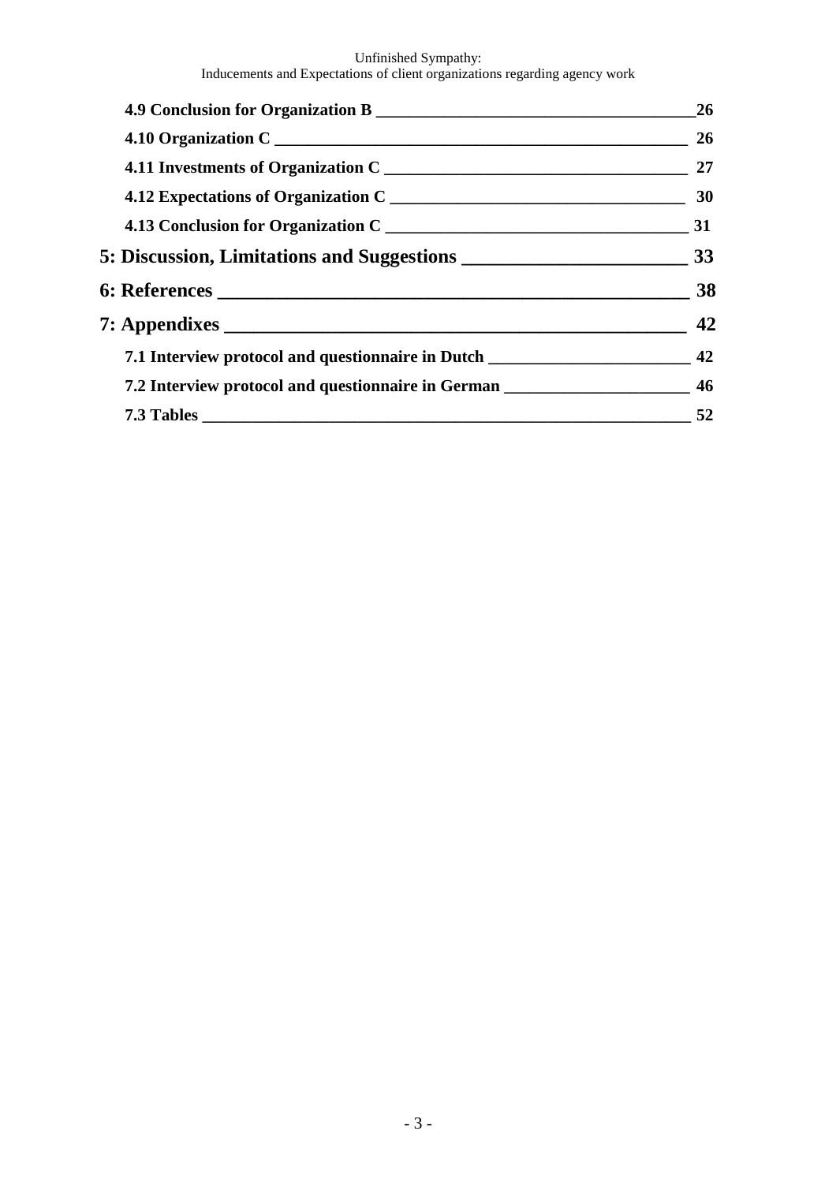**4.9 Conclusion for Organization B** 26

**4.10 Organization C** 26

**4.11 Investments of Organization C** 27

**4.12 Expectations of Organization C** 30

**4.13 Conclusion for Organization C** 31

**5: Discussion, Limitations and Suggestions** 33

**6: References** 38

**7: Appendixes** 42

**7.1 Interview protocol and questionnaire in Dutch** 42

**7.2 Interview protocol and questionnaire in German** 46

**7.3 Tables** 52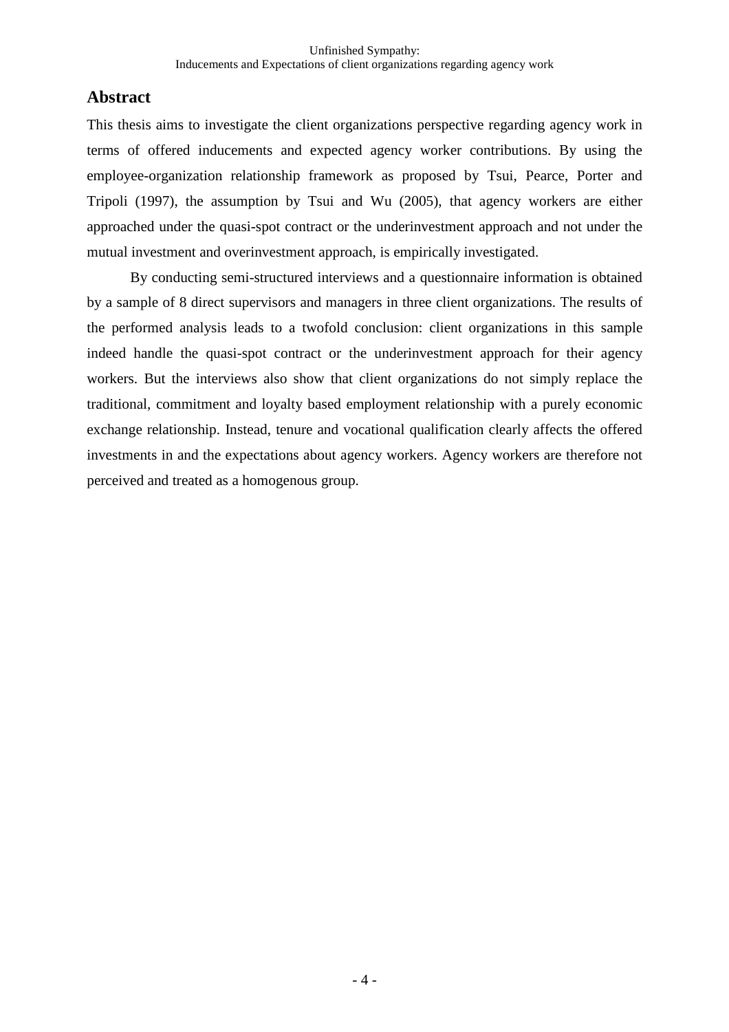## Abstract

This thesis aims to investigate the client organizations perspective regarding agency work in terms of offered inducements and expected agency worker contributions. By using the employee-organization relationship framework as proposed by Tsui, Pearce, Porter and Tripoli (1997), the assumption by Tsui and Wu (2005), that agency workers are either approached under the quasi-spot contract or the underinvestment approach and not under the mutual investment and overinvestment approach, is empirically investigated.

By conducting semi-structured interviews and a questionnaire information is obtained by a sample of 8 direct supervisors and managers in three client organizations. The results of the performed analysis leads to a twofold conclusion: client organizations in this sample indeed handle the quasi-spot contract or the underinvestment approach for their agency workers. But the interviews also show that client organizations do not simply replace the traditional, commitment and loyalty based employment relationship with a purely economic exchange relationship. Instead, tenure and vocational qualification clearly affects the offered investments in and the expectations about agency workers. Agency workers are therefore not perceived and treated as a homogenous group.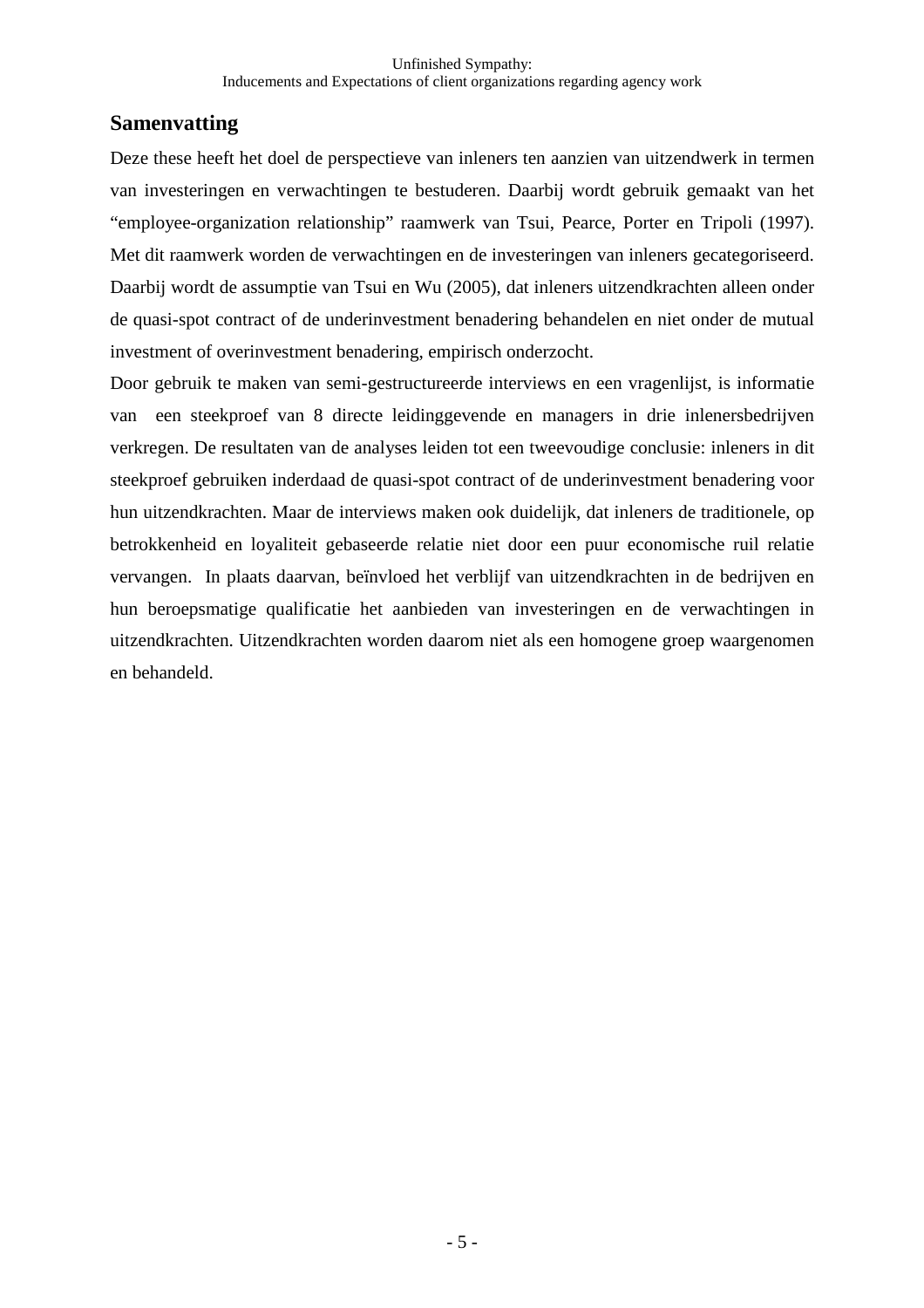## Samenvatting

Deze these heeft het doel de perspectieve van inleners ten aanzien van uitzendwerk in termen van investeringen en verwachtingen te bestuderen. Daarbij wordt gebruik gemaakt van het "employee-organization relationship" raamwerk van Tsui, Pearce, Porter en Tripoli (1997). Met dit raamwerk worden de verwachtingen en de investeringen van inleners gecategoriseerd. Daarbij wordt de assumptie van Tsui en Wu (2005), dat inleners uitzendkrachten alleen onder de quasi-spot contract of de underinvestment benadering behandelen en niet onder de mutual investment of overinvestment benadering, empirisch onderzocht.

Door gebruik te maken van semi-gestructureerde interviews en een vragenlijst, is informatie van een steekproef van 8 directe leidinggevende en managers in drie inlenersbedrijven verkregen. De resultaten van de analyses leiden tot een tweevoudige conclusie: inleners in dit steekproef gebruiken inderdaad de quasi-spot contract of de underinvestment benadering voor hun uitzendkrachten. Maar de interviews maken ook duidelijk, dat inleners de traditionele, op betrokkenheid en loyaliteit gebaseerde relatie niet door een puur economische ruil relatie vervangen. In plaats daarvan, beïnvloed het verblijf van uitzendkrachten in de bedrijven en hun beroepsmatige qualificatie het aanbieden van investeringen en de verwachtingen in uitzendkrachten. Uitzendkrachten worden daarom niet als een homogene groep waargenomen en behandeld.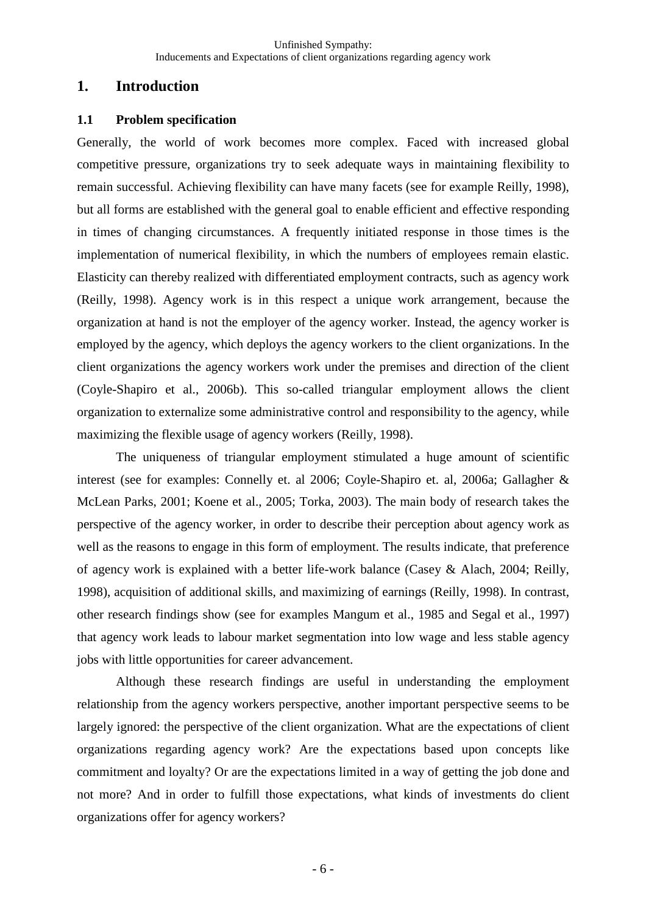# 1. Introduction

## 1.1 Problem specification

Generally, the world of work becomes more complex. Faced with increased global competitive pressure, organizations try to seek adequate ways in maintaining flexibility to remain successful. Achieving flexibility can have many facets (see for example Reilly, 1998), but all forms are established with the general goal to enable efficient and effective responding in times of changing circumstances. A frequently initiated response in those times is the implementation of numerical flexibility, in which the numbers of employees remain elastic. Elasticity can thereby realized with differentiated employment contracts, such as agency work (Reilly, 1998). Agency work is in this respect a unique work arrangement, because the organization at hand is not the employer of the agency worker. Instead, the agency worker is employed by the agency, which deploys the agency workers to the client organizations. In the client organizations the agency workers work under the premises and direction of the client (Coyle-Shapiro et al., 2006b). This so-called triangular employment allows the client organization to externalize some administrative control and responsibility to the agency, while maximizing the flexible usage of agency workers (Reilly, 1998).

The uniqueness of triangular employment stimulated a huge amount of scientific interest (see for examples: Connelly et. al 2006; Coyle-Shapiro et. al, 2006a; Gallagher & McLean Parks, 2001; Koene et al., 2005; Torka, 2003). The main body of research takes the perspective of the agency worker, in order to describe their perception about agency work as well as the reasons to engage in this form of employment. The results indicate, that preference of agency work is explained with a better life-work balance (Casey & Alach, 2004; Reilly, 1998), acquisition of additional skills, and maximizing of earnings (Reilly, 1998). In contrast, other research findings show (see for examples Mangum et al., 1985 and Segal et al., 1997) that agency work leads to labour market segmentation into low wage and less stable agency jobs with little opportunities for career advancement.

Although these research findings are useful in understanding the employment relationship from the agency workers perspective, another important perspective seems to be largely ignored: the perspective of the client organization. What are the expectations of client organizations regarding agency work? Are the expectations based upon concepts like commitment and loyalty? Or are the expectations limited in a way of getting the job done and not more? And in order to fulfill those expectations, what kinds of investments do client organizations offer for agency workers?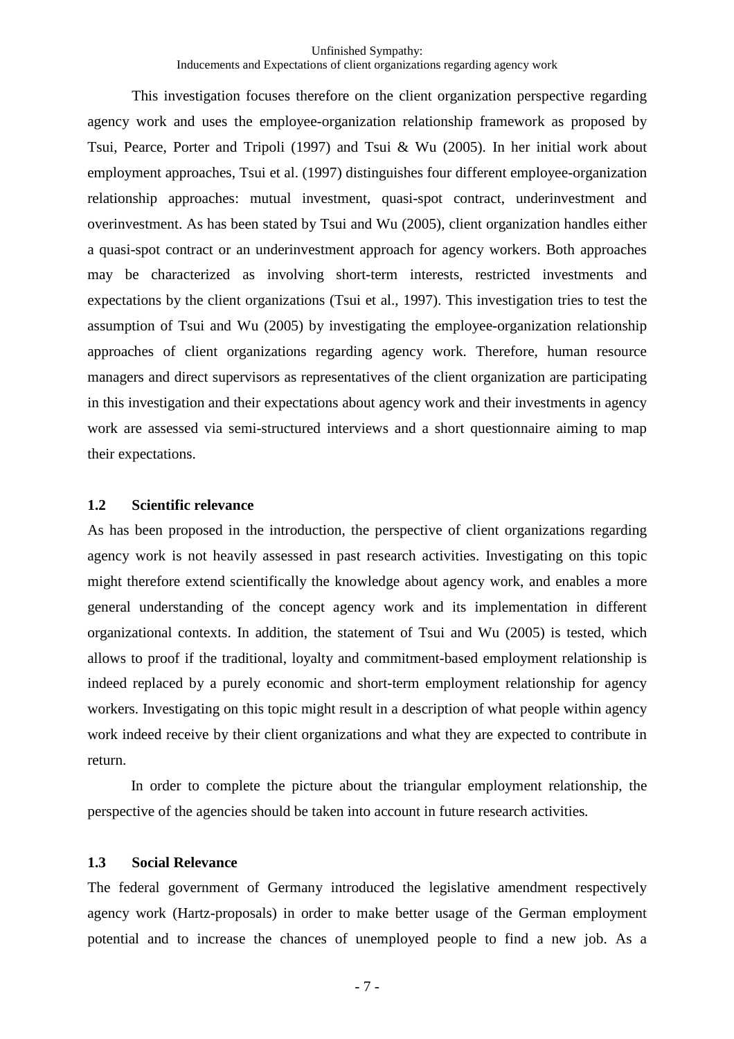This investigation focuses therefore on the client organization perspective regarding agency work and uses the employee-organization relationship framework as proposed by Tsui, Pearce, Porter and Tripoli (1997) and Tsui & Wu (2005). In her initial work about employment approaches, Tsui et al. (1997) distinguishes four different employee-organization relationship approaches: mutual investment, quasi-spot contract, underinvestment and overinvestment. As has been stated by Tsui and Wu (2005), client organization handles either a quasi-spot contract or an underinvestment approach for agency workers. Both approaches may be characterized as involving short-term interests, restricted investments and expectations by the client organizations (Tsui et al., 1997). This investigation tries to test the assumption of Tsui and Wu (2005) by investigating the employee-organization relationship approaches of client organizations regarding agency work. Therefore, human resource managers and direct supervisors as representatives of the client organization are participating in this investigation and their expectations about agency work and their investments in agency work are assessed via semi-structured interviews and a short questionnaire aiming to map their expectations.

### 1.2 Scientific relevance

As has been proposed in the introduction, the perspective of client organizations regarding agency work is not heavily assessed in past research activities. Investigating on this topic might therefore extend scientifically the knowledge about agency work, and enables a more general understanding of the concept agency work and its implementation in different organizational contexts. In addition, the statement of Tsui and Wu (2005) is tested, which allows to proof if the traditional, loyalty and commitment-based employment relationship is indeed replaced by a purely economic and short-term employment relationship for agency workers. Investigating on this topic might result in a description of what people within agency work indeed receive by their client organizations and what they are expected to contribute in return.

In order to complete the picture about the triangular employment relationship, the perspective of the agencies should be taken into account in future research activities.

### 1.3 Social Relevance

The federal government of Germany introduced the legislative amendment respectively agency work (Hartz-proposals) in order to make better usage of the German employment potential and to increase the chances of unemployed people to find a new job. As a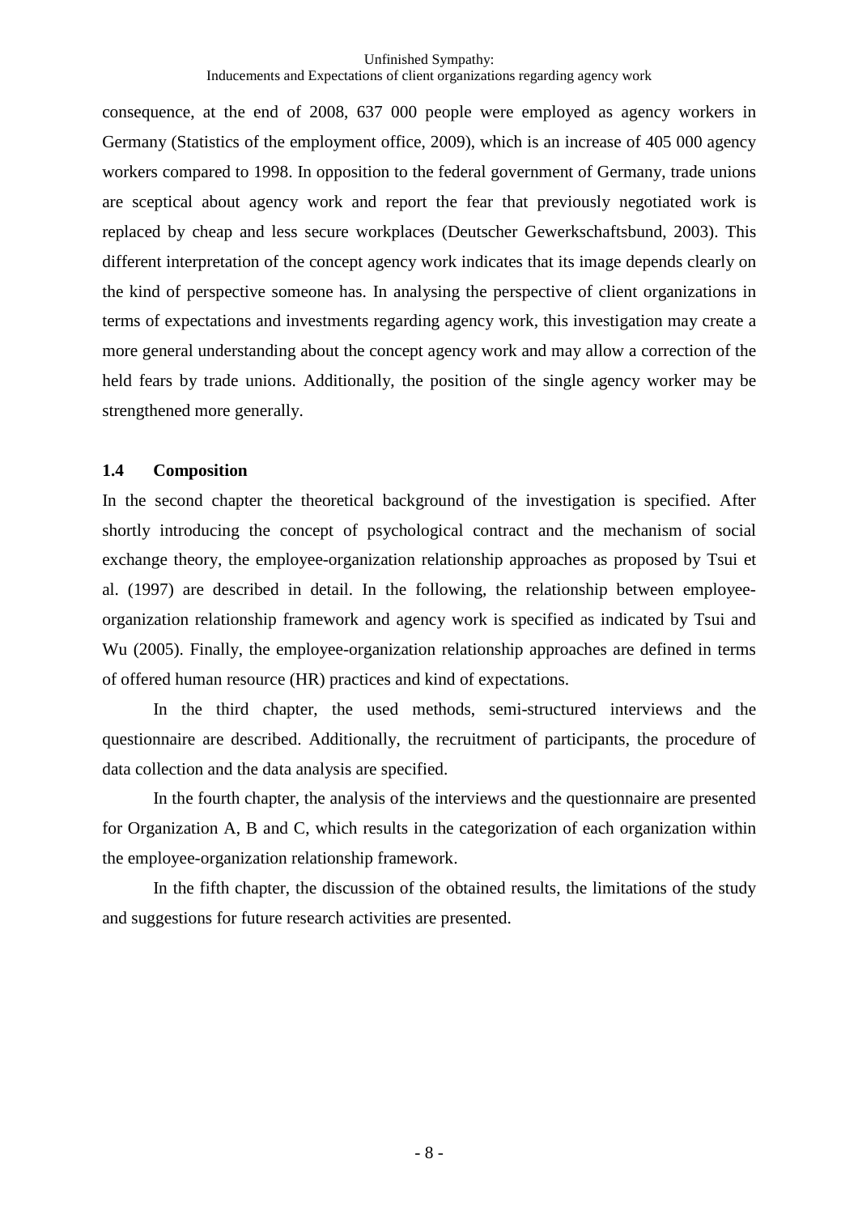consequence, at the end of 2008, 637 000 people were employed as agency workers in Germany (Statistics of the employment office, 2009), which is an increase of 405 000 agency workers compared to 1998. In opposition to the federal government of Germany, trade unions are sceptical about agency work and report the fear that previously negotiated work is replaced by cheap and less secure workplaces (Deutscher Gewerkschaftsbund, 2003). This different interpretation of the concept agency work indicates that its image depends clearly on the kind of perspective someone has. In analysing the perspective of client organizations in terms of expectations and investments regarding agency work, this investigation may create a more general understanding about the concept agency work and may allow a correction of the held fears by trade unions. Additionally, the position of the single agency worker may be strengthened more generally.

### 1.4 Composition

In the second chapter the theoretical background of the investigation is specified. After shortly introducing the concept of psychological contract and the mechanism of social exchange theory, the employee-organization relationship approaches as proposed by Tsui et al. (1997) are described in detail. In the following, the relationship between employee-organization relationship framework and agency work is specified as indicated by Tsui and Wu (2005). Finally, the employee-organization relationship approaches are defined in terms of offered human resource (HR) practices and kind of expectations.

In the third chapter, the used methods, semi-structured interviews and the questionnaire are described. Additionally, the recruitment of participants, the procedure of data collection and the data analysis are specified.

In the fourth chapter, the analysis of the interviews and the questionnaire are presented for Organization A, B and C, which results in the categorization of each organization within the employee-organization relationship framework.

In the fifth chapter, the discussion of the obtained results, the limitations of the study and suggestions for future research activities are presented.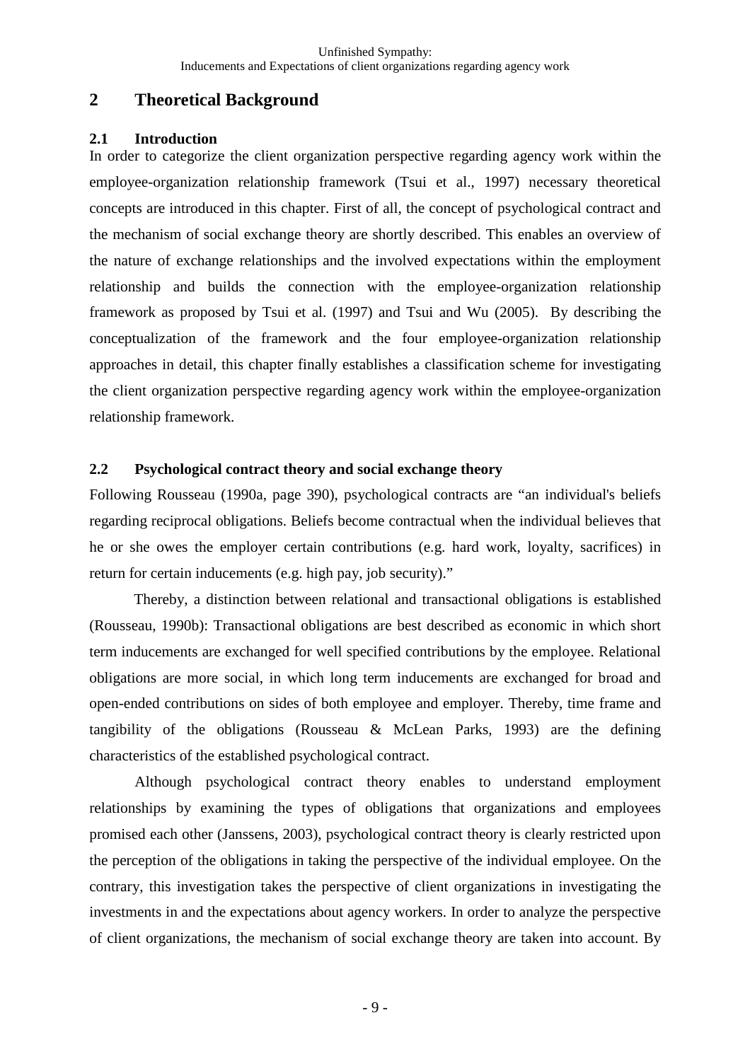# 2 Theoretical Background

## 2.1 Introduction

In order to categorize the client organization perspective regarding agency work within the employee-organization relationship framework (Tsui et al., 1997) necessary theoretical concepts are introduced in this chapter. First of all, the concept of psychological contract and the mechanism of social exchange theory are shortly described. This enables an overview of the nature of exchange relationships and the involved expectations within the employment relationship and builds the connection with the employee-organization relationship framework as proposed by Tsui et al. (1997) and Tsui and Wu (2005). By describing the conceptualization of the framework and the four employee-organization relationship approaches in detail, this chapter finally establishes a classification scheme for investigating the client organization perspective regarding agency work within the employee-organization relationship framework.

## 2.2 Psychological contract theory and social exchange theory

Following Rousseau (1990a, page 390), psychological contracts are "an individual's beliefs regarding reciprocal obligations. Beliefs become contractual when the individual believes that he or she owes the employer certain contributions (e.g. hard work, loyalty, sacrifices) in return for certain inducements (e.g. high pay, job security)."

Thereby, a distinction between relational and transactional obligations is established (Rousseau, 1990b): Transactional obligations are best described as economic in which short term inducements are exchanged for well specified contributions by the employee. Relational obligations are more social, in which long term inducements are exchanged for broad and open-ended contributions on sides of both employee and employer. Thereby, time frame and tangibility of the obligations (Rousseau & McLean Parks, 1993) are the defining characteristics of the established psychological contract.

Although psychological contract theory enables to understand employment relationships by examining the types of obligations that organizations and employees promised each other (Janssens, 2003), psychological contract theory is clearly restricted upon the perception of the obligations in taking the perspective of the individual employee. On the contrary, this investigation takes the perspective of client organizations in investigating the investments in and the expectations about agency workers. In order to analyze the perspective of client organizations, the mechanism of social exchange theory are taken into account. By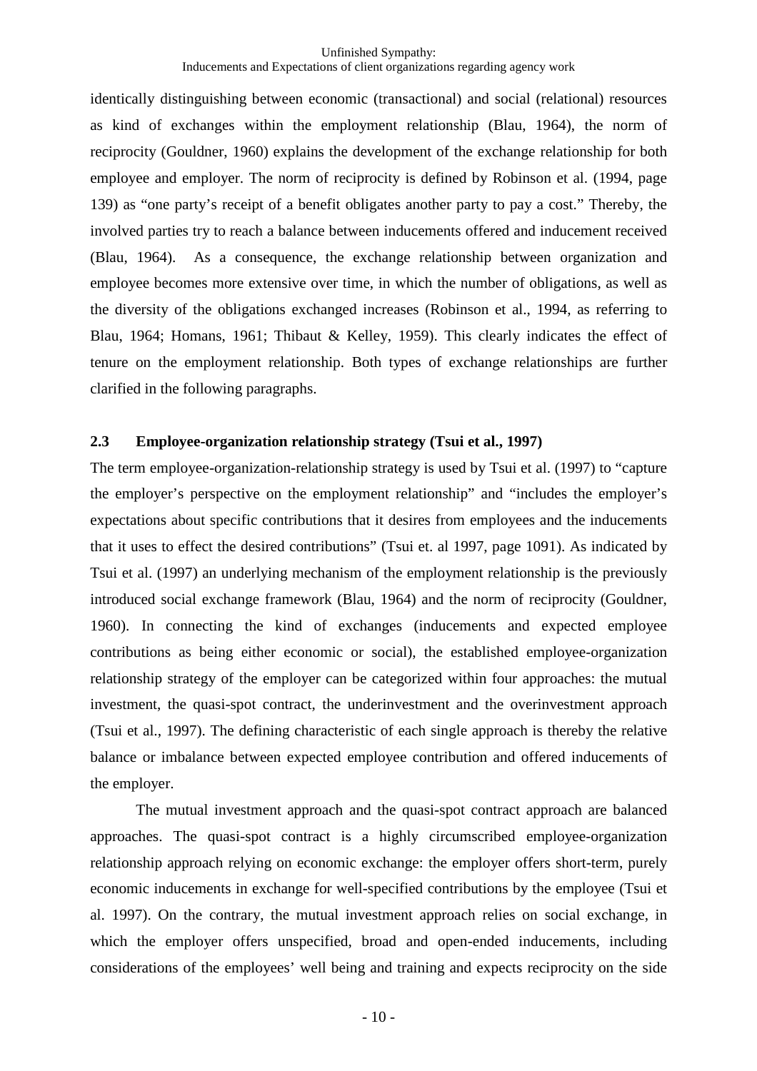identically distinguishing between economic (transactional) and social (relational) resources as kind of exchanges within the employment relationship (Blau, 1964), the norm of reciprocity (Gouldner, 1960) explains the development of the exchange relationship for both employee and employer. The norm of reciprocity is defined by Robinson et al. (1994, page 139) as "one party's receipt of a benefit obligates another party to pay a cost." Thereby, the involved parties try to reach a balance between inducements offered and inducement received (Blau, 1964). As a consequence, the exchange relationship between organization and employee becomes more extensive over time, in which the number of obligations, as well as the diversity of the obligations exchanged increases (Robinson et al., 1994, as referring to Blau, 1964; Homans, 1961; Thibaut & Kelley, 1959). This clearly indicates the effect of tenure on the employment relationship. Both types of exchange relationships are further clarified in the following paragraphs.

## 2.3 Employee-organization relationship strategy (Tsui et al., 1997)

The term employee-organization-relationship strategy is used by Tsui et al. (1997) to "capture the employer's perspective on the employment relationship" and "includes the employer's expectations about specific contributions that it desires from employees and the inducements that it uses to effect the desired contributions" (Tsui et. al 1997, page 1091). As indicated by Tsui et al. (1997) an underlying mechanism of the employment relationship is the previously introduced social exchange framework (Blau, 1964) and the norm of reciprocity (Gouldner, 1960). In connecting the kind of exchanges (inducements and expected employee contributions as being either economic or social), the established employee-organization relationship strategy of the employer can be categorized within four approaches: the mutual investment, the quasi-spot contract, the underinvestment and the overinvestment approach (Tsui et al., 1997). The defining characteristic of each single approach is thereby the relative balance or imbalance between expected employee contribution and offered inducements of the employer.

The mutual investment approach and the quasi-spot contract approach are balanced approaches. The quasi-spot contract is a highly circumscribed employee-organization relationship approach relying on economic exchange: the employer offers short-term, purely economic inducements in exchange for well-specified contributions by the employee (Tsui et al. 1997). On the contrary, the mutual investment approach relies on social exchange, in which the employer offers unspecified, broad and open-ended inducements, including considerations of the employees' well being and training and expects reciprocity on the side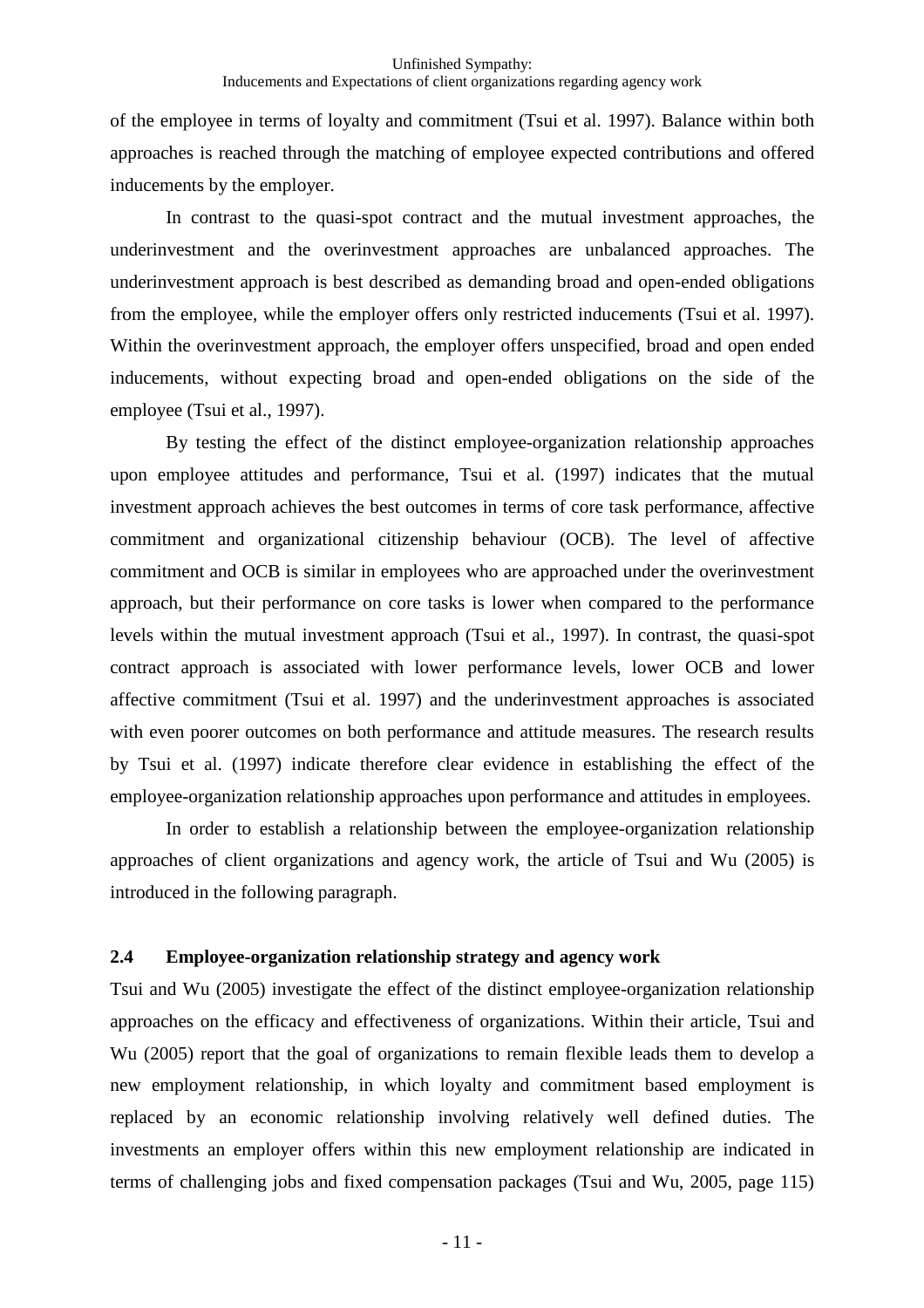of the employee in terms of loyalty and commitment (Tsui et al. 1997). Balance within both approaches is reached through the matching of employee expected contributions and offered inducements by the employer.

In contrast to the quasi-spot contract and the mutual investment approaches, the underinvestment and the overinvestment approaches are unbalanced approaches. The underinvestment approach is best described as demanding broad and open-ended obligations from the employee, while the employer offers only restricted inducements (Tsui et al. 1997). Within the overinvestment approach, the employer offers unspecified, broad and open ended inducements, without expecting broad and open-ended obligations on the side of the employee (Tsui et al., 1997).

By testing the effect of the distinct employee-organization relationship approaches upon employee attitudes and performance, Tsui et al. (1997) indicates that the mutual investment approach achieves the best outcomes in terms of core task performance, affective commitment and organizational citizenship behaviour (OCB). The level of affective commitment and OCB is similar in employees who are approached under the overinvestment approach, but their performance on core tasks is lower when compared to the performance levels within the mutual investment approach (Tsui et al., 1997). In contrast, the quasi-spot contract approach is associated with lower performance levels, lower OCB and lower affective commitment (Tsui et al. 1997) and the underinvestment approaches is associated with even poorer outcomes on both performance and attitude measures. The research results by Tsui et al. (1997) indicate therefore clear evidence in establishing the effect of the employee-organization relationship approaches upon performance and attitudes in employees.

In order to establish a relationship between the employee-organization relationship approaches of client organizations and agency work, the article of Tsui and Wu (2005) is introduced in the following paragraph.

## 2.4 Employee-organization relationship strategy and agency work

Tsui and Wu (2005) investigate the effect of the distinct employee-organization relationship approaches on the efficacy and effectiveness of organizations. Within their article, Tsui and Wu (2005) report that the goal of organizations to remain flexible leads them to develop a new employment relationship, in which loyalty and commitment based employment is replaced by an economic relationship involving relatively well defined duties. The investments an employer offers within this new employment relationship are indicated in terms of challenging jobs and fixed compensation packages (Tsui and Wu, 2005, page 115)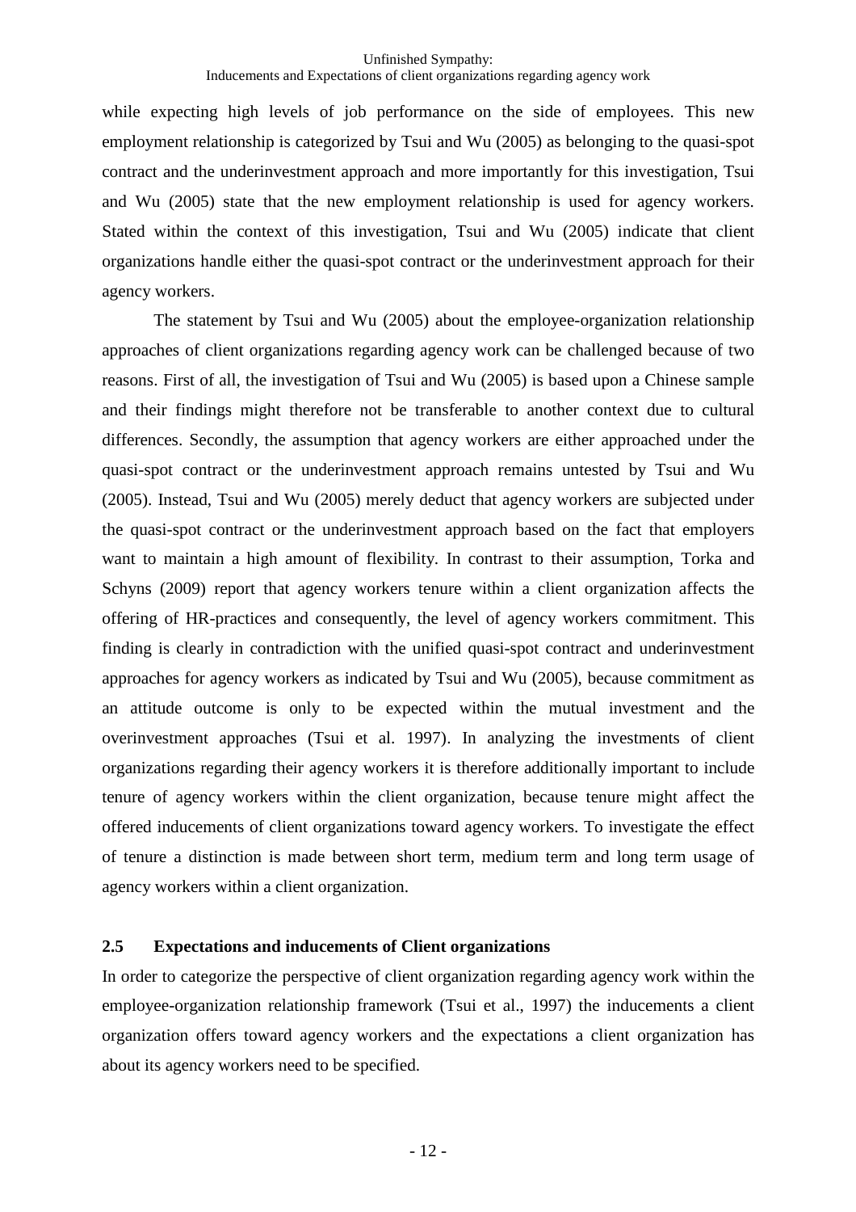while expecting high levels of job performance on the side of employees. This new employment relationship is categorized by Tsui and Wu (2005) as belonging to the quasi-spot contract and the underinvestment approach and more importantly for this investigation, Tsui and Wu (2005) state that the new employment relationship is used for agency workers. Stated within the context of this investigation, Tsui and Wu (2005) indicate that client organizations handle either the quasi-spot contract or the underinvestment approach for their agency workers.

The statement by Tsui and Wu (2005) about the employee-organization relationship approaches of client organizations regarding agency work can be challenged because of two reasons. First of all, the investigation of Tsui and Wu (2005) is based upon a Chinese sample and their findings might therefore not be transferable to another context due to cultural differences. Secondly, the assumption that agency workers are either approached under the quasi-spot contract or the underinvestment approach remains untested by Tsui and Wu (2005). Instead, Tsui and Wu (2005) merely deduct that agency workers are subjected under the quasi-spot contract or the underinvestment approach based on the fact that employers want to maintain a high amount of flexibility. In contrast to their assumption, Torka and Schyns (2009) report that agency workers tenure within a client organization affects the offering of HR-practices and consequently, the level of agency workers commitment. This finding is clearly in contradiction with the unified quasi-spot contract and underinvestment approaches for agency workers as indicated by Tsui and Wu (2005), because commitment as an attitude outcome is only to be expected within the mutual investment and the overinvestment approaches (Tsui et al. 1997). In analyzing the investments of client organizations regarding their agency workers it is therefore additionally important to include tenure of agency workers within the client organization, because tenure might affect the offered inducements of client organizations toward agency workers. To investigate the effect of tenure a distinction is made between short term, medium term and long term usage of agency workers within a client organization.

## 2.5 Expectations and inducements of Client organizations

In order to categorize the perspective of client organization regarding agency work within the employee-organization relationship framework (Tsui et al., 1997) the inducements a client organization offers toward agency workers and the expectations a client organization has about its agency workers need to be specified.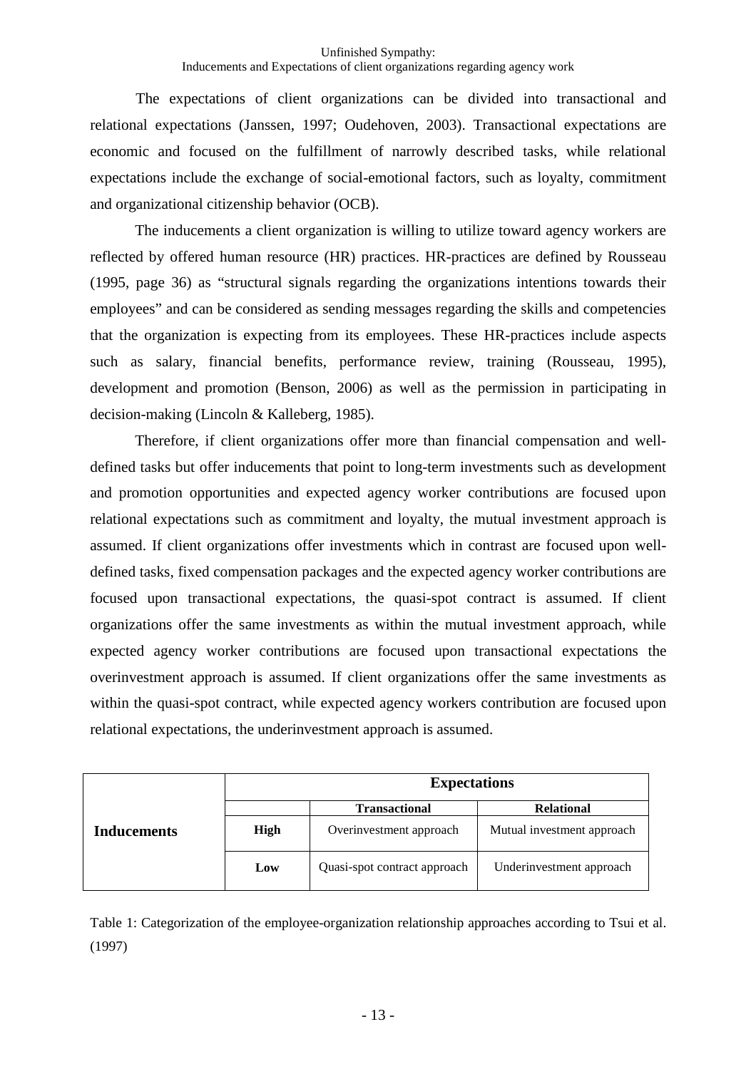The expectations of client organizations can be divided into transactional and relational expectations (Janssen, 1997; Oudehoven, 2003). Transactional expectations are economic and focused on the fulfillment of narrowly described tasks, while relational expectations include the exchange of social-emotional factors, such as loyalty, commitment and organizational citizenship behavior (OCB).

The inducements a client organization is willing to utilize toward agency workers are reflected by offered human resource (HR) practices. HR-practices are defined by Rousseau (1995, page 36) as "structural signals regarding the organizations intentions towards their employees" and can be considered as sending messages regarding the skills and competencies that the organization is expecting from its employees. These HR-practices include aspects such as salary, financial benefits, performance review, training (Rousseau, 1995), development and promotion (Benson, 2006) as well as the permission in participating in decision-making (Lincoln & Kalleberg, 1985).

Therefore, if client organizations offer more than financial compensation and well-defined tasks but offer inducements that point to long-term investments such as development and promotion opportunities and expected agency worker contributions are focused upon relational expectations such as commitment and loyalty, the mutual investment approach is assumed. If client organizations offer investments which in contrast are focused upon well-defined tasks, fixed compensation packages and the expected agency worker contributions are focused upon transactional expectations, the quasi-spot contract is assumed. If client organizations offer the same investments as within the mutual investment approach, while expected agency worker contributions are focused upon transactional expectations the overinvestment approach is assumed. If client organizations offer the same investments as within the quasi-spot contract, while expected agency workers contribution are focused upon relational expectations, the underinvestment approach is assumed.

| | | **Expectations** | |
|---|---|---|---|
| | | **Transactional** | **Relational** |
| **Inducements** | **High** | Overinvestment approach | Mutual investment approach |
| | **Low** | Quasi-spot contract approach | Underinvestment approach |

Table 1: Categorization of the employee-organization relationship approaches according to Tsui et al. (1997)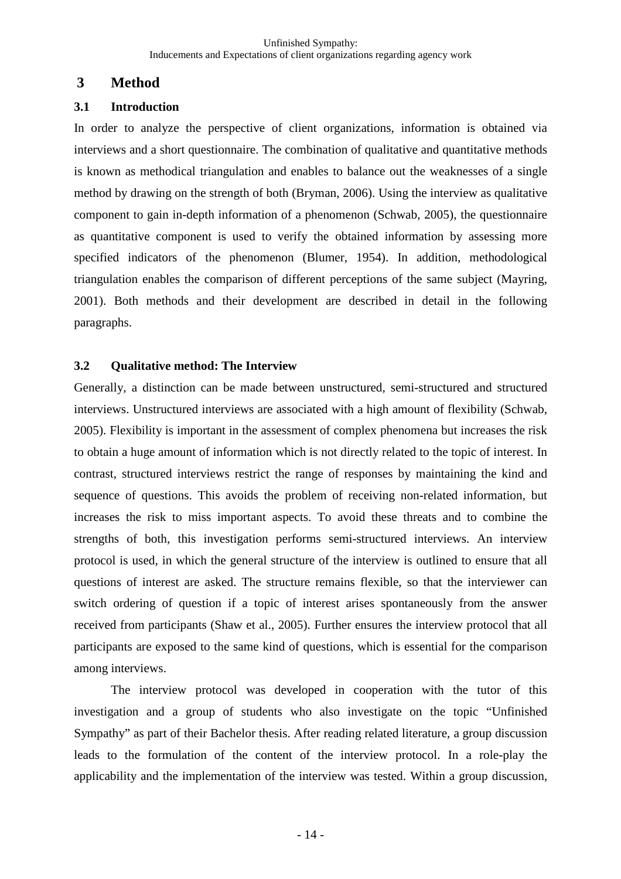# 3 Method

## 3.1 Introduction

In order to analyze the perspective of client organizations, information is obtained via interviews and a short questionnaire. The combination of qualitative and quantitative methods is known as methodical triangulation and enables to balance out the weaknesses of a single method by drawing on the strength of both (Bryman, 2006). Using the interview as qualitative component to gain in-depth information of a phenomenon (Schwab, 2005), the questionnaire as quantitative component is used to verify the obtained information by assessing more specified indicators of the phenomenon (Blumer, 1954). In addition, methodological triangulation enables the comparison of different perceptions of the same subject (Mayring, 2001). Both methods and their development are described in detail in the following paragraphs.

## 3.2 Qualitative method: The Interview

Generally, a distinction can be made between unstructured, semi-structured and structured interviews. Unstructured interviews are associated with a high amount of flexibility (Schwab, 2005). Flexibility is important in the assessment of complex phenomena but increases the risk to obtain a huge amount of information which is not directly related to the topic of interest. In contrast, structured interviews restrict the range of responses by maintaining the kind and sequence of questions. This avoids the problem of receiving non-related information, but increases the risk to miss important aspects. To avoid these threats and to combine the strengths of both, this investigation performs semi-structured interviews. An interview protocol is used, in which the general structure of the interview is outlined to ensure that all questions of interest are asked. The structure remains flexible, so that the interviewer can switch ordering of question if a topic of interest arises spontaneously from the answer received from participants (Shaw et al., 2005). Further ensures the interview protocol that all participants are exposed to the same kind of questions, which is essential for the comparison among interviews.

The interview protocol was developed in cooperation with the tutor of this investigation and a group of students who also investigate on the topic "Unfinished Sympathy" as part of their Bachelor thesis. After reading related literature, a group discussion leads to the formulation of the content of the interview protocol. In a role-play the applicability and the implementation of the interview was tested. Within a group discussion,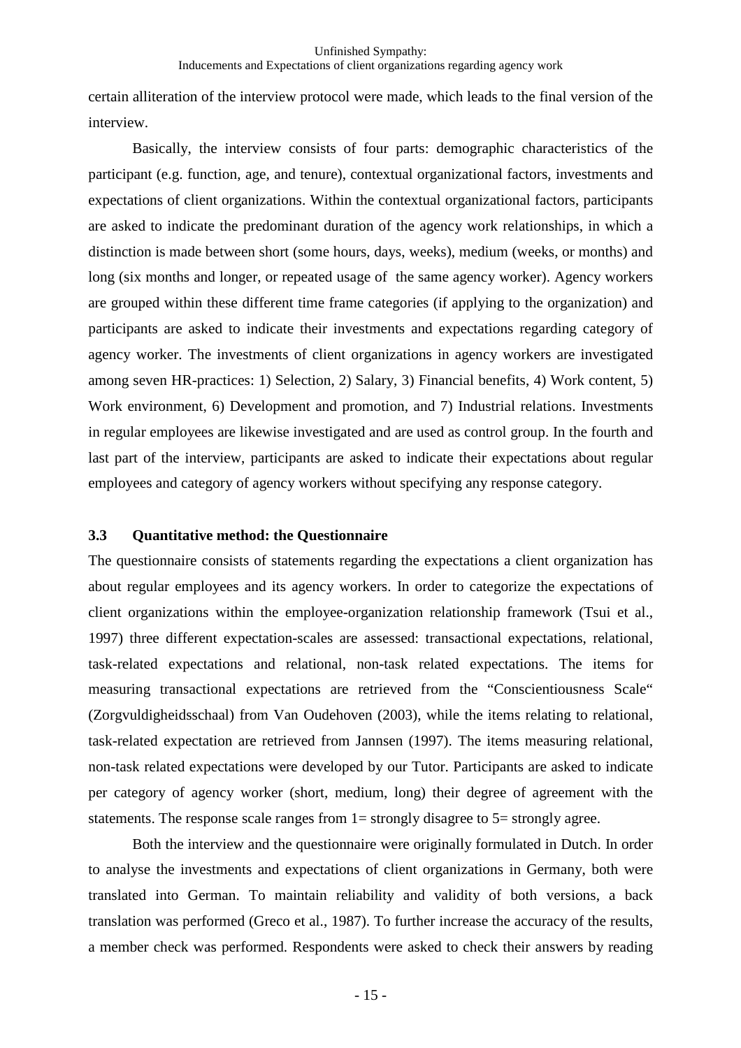certain alliteration of the interview protocol were made, which leads to the final version of the interview.

Basically, the interview consists of four parts: demographic characteristics of the participant (e.g. function, age, and tenure), contextual organizational factors, investments and expectations of client organizations. Within the contextual organizational factors, participants are asked to indicate the predominant duration of the agency work relationships, in which a distinction is made between short (some hours, days, weeks), medium (weeks, or months) and long (six months and longer, or repeated usage of the same agency worker). Agency workers are grouped within these different time frame categories (if applying to the organization) and participants are asked to indicate their investments and expectations regarding category of agency worker. The investments of client organizations in agency workers are investigated among seven HR-practices: 1) Selection, 2) Salary, 3) Financial benefits, 4) Work content, 5) Work environment, 6) Development and promotion, and 7) Industrial relations. Investments in regular employees are likewise investigated and are used as control group. In the fourth and last part of the interview, participants are asked to indicate their expectations about regular employees and category of agency workers without specifying any response category.

### 3.3 Quantitative method: the Questionnaire

The questionnaire consists of statements regarding the expectations a client organization has about regular employees and its agency workers. In order to categorize the expectations of client organizations within the employee-organization relationship framework (Tsui et al., 1997) three different expectation-scales are assessed: transactional expectations, relational, task-related expectations and relational, non-task related expectations. The items for measuring transactional expectations are retrieved from the "Conscientiousness Scale" (Zorgvuldigheidsschaal) from Van Oudehoven (2003), while the items relating to relational, task-related expectation are retrieved from Jannsen (1997). The items measuring relational, non-task related expectations were developed by our Tutor. Participants are asked to indicate per category of agency worker (short, medium, long) their degree of agreement with the statements. The response scale ranges from 1= strongly disagree to 5= strongly agree.

Both the interview and the questionnaire were originally formulated in Dutch. In order to analyse the investments and expectations of client organizations in Germany, both were translated into German. To maintain reliability and validity of both versions, a back translation was performed (Greco et al., 1987). To further increase the accuracy of the results, a member check was performed. Respondents were asked to check their answers by reading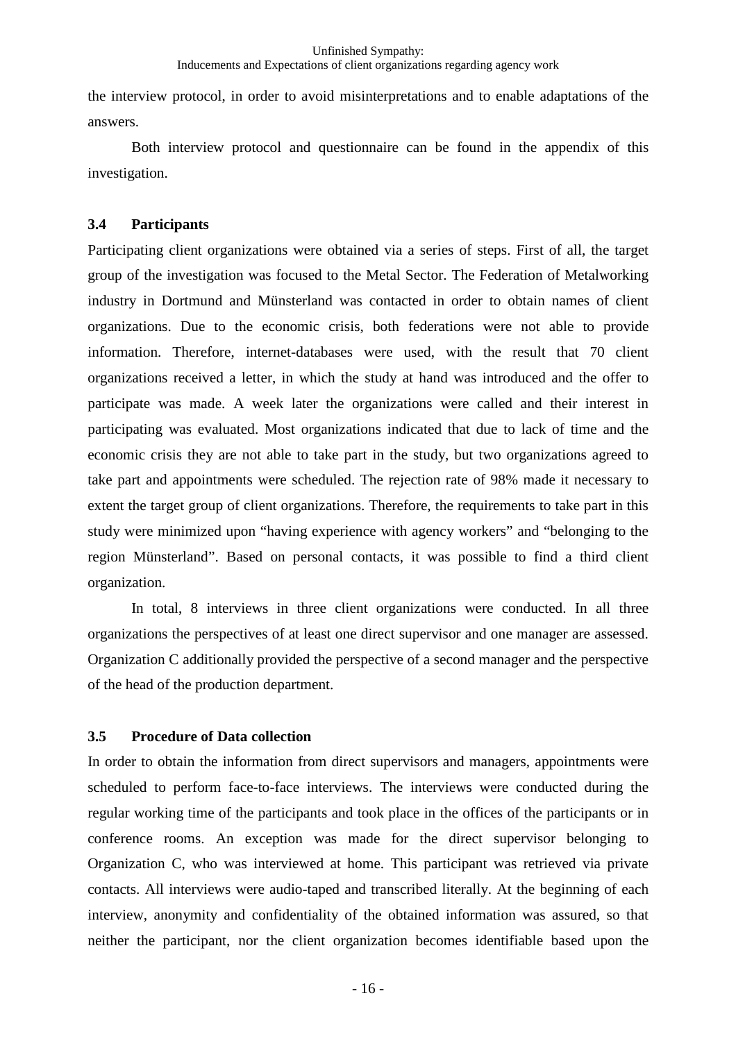the interview protocol, in order to avoid misinterpretations and to enable adaptations of the answers.

Both interview protocol and questionnaire can be found in the appendix of this investigation.

### 3.4 Participants

Participating client organizations were obtained via a series of steps. First of all, the target group of the investigation was focused to the Metal Sector. The Federation of Metalworking industry in Dortmund and Münsterland was contacted in order to obtain names of client organizations. Due to the economic crisis, both federations were not able to provide information. Therefore, internet-databases were used, with the result that 70 client organizations received a letter, in which the study at hand was introduced and the offer to participate was made. A week later the organizations were called and their interest in participating was evaluated. Most organizations indicated that due to lack of time and the economic crisis they are not able to take part in the study, but two organizations agreed to take part and appointments were scheduled. The rejection rate of 98% made it necessary to extent the target group of client organizations. Therefore, the requirements to take part in this study were minimized upon "having experience with agency workers" and "belonging to the region Münsterland". Based on personal contacts, it was possible to find a third client organization.

In total, 8 interviews in three client organizations were conducted. In all three organizations the perspectives of at least one direct supervisor and one manager are assessed. Organization C additionally provided the perspective of a second manager and the perspective of the head of the production department.

### 3.5 Procedure of Data collection

In order to obtain the information from direct supervisors and managers, appointments were scheduled to perform face-to-face interviews. The interviews were conducted during the regular working time of the participants and took place in the offices of the participants or in conference rooms. An exception was made for the direct supervisor belonging to Organization C, who was interviewed at home. This participant was retrieved via private contacts. All interviews were audio-taped and transcribed literally. At the beginning of each interview, anonymity and confidentiality of the obtained information was assured, so that neither the participant, nor the client organization becomes identifiable based upon the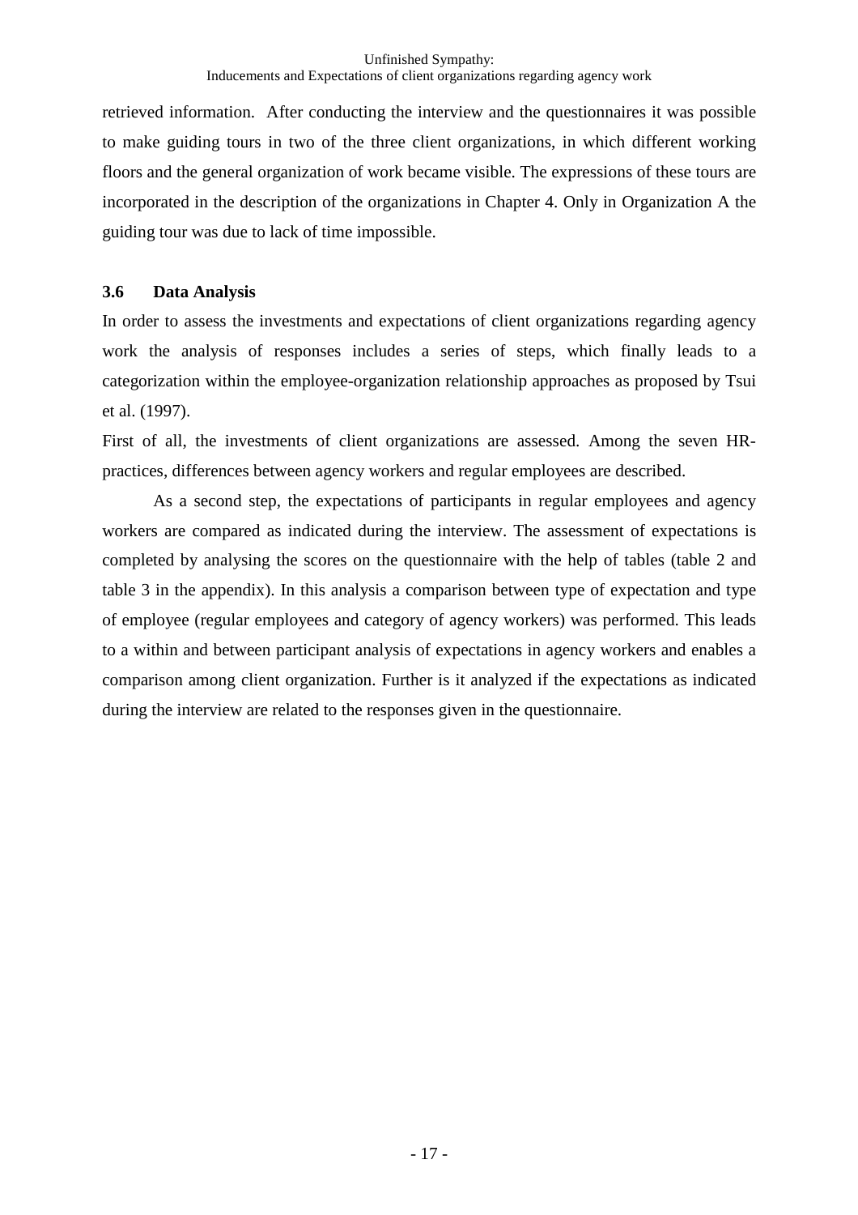retrieved information. After conducting the interview and the questionnaires it was possible to make guiding tours in two of the three client organizations, in which different working floors and the general organization of work became visible. The expressions of these tours are incorporated in the description of the organizations in Chapter 4. Only in Organization A the guiding tour was due to lack of time impossible.

### 3.6 Data Analysis

In order to assess the investments and expectations of client organizations regarding agency work the analysis of responses includes a series of steps, which finally leads to a categorization within the employee-organization relationship approaches as proposed by Tsui et al. (1997).

First of all, the investments of client organizations are assessed. Among the seven HR-practices, differences between agency workers and regular employees are described.

As a second step, the expectations of participants in regular employees and agency workers are compared as indicated during the interview. The assessment of expectations is completed by analysing the scores on the questionnaire with the help of tables (table 2 and table 3 in the appendix). In this analysis a comparison between type of expectation and type of employee (regular employees and category of agency workers) was performed. This leads to a within and between participant analysis of expectations in agency workers and enables a comparison among client organization. Further is it analyzed if the expectations as indicated during the interview are related to the responses given in the questionnaire.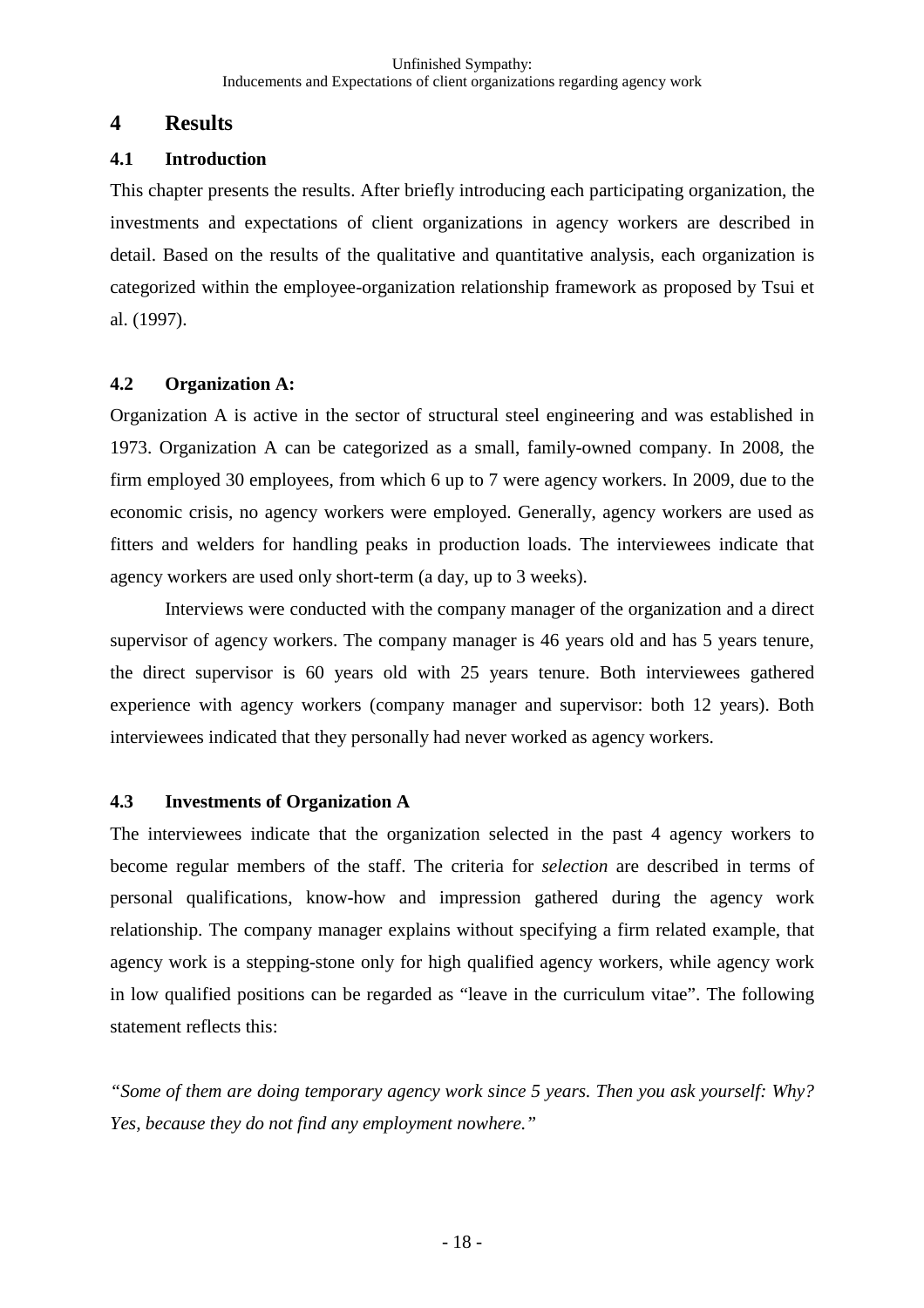# 4 Results

## 4.1 Introduction

This chapter presents the results. After briefly introducing each participating organization, the investments and expectations of client organizations in agency workers are described in detail. Based on the results of the qualitative and quantitative analysis, each organization is categorized within the employee-organization relationship framework as proposed by Tsui et al. (1997).

## 4.2 Organization A:

Organization A is active in the sector of structural steel engineering and was established in 1973. Organization A can be categorized as a small, family-owned company. In 2008, the firm employed 30 employees, from which 6 up to 7 were agency workers. In 2009, due to the economic crisis, no agency workers were employed. Generally, agency workers are used as fitters and welders for handling peaks in production loads. The interviewees indicate that agency workers are used only short-term (a day, up to 3 weeks).

Interviews were conducted with the company manager of the organization and a direct supervisor of agency workers. The company manager is 46 years old and has 5 years tenure, the direct supervisor is 60 years old with 25 years tenure. Both interviewees gathered experience with agency workers (company manager and supervisor: both 12 years). Both interviewees indicated that they personally had never worked as agency workers.

## 4.3 Investments of Organization A

The interviewees indicate that the organization selected in the past 4 agency workers to become regular members of the staff. The criteria for *selection* are described in terms of personal qualifications, know-how and impression gathered during the agency work relationship. The company manager explains without specifying a firm related example, that agency work is a stepping-stone only for high qualified agency workers, while agency work in low qualified positions can be regarded as "leave in the curriculum vitae". The following statement reflects this:

*"Some of them are doing temporary agency work since 5 years. Then you ask yourself: Why? Yes, because they do not find any employment nowhere."*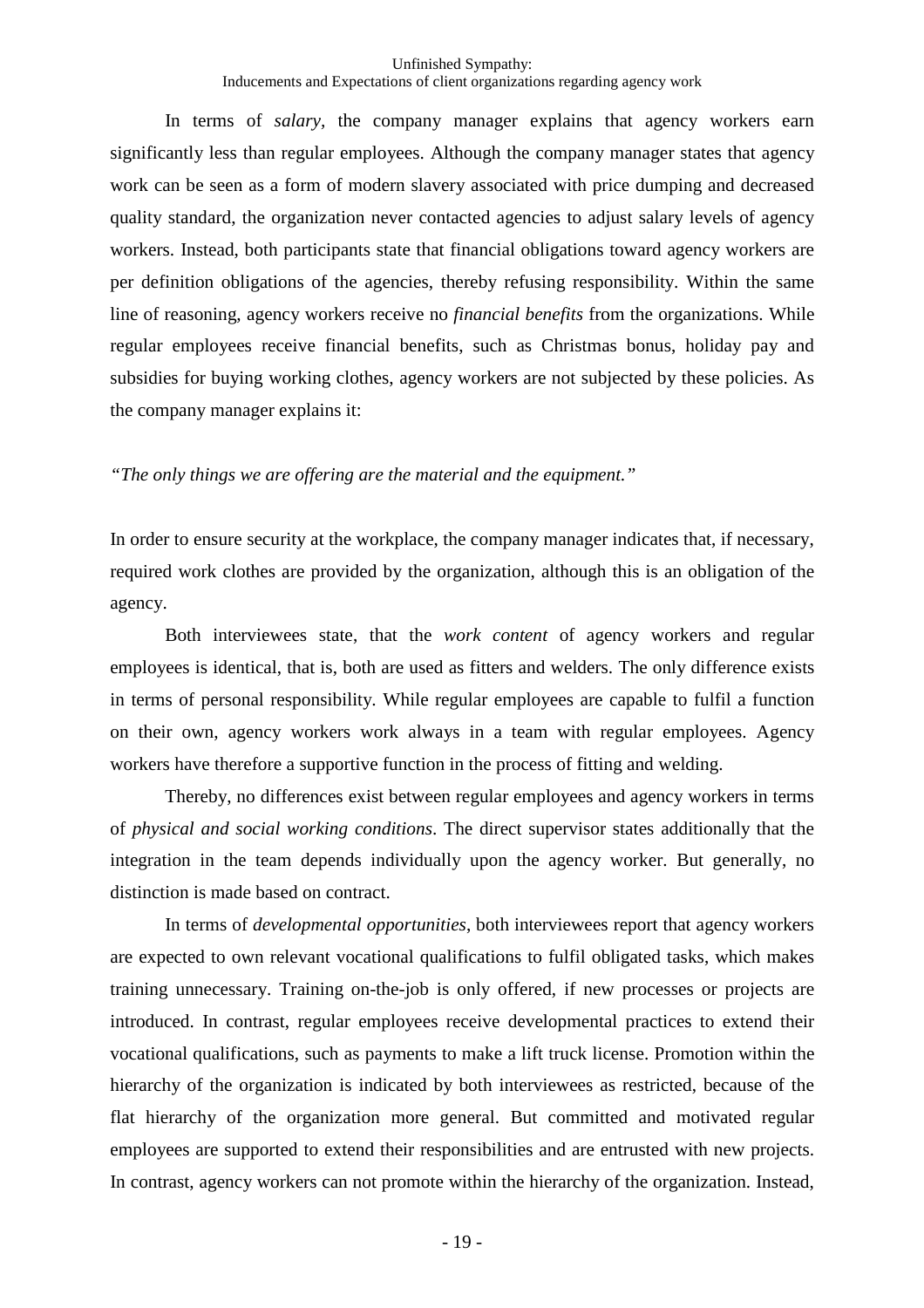In terms of *salary*, the company manager explains that agency workers earn significantly less than regular employees. Although the company manager states that agency work can be seen as a form of modern slavery associated with price dumping and decreased quality standard, the organization never contacted agencies to adjust salary levels of agency workers. Instead, both participants state that financial obligations toward agency workers are per definition obligations of the agencies, thereby refusing responsibility. Within the same line of reasoning, agency workers receive no *financial benefits* from the organizations. While regular employees receive financial benefits, such as Christmas bonus, holiday pay and subsidies for buying working clothes, agency workers are not subjected by these policies. As the company manager explains it:

*"The only things we are offering are the material and the equipment."*

In order to ensure security at the workplace, the company manager indicates that, if necessary, required work clothes are provided by the organization, although this is an obligation of the agency.

Both interviewees state, that the *work content* of agency workers and regular employees is identical, that is, both are used as fitters and welders. The only difference exists in terms of personal responsibility. While regular employees are capable to fulfil a function on their own, agency workers work always in a team with regular employees. Agency workers have therefore a supportive function in the process of fitting and welding.

Thereby, no differences exist between regular employees and agency workers in terms of *physical and social working conditions*. The direct supervisor states additionally that the integration in the team depends individually upon the agency worker. But generally, no distinction is made based on contract.

In terms of *developmental opportunities*, both interviewees report that agency workers are expected to own relevant vocational qualifications to fulfil obligated tasks, which makes training unnecessary. Training on-the-job is only offered, if new processes or projects are introduced. In contrast, regular employees receive developmental practices to extend their vocational qualifications, such as payments to make a lift truck license. Promotion within the hierarchy of the organization is indicated by both interviewees as restricted, because of the flat hierarchy of the organization more general. But committed and motivated regular employees are supported to extend their responsibilities and are entrusted with new projects. In contrast, agency workers can not promote within the hierarchy of the organization. Instead,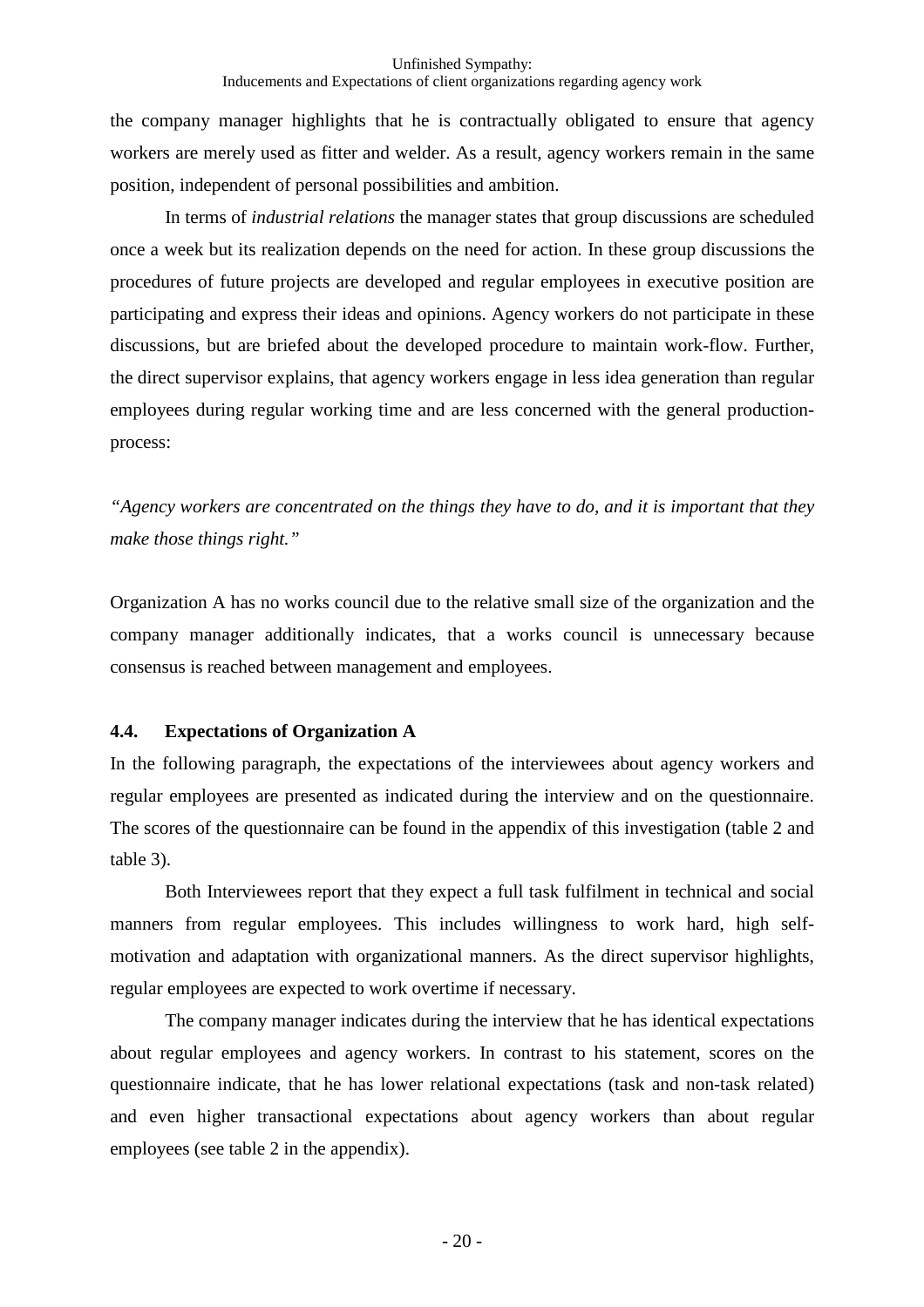the company manager highlights that he is contractually obligated to ensure that agency workers are merely used as fitter and welder. As a result, agency workers remain in the same position, independent of personal possibilities and ambition.

In terms of *industrial relations* the manager states that group discussions are scheduled once a week but its realization depends on the need for action. In these group discussions the procedures of future projects are developed and regular employees in executive position are participating and express their ideas and opinions. Agency workers do not participate in these discussions, but are briefed about the developed procedure to maintain work-flow. Further, the direct supervisor explains, that agency workers engage in less idea generation than regular employees during regular working time and are less concerned with the general production-process:

*"Agency workers are concentrated on the things they have to do, and it is important that they make those things right."*

Organization A has no works council due to the relative small size of the organization and the company manager additionally indicates, that a works council is unnecessary because consensus is reached between management and employees.

### 4.4. Expectations of Organization A

In the following paragraph, the expectations of the interviewees about agency workers and regular employees are presented as indicated during the interview and on the questionnaire. The scores of the questionnaire can be found in the appendix of this investigation (table 2 and table 3).

Both Interviewees report that they expect a full task fulfilment in technical and social manners from regular employees. This includes willingness to work hard, high self-motivation and adaptation with organizational manners. As the direct supervisor highlights, regular employees are expected to work overtime if necessary.

The company manager indicates during the interview that he has identical expectations about regular employees and agency workers. In contrast to his statement, scores on the questionnaire indicate, that he has lower relational expectations (task and non-task related) and even higher transactional expectations about agency workers than about regular employees (see table 2 in the appendix).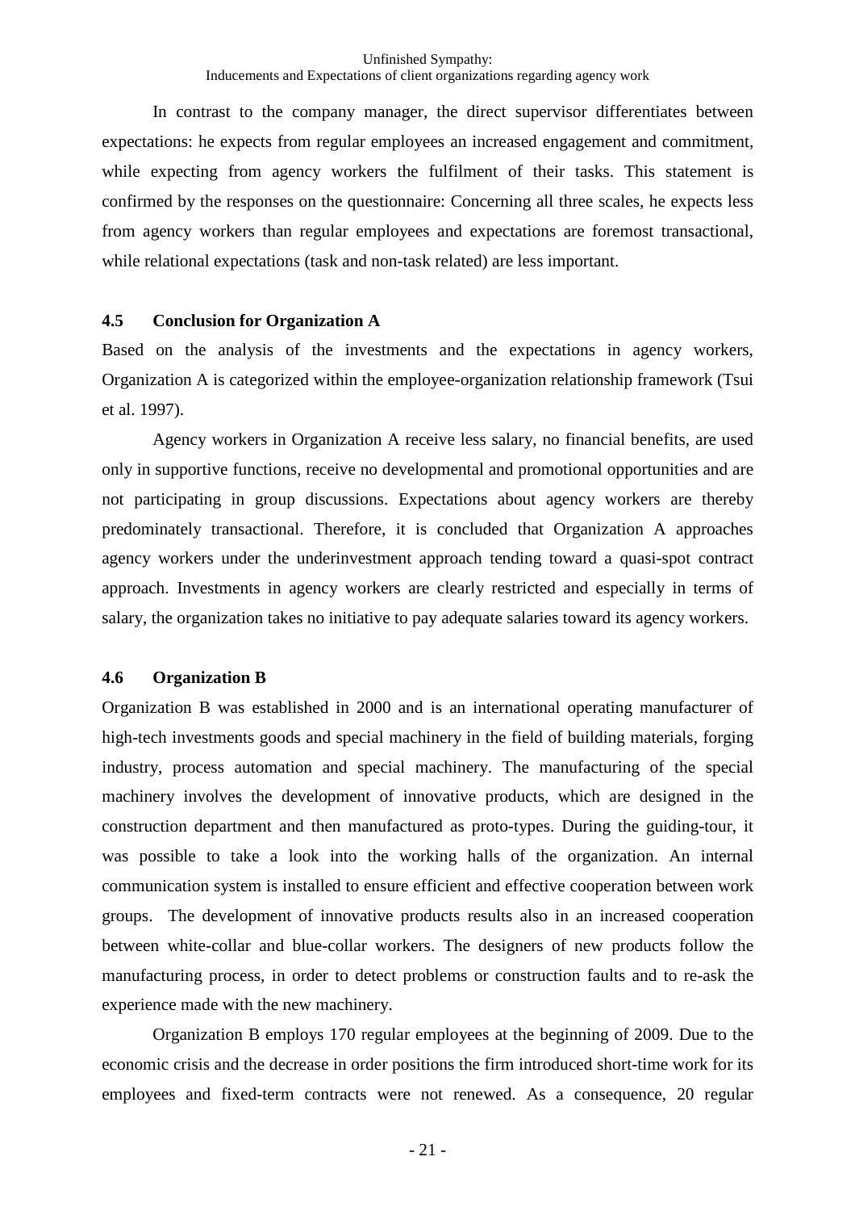In contrast to the company manager, the direct supervisor differentiates between expectations: he expects from regular employees an increased engagement and commitment, while expecting from agency workers the fulfilment of their tasks. This statement is confirmed by the responses on the questionnaire: Concerning all three scales, he expects less from agency workers than regular employees and expectations are foremost transactional, while relational expectations (task and non-task related) are less important.

## 4.5 Conclusion for Organization A

Based on the analysis of the investments and the expectations in agency workers, Organization A is categorized within the employee-organization relationship framework (Tsui et al. 1997).

Agency workers in Organization A receive less salary, no financial benefits, are used only in supportive functions, receive no developmental and promotional opportunities and are not participating in group discussions. Expectations about agency workers are thereby predominately transactional. Therefore, it is concluded that Organization A approaches agency workers under the underinvestment approach tending toward a quasi-spot contract approach. Investments in agency workers are clearly restricted and especially in terms of salary, the organization takes no initiative to pay adequate salaries toward its agency workers.

## 4.6 Organization B

Organization B was established in 2000 and is an international operating manufacturer of high-tech investments goods and special machinery in the field of building materials, forging industry, process automation and special machinery. The manufacturing of the special machinery involves the development of innovative products, which are designed in the construction department and then manufactured as proto-types. During the guiding-tour, it was possible to take a look into the working halls of the organization. An internal communication system is installed to ensure efficient and effective cooperation between work groups. The development of innovative products results also in an increased cooperation between white-collar and blue-collar workers. The designers of new products follow the manufacturing process, in order to detect problems or construction faults and to re-ask the experience made with the new machinery.

Organization B employs 170 regular employees at the beginning of 2009. Due to the economic crisis and the decrease in order positions the firm introduced short-time work for its employees and fixed-term contracts were not renewed. As a consequence, 20 regular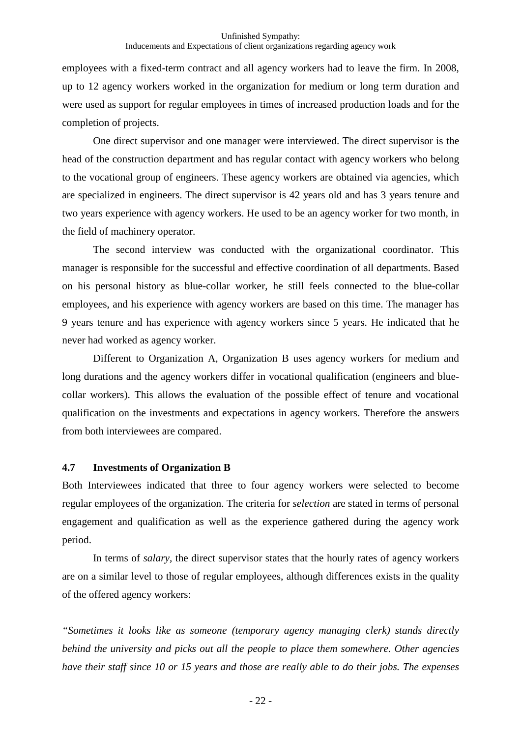employees with a fixed-term contract and all agency workers had to leave the firm. In 2008, up to 12 agency workers worked in the organization for medium or long term duration and were used as support for regular employees in times of increased production loads and for the completion of projects.

One direct supervisor and one manager were interviewed. The direct supervisor is the head of the construction department and has regular contact with agency workers who belong to the vocational group of engineers. These agency workers are obtained via agencies, which are specialized in engineers. The direct supervisor is 42 years old and has 3 years tenure and two years experience with agency workers. He used to be an agency worker for two month, in the field of machinery operator.

The second interview was conducted with the organizational coordinator. This manager is responsible for the successful and effective coordination of all departments. Based on his personal history as blue-collar worker, he still feels connected to the blue-collar employees, and his experience with agency workers are based on this time. The manager has 9 years tenure and has experience with agency workers since 5 years. He indicated that he never had worked as agency worker.

Different to Organization A, Organization B uses agency workers for medium and long durations and the agency workers differ in vocational qualification (engineers and blue-collar workers). This allows the evaluation of the possible effect of tenure and vocational qualification on the investments and expectations in agency workers. Therefore the answers from both interviewees are compared.

## 4.7 Investments of Organization B

Both Interviewees indicated that three to four agency workers were selected to become regular employees of the organization. The criteria for *selection* are stated in terms of personal engagement and qualification as well as the experience gathered during the agency work period.

In terms of *salary*, the direct supervisor states that the hourly rates of agency workers are on a similar level to those of regular employees, although differences exists in the quality of the offered agency workers:

*"Sometimes it looks like as someone (temporary agency managing clerk) stands directly behind the university and picks out all the people to place them somewhere. Other agencies have their staff since 10 or 15 years and those are really able to do their jobs. The expenses*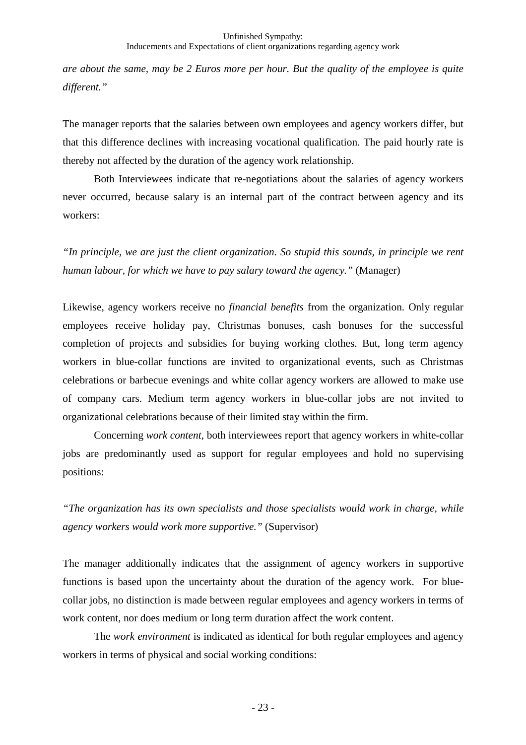*are about the same, may be 2 Euros more per hour. But the quality of the employee is quite different."*

The manager reports that the salaries between own employees and agency workers differ, but that this difference declines with increasing vocational qualification. The paid hourly rate is thereby not affected by the duration of the agency work relationship.

Both Interviewees indicate that re-negotiations about the salaries of agency workers never occurred, because salary is an internal part of the contract between agency and its workers:

*"In principle, we are just the client organization. So stupid this sounds, in principle we rent human labour, for which we have to pay salary toward the agency."* (Manager)

Likewise, agency workers receive no *financial benefits* from the organization. Only regular employees receive holiday pay, Christmas bonuses, cash bonuses for the successful completion of projects and subsidies for buying working clothes. But, long term agency workers in blue-collar functions are invited to organizational events, such as Christmas celebrations or barbecue evenings and white collar agency workers are allowed to make use of company cars. Medium term agency workers in blue-collar jobs are not invited to organizational celebrations because of their limited stay within the firm.

Concerning *work content*, both interviewees report that agency workers in white-collar jobs are predominantly used as support for regular employees and hold no supervising positions:

*"The organization has its own specialists and those specialists would work in charge, while agency workers would work more supportive."* (Supervisor)

The manager additionally indicates that the assignment of agency workers in supportive functions is based upon the uncertainty about the duration of the agency work. For blue-collar jobs, no distinction is made between regular employees and agency workers in terms of work content, nor does medium or long term duration affect the work content.

The *work environment* is indicated as identical for both regular employees and agency workers in terms of physical and social working conditions: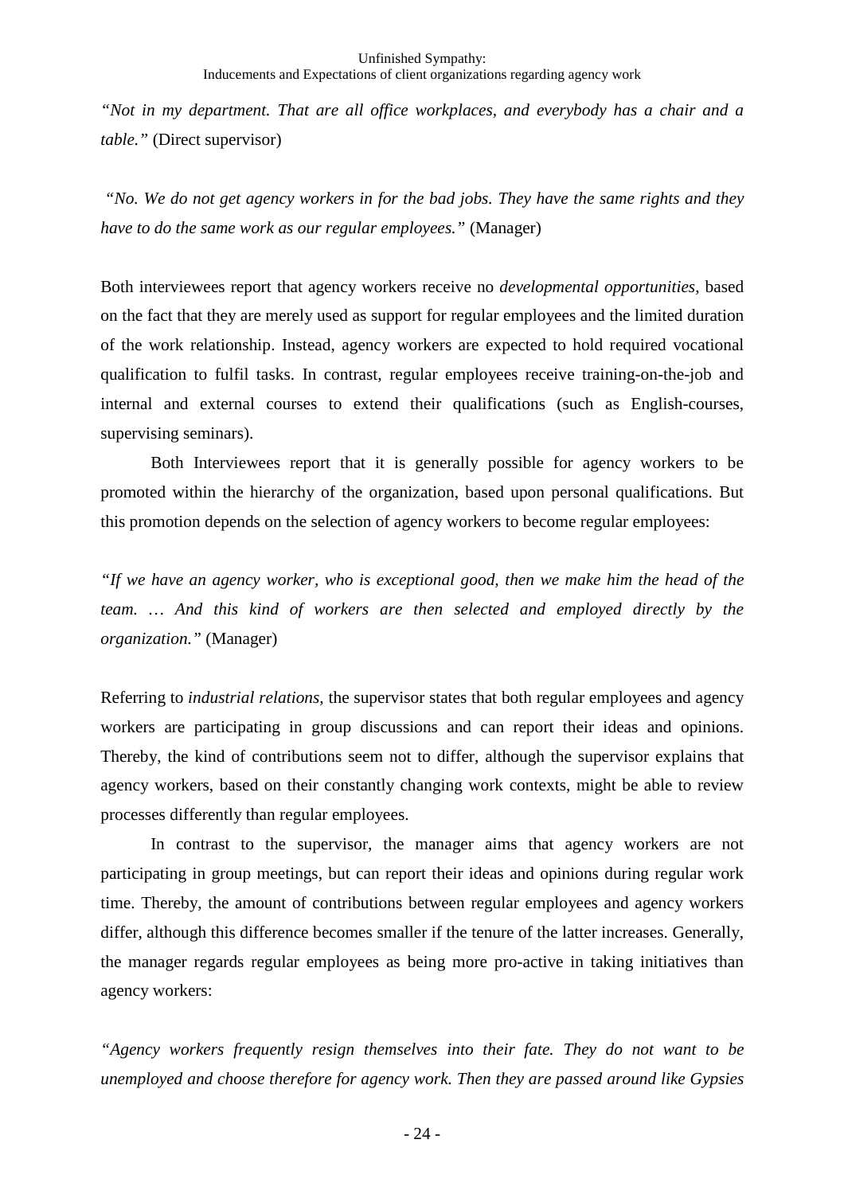*"Not in my department. That are all office workplaces, and everybody has a chair and a table."* (Direct supervisor)

*"No. We do not get agency workers in for the bad jobs. They have the same rights and they have to do the same work as our regular employees."* (Manager)

Both interviewees report that agency workers receive no *developmental opportunities*, based on the fact that they are merely used as support for regular employees and the limited duration of the work relationship. Instead, agency workers are expected to hold required vocational qualification to fulfil tasks. In contrast, regular employees receive training-on-the-job and internal and external courses to extend their qualifications (such as English-courses, supervising seminars).

Both Interviewees report that it is generally possible for agency workers to be promoted within the hierarchy of the organization, based upon personal qualifications. But this promotion depends on the selection of agency workers to become regular employees:

*"If we have an agency worker, who is exceptional good, then we make him the head of the team. … And this kind of workers are then selected and employed directly by the organization."* (Manager)

Referring to *industrial relations,* the supervisor states that both regular employees and agency workers are participating in group discussions and can report their ideas and opinions. Thereby, the kind of contributions seem not to differ, although the supervisor explains that agency workers, based on their constantly changing work contexts, might be able to review processes differently than regular employees.

In contrast to the supervisor, the manager aims that agency workers are not participating in group meetings, but can report their ideas and opinions during regular work time. Thereby, the amount of contributions between regular employees and agency workers differ, although this difference becomes smaller if the tenure of the latter increases. Generally, the manager regards regular employees as being more pro-active in taking initiatives than agency workers:

*"Agency workers frequently resign themselves into their fate. They do not want to be unemployed and choose therefore for agency work. Then they are passed around like Gypsies*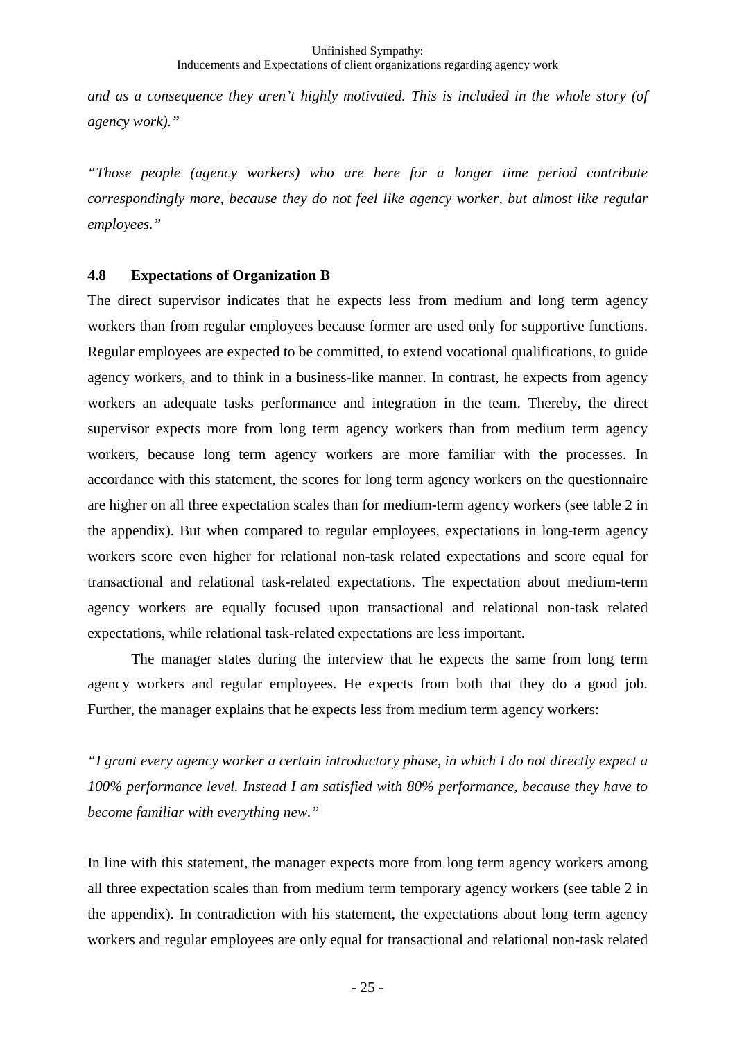*and as a consequence they aren't highly motivated. This is included in the whole story (of agency work)."*

*"Those people (agency workers) who are here for a longer time period contribute correspondingly more, because they do not feel like agency worker, but almost like regular employees."*

### 4.8 Expectations of Organization B

The direct supervisor indicates that he expects less from medium and long term agency workers than from regular employees because former are used only for supportive functions. Regular employees are expected to be committed, to extend vocational qualifications, to guide agency workers, and to think in a business-like manner. In contrast, he expects from agency workers an adequate tasks performance and integration in the team. Thereby, the direct supervisor expects more from long term agency workers than from medium term agency workers, because long term agency workers are more familiar with the processes. In accordance with this statement, the scores for long term agency workers on the questionnaire are higher on all three expectation scales than for medium-term agency workers (see table 2 in the appendix). But when compared to regular employees, expectations in long-term agency workers score even higher for relational non-task related expectations and score equal for transactional and relational task-related expectations. The expectation about medium-term agency workers are equally focused upon transactional and relational non-task related expectations, while relational task-related expectations are less important.

The manager states during the interview that he expects the same from long term agency workers and regular employees. He expects from both that they do a good job. Further, the manager explains that he expects less from medium term agency workers:

*"I grant every agency worker a certain introductory phase, in which I do not directly expect a 100% performance level. Instead I am satisfied with 80% performance, because they have to become familiar with everything new."*

In line with this statement, the manager expects more from long term agency workers among all three expectation scales than from medium term temporary agency workers (see table 2 in the appendix). In contradiction with his statement, the expectations about long term agency workers and regular employees are only equal for transactional and relational non-task related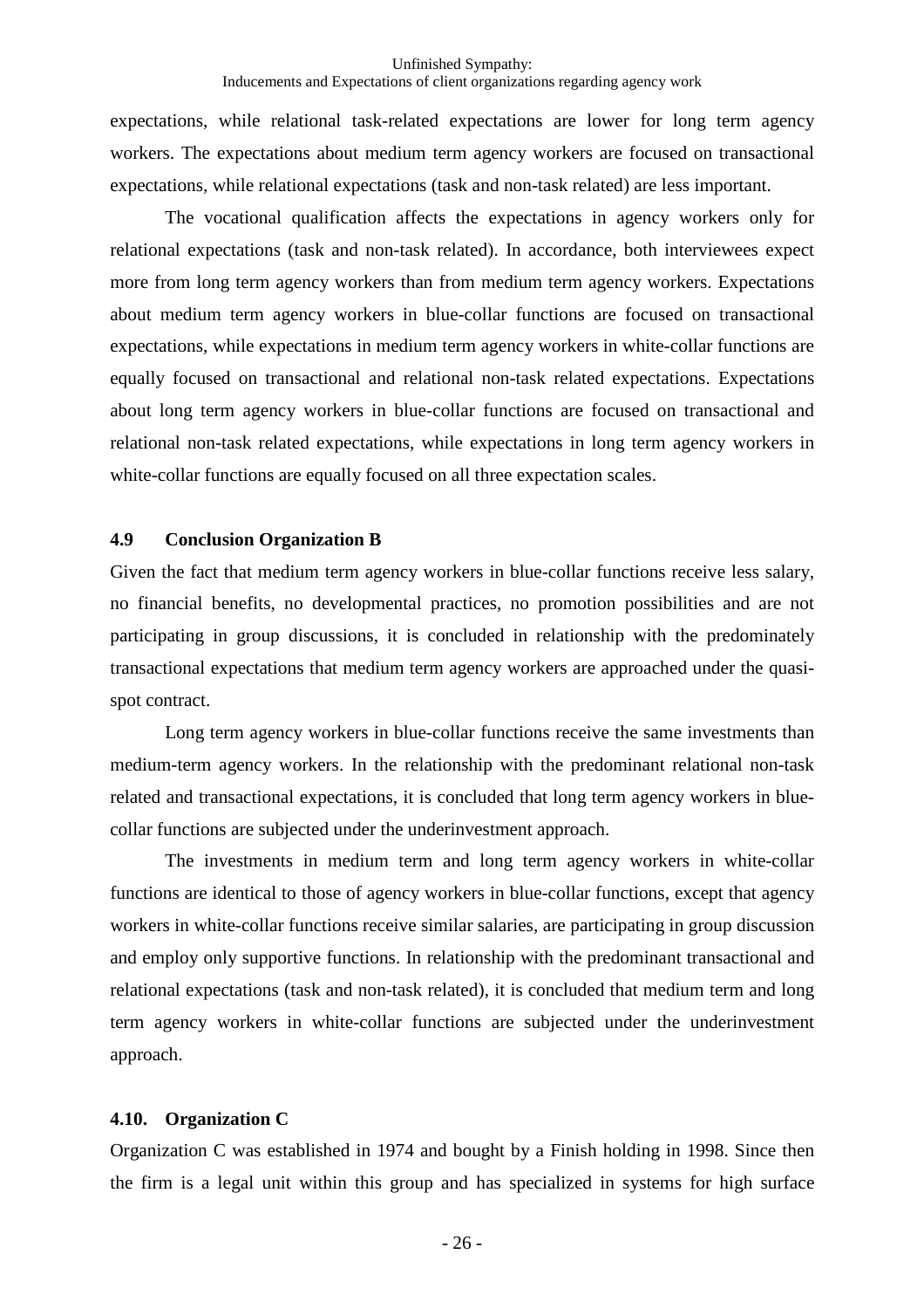expectations, while relational task-related expectations are lower for long term agency workers. The expectations about medium term agency workers are focused on transactional expectations, while relational expectations (task and non-task related) are less important.

The vocational qualification affects the expectations in agency workers only for relational expectations (task and non-task related). In accordance, both interviewees expect more from long term agency workers than from medium term agency workers. Expectations about medium term agency workers in blue-collar functions are focused on transactional expectations, while expectations in medium term agency workers in white-collar functions are equally focused on transactional and relational non-task related expectations. Expectations about long term agency workers in blue-collar functions are focused on transactional and relational non-task related expectations, while expectations in long term agency workers in white-collar functions are equally focused on all three expectation scales.

### 4.9 Conclusion Organization B

Given the fact that medium term agency workers in blue-collar functions receive less salary, no financial benefits, no developmental practices, no promotion possibilities and are not participating in group discussions, it is concluded in relationship with the predominately transactional expectations that medium term agency workers are approached under the quasi-spot contract.

Long term agency workers in blue-collar functions receive the same investments than medium-term agency workers. In the relationship with the predominant relational non-task related and transactional expectations, it is concluded that long term agency workers in blue-collar functions are subjected under the underinvestment approach.

The investments in medium term and long term agency workers in white-collar functions are identical to those of agency workers in blue-collar functions, except that agency workers in white-collar functions receive similar salaries, are participating in group discussion and employ only supportive functions. In relationship with the predominant transactional and relational expectations (task and non-task related), it is concluded that medium term and long term agency workers in white-collar functions are subjected under the underinvestment approach.

### 4.10. Organization C

Organization C was established in 1974 and bought by a Finish holding in 1998. Since then the firm is a legal unit within this group and has specialized in systems for high surface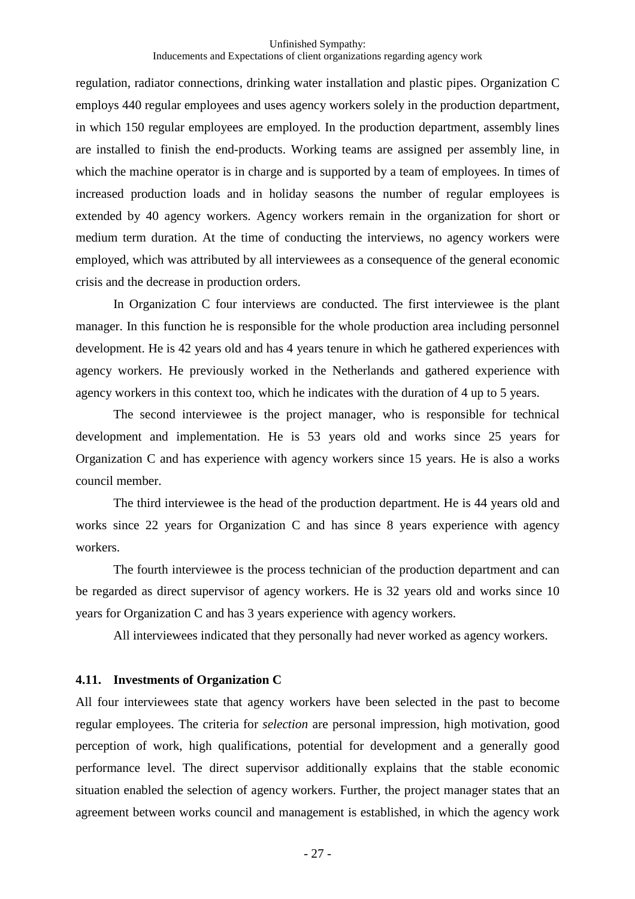regulation, radiator connections, drinking water installation and plastic pipes. Organization C employs 440 regular employees and uses agency workers solely in the production department, in which 150 regular employees are employed. In the production department, assembly lines are installed to finish the end-products. Working teams are assigned per assembly line, in which the machine operator is in charge and is supported by a team of employees. In times of increased production loads and in holiday seasons the number of regular employees is extended by 40 agency workers. Agency workers remain in the organization for short or medium term duration. At the time of conducting the interviews, no agency workers were employed, which was attributed by all interviewees as a consequence of the general economic crisis and the decrease in production orders.

In Organization C four interviews are conducted. The first interviewee is the plant manager. In this function he is responsible for the whole production area including personnel development. He is 42 years old and has 4 years tenure in which he gathered experiences with agency workers. He previously worked in the Netherlands and gathered experience with agency workers in this context too, which he indicates with the duration of 4 up to 5 years.

The second interviewee is the project manager, who is responsible for technical development and implementation. He is 53 years old and works since 25 years for Organization C and has experience with agency workers since 15 years. He is also a works council member.

The third interviewee is the head of the production department. He is 44 years old and works since 22 years for Organization C and has since 8 years experience with agency workers.

The fourth interviewee is the process technician of the production department and can be regarded as direct supervisor of agency workers. He is 32 years old and works since 10 years for Organization C and has 3 years experience with agency workers.

All interviewees indicated that they personally had never worked as agency workers.

### 4.11. Investments of Organization C

All four interviewees state that agency workers have been selected in the past to become regular employees. The criteria for *selection* are personal impression, high motivation, good perception of work, high qualifications, potential for development and a generally good performance level. The direct supervisor additionally explains that the stable economic situation enabled the selection of agency workers. Further, the project manager states that an agreement between works council and management is established, in which the agency work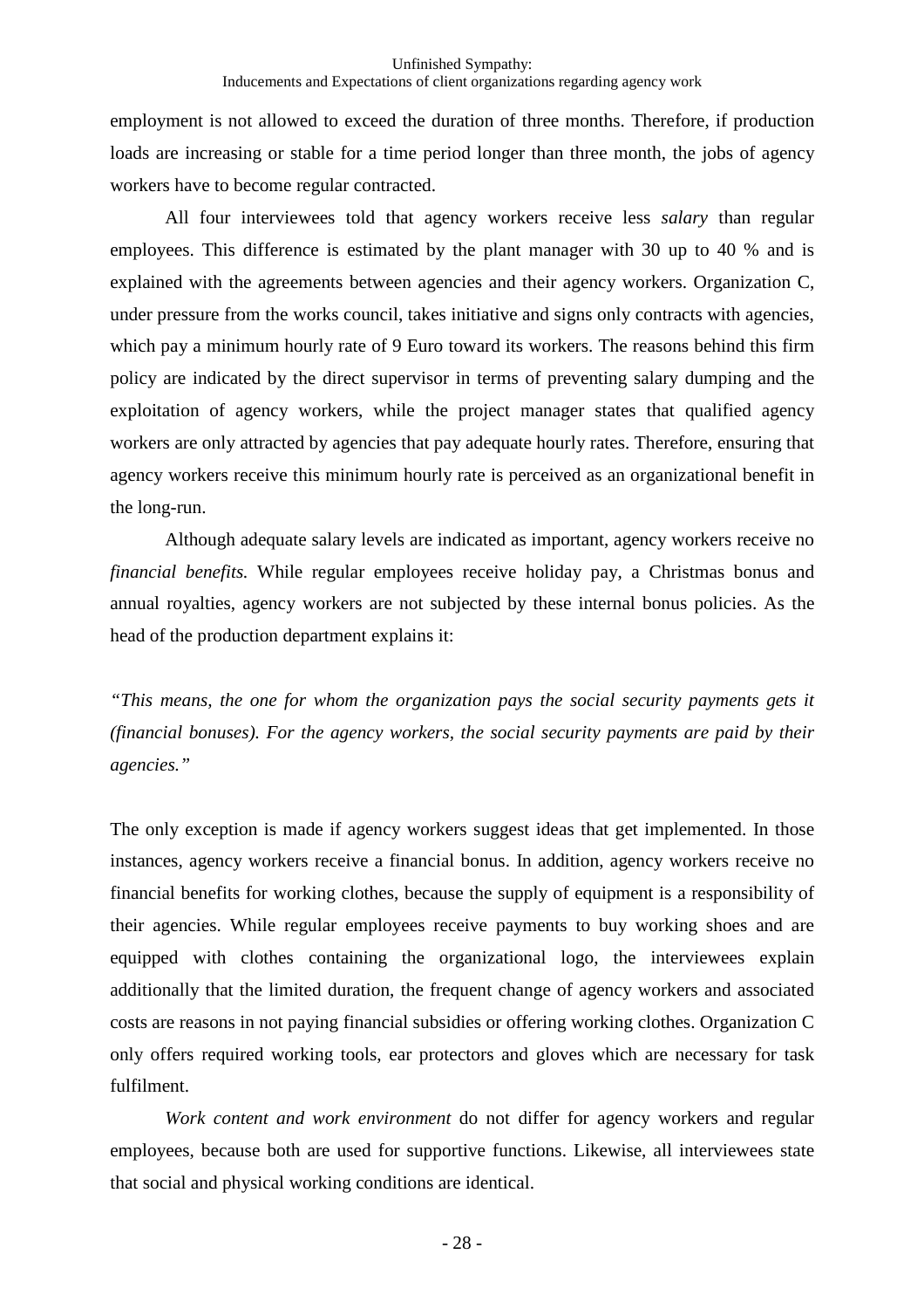employment is not allowed to exceed the duration of three months. Therefore, if production loads are increasing or stable for a time period longer than three month, the jobs of agency workers have to become regular contracted.

All four interviewees told that agency workers receive less *salary* than regular employees. This difference is estimated by the plant manager with 30 up to 40 % and is explained with the agreements between agencies and their agency workers. Organization C, under pressure from the works council, takes initiative and signs only contracts with agencies, which pay a minimum hourly rate of 9 Euro toward its workers. The reasons behind this firm policy are indicated by the direct supervisor in terms of preventing salary dumping and the exploitation of agency workers, while the project manager states that qualified agency workers are only attracted by agencies that pay adequate hourly rates. Therefore, ensuring that agency workers receive this minimum hourly rate is perceived as an organizational benefit in the long-run.

Although adequate salary levels are indicated as important, agency workers receive no *financial benefits.* While regular employees receive holiday pay, a Christmas bonus and annual royalties, agency workers are not subjected by these internal bonus policies. As the head of the production department explains it:

*"This means, the one for whom the organization pays the social security payments gets it (financial bonuses). For the agency workers, the social security payments are paid by their agencies."*

The only exception is made if agency workers suggest ideas that get implemented. In those instances, agency workers receive a financial bonus. In addition, agency workers receive no financial benefits for working clothes, because the supply of equipment is a responsibility of their agencies. While regular employees receive payments to buy working shoes and are equipped with clothes containing the organizational logo, the interviewees explain additionally that the limited duration, the frequent change of agency workers and associated costs are reasons in not paying financial subsidies or offering working clothes. Organization C only offers required working tools, ear protectors and gloves which are necessary for task fulfilment.

*Work content and work environment* do not differ for agency workers and regular employees, because both are used for supportive functions. Likewise, all interviewees state that social and physical working conditions are identical.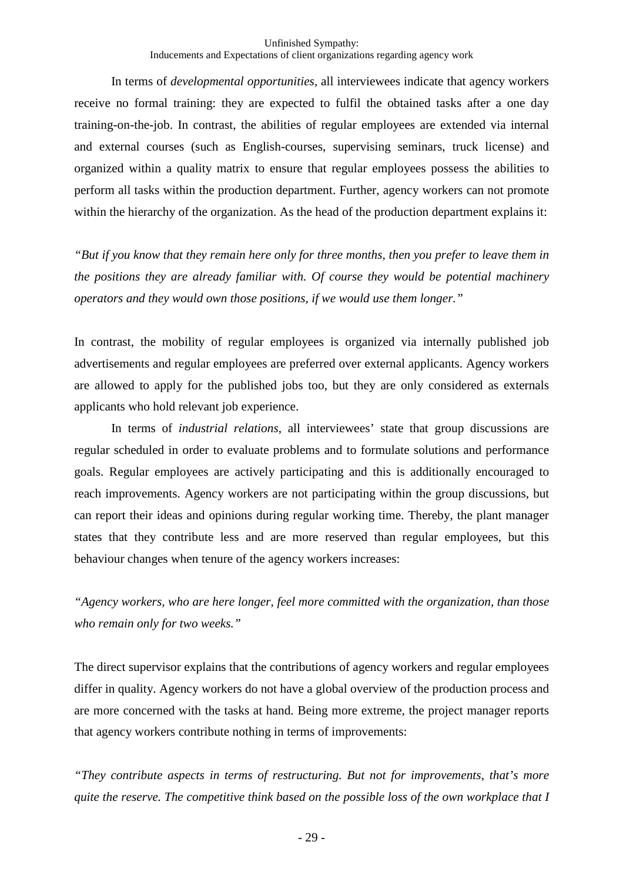In terms of *developmental opportunities*, all interviewees indicate that agency workers receive no formal training: they are expected to fulfil the obtained tasks after a one day training-on-the-job. In contrast, the abilities of regular employees are extended via internal and external courses (such as English-courses, supervising seminars, truck license) and organized within a quality matrix to ensure that regular employees possess the abilities to perform all tasks within the production department. Further, agency workers can not promote within the hierarchy of the organization. As the head of the production department explains it:

*"But if you know that they remain here only for three months, then you prefer to leave them in the positions they are already familiar with. Of course they would be potential machinery operators and they would own those positions, if we would use them longer."*

In contrast, the mobility of regular employees is organized via internally published job advertisements and regular employees are preferred over external applicants. Agency workers are allowed to apply for the published jobs too, but they are only considered as externals applicants who hold relevant job experience.

In terms of *industrial relations*, all interviewees' state that group discussions are regular scheduled in order to evaluate problems and to formulate solutions and performance goals. Regular employees are actively participating and this is additionally encouraged to reach improvements. Agency workers are not participating within the group discussions, but can report their ideas and opinions during regular working time. Thereby, the plant manager states that they contribute less and are more reserved than regular employees, but this behaviour changes when tenure of the agency workers increases:

*"Agency workers, who are here longer, feel more committed with the organization, than those who remain only for two weeks."*

The direct supervisor explains that the contributions of agency workers and regular employees differ in quality. Agency workers do not have a global overview of the production process and are more concerned with the tasks at hand. Being more extreme, the project manager reports that agency workers contribute nothing in terms of improvements:

*"They contribute aspects in terms of restructuring. But not for improvements, that's more quite the reserve. The competitive think based on the possible loss of the own workplace that I*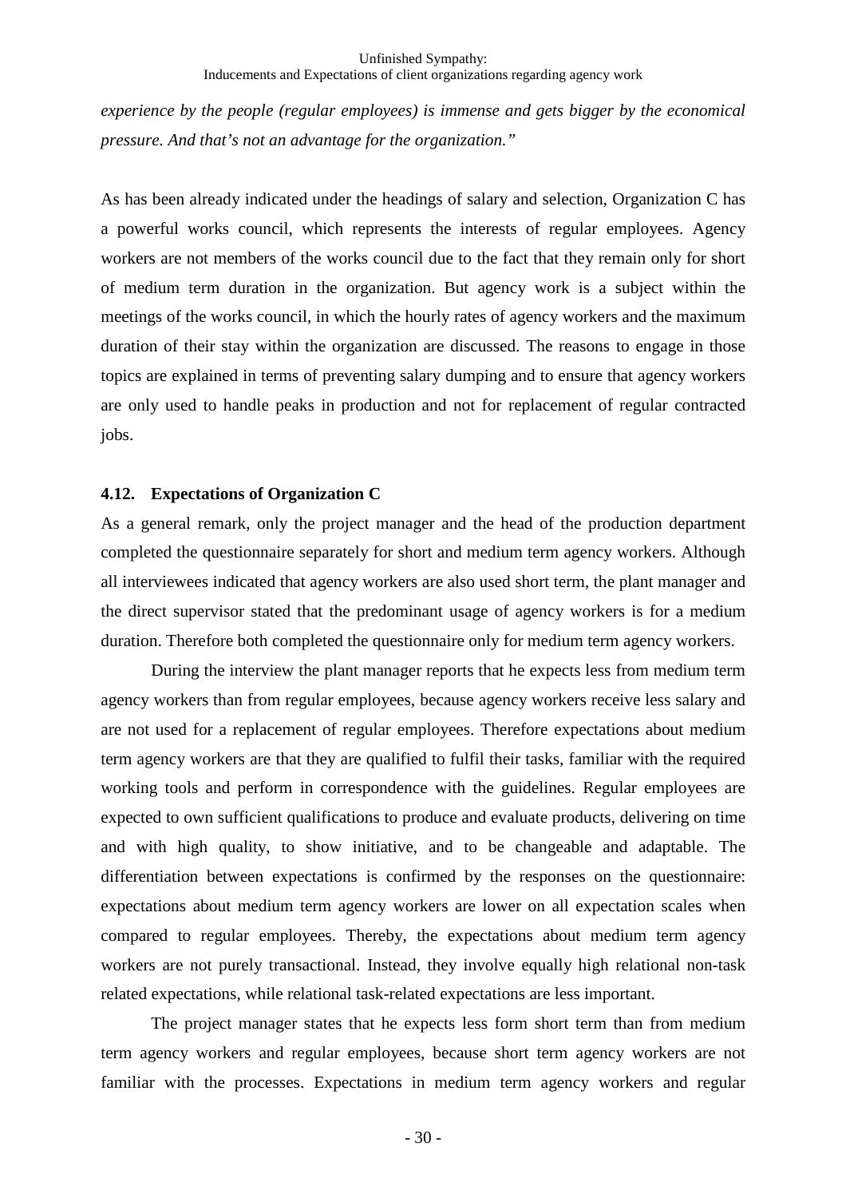*experience by the people (regular employees) is immense and gets bigger by the economical pressure. And that's not an advantage for the organization."*

As has been already indicated under the headings of salary and selection, Organization C has a powerful works council, which represents the interests of regular employees. Agency workers are not members of the works council due to the fact that they remain only for short of medium term duration in the organization. But agency work is a subject within the meetings of the works council, in which the hourly rates of agency workers and the maximum duration of their stay within the organization are discussed. The reasons to engage in those topics are explained in terms of preventing salary dumping and to ensure that agency workers are only used to handle peaks in production and not for replacement of regular contracted jobs.

### 4.12. Expectations of Organization C

As a general remark, only the project manager and the head of the production department completed the questionnaire separately for short and medium term agency workers. Although all interviewees indicated that agency workers are also used short term, the plant manager and the direct supervisor stated that the predominant usage of agency workers is for a medium duration. Therefore both completed the questionnaire only for medium term agency workers.

During the interview the plant manager reports that he expects less from medium term agency workers than from regular employees, because agency workers receive less salary and are not used for a replacement of regular employees. Therefore expectations about medium term agency workers are that they are qualified to fulfil their tasks, familiar with the required working tools and perform in correspondence with the guidelines. Regular employees are expected to own sufficient qualifications to produce and evaluate products, delivering on time and with high quality, to show initiative, and to be changeable and adaptable. The differentiation between expectations is confirmed by the responses on the questionnaire: expectations about medium term agency workers are lower on all expectation scales when compared to regular employees. Thereby, the expectations about medium term agency workers are not purely transactional. Instead, they involve equally high relational non-task related expectations, while relational task-related expectations are less important.

The project manager states that he expects less form short term than from medium term agency workers and regular employees, because short term agency workers are not familiar with the processes. Expectations in medium term agency workers and regular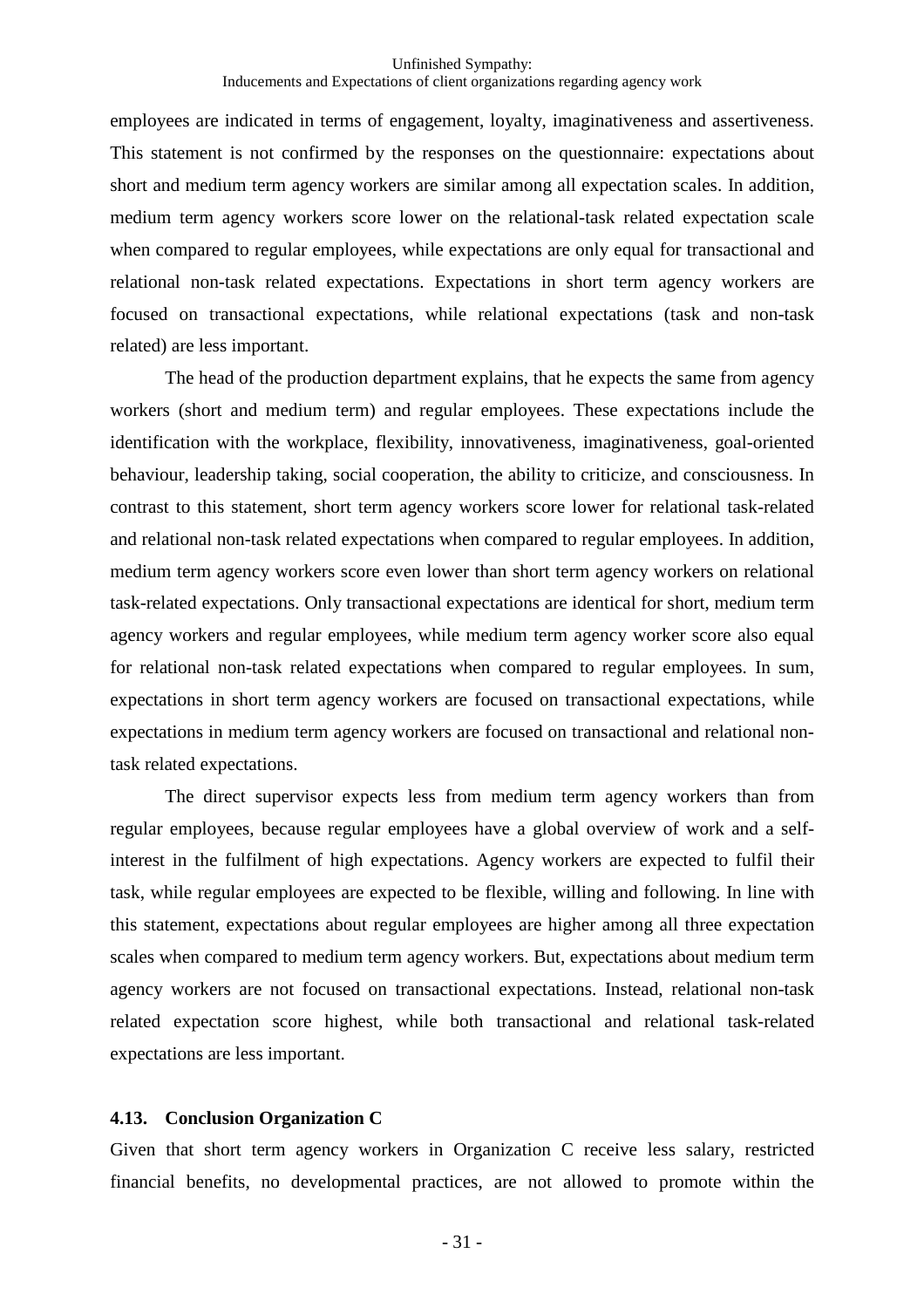employees are indicated in terms of engagement, loyalty, imaginativeness and assertiveness. This statement is not confirmed by the responses on the questionnaire: expectations about short and medium term agency workers are similar among all expectation scales. In addition, medium term agency workers score lower on the relational-task related expectation scale when compared to regular employees, while expectations are only equal for transactional and relational non-task related expectations. Expectations in short term agency workers are focused on transactional expectations, while relational expectations (task and non-task related) are less important.

The head of the production department explains, that he expects the same from agency workers (short and medium term) and regular employees. These expectations include the identification with the workplace, flexibility, innovativeness, imaginativeness, goal-oriented behaviour, leadership taking, social cooperation, the ability to criticize, and consciousness. In contrast to this statement, short term agency workers score lower for relational task-related and relational non-task related expectations when compared to regular employees. In addition, medium term agency workers score even lower than short term agency workers on relational task-related expectations. Only transactional expectations are identical for short, medium term agency workers and regular employees, while medium term agency worker score also equal for relational non-task related expectations when compared to regular employees. In sum, expectations in short term agency workers are focused on transactional expectations, while expectations in medium term agency workers are focused on transactional and relational non-task related expectations.

The direct supervisor expects less from medium term agency workers than from regular employees, because regular employees have a global overview of work and a self-interest in the fulfilment of high expectations. Agency workers are expected to fulfil their task, while regular employees are expected to be flexible, willing and following. In line with this statement, expectations about regular employees are higher among all three expectation scales when compared to medium term agency workers. But, expectations about medium term agency workers are not focused on transactional expectations. Instead, relational non-task related expectation score highest, while both transactional and relational task-related expectations are less important.

### 4.13. Conclusion Organization C

Given that short term agency workers in Organization C receive less salary, restricted financial benefits, no developmental practices, are not allowed to promote within the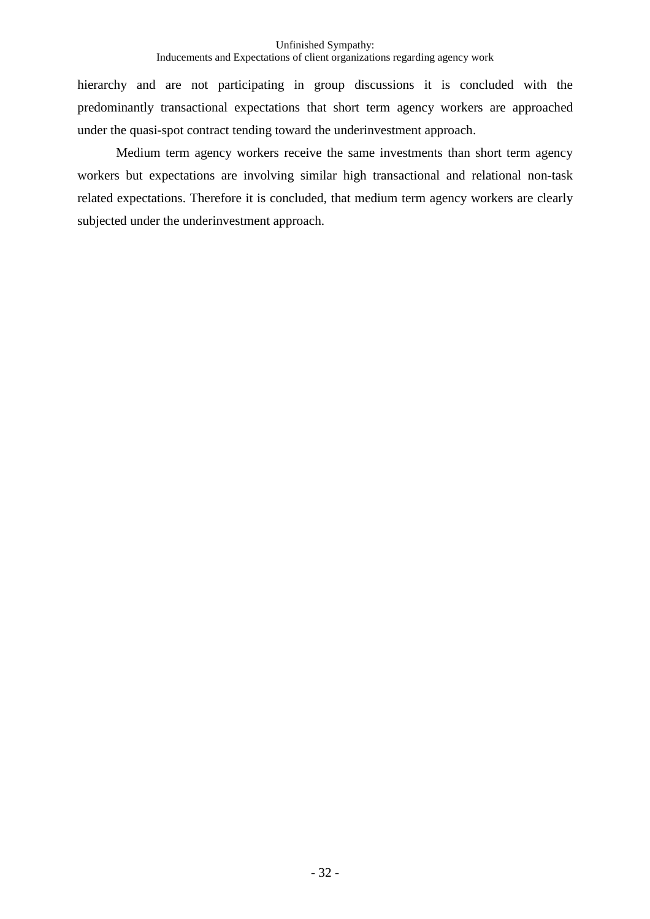hierarchy and are not participating in group discussions it is concluded with the predominantly transactional expectations that short term agency workers are approached under the quasi-spot contract tending toward the underinvestment approach.

Medium term agency workers receive the same investments than short term agency workers but expectations are involving similar high transactional and relational non-task related expectations. Therefore it is concluded, that medium term agency workers are clearly subjected under the underinvestment approach.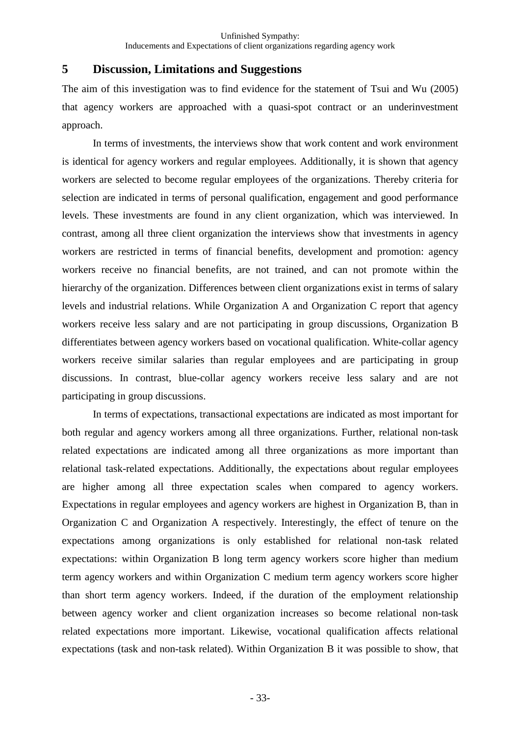# 5 Discussion, Limitations and Suggestions

The aim of this investigation was to find evidence for the statement of Tsui and Wu (2005) that agency workers are approached with a quasi-spot contract or an underinvestment approach.

In terms of investments, the interviews show that work content and work environment is identical for agency workers and regular employees. Additionally, it is shown that agency workers are selected to become regular employees of the organizations. Thereby criteria for selection are indicated in terms of personal qualification, engagement and good performance levels. These investments are found in any client organization, which was interviewed. In contrast, among all three client organization the interviews show that investments in agency workers are restricted in terms of financial benefits, development and promotion: agency workers receive no financial benefits, are not trained, and can not promote within the hierarchy of the organization. Differences between client organizations exist in terms of salary levels and industrial relations. While Organization A and Organization C report that agency workers receive less salary and are not participating in group discussions, Organization B differentiates between agency workers based on vocational qualification. White-collar agency workers receive similar salaries than regular employees and are participating in group discussions. In contrast, blue-collar agency workers receive less salary and are not participating in group discussions.

In terms of expectations, transactional expectations are indicated as most important for both regular and agency workers among all three organizations. Further, relational non-task related expectations are indicated among all three organizations as more important than relational task-related expectations. Additionally, the expectations about regular employees are higher among all three expectation scales when compared to agency workers. Expectations in regular employees and agency workers are highest in Organization B, than in Organization C and Organization A respectively. Interestingly, the effect of tenure on the expectations among organizations is only established for relational non-task related expectations: within Organization B long term agency workers score higher than medium term agency workers and within Organization C medium term agency workers score higher than short term agency workers. Indeed, if the duration of the employment relationship between agency worker and client organization increases so become relational non-task related expectations more important. Likewise, vocational qualification affects relational expectations (task and non-task related). Within Organization B it was possible to show, that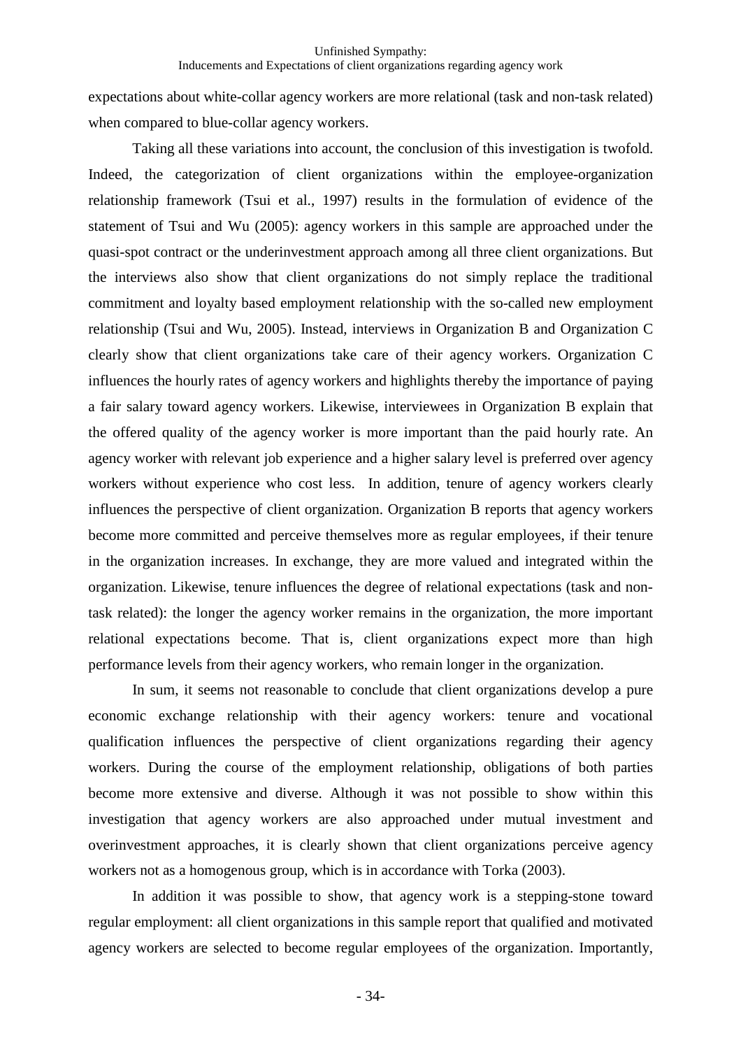expectations about white-collar agency workers are more relational (task and non-task related) when compared to blue-collar agency workers.

Taking all these variations into account, the conclusion of this investigation is twofold. Indeed, the categorization of client organizations within the employee-organization relationship framework (Tsui et al., 1997) results in the formulation of evidence of the statement of Tsui and Wu (2005): agency workers in this sample are approached under the quasi-spot contract or the underinvestment approach among all three client organizations. But the interviews also show that client organizations do not simply replace the traditional commitment and loyalty based employment relationship with the so-called new employment relationship (Tsui and Wu, 2005). Instead, interviews in Organization B and Organization C clearly show that client organizations take care of their agency workers. Organization C influences the hourly rates of agency workers and highlights thereby the importance of paying a fair salary toward agency workers. Likewise, interviewees in Organization B explain that the offered quality of the agency worker is more important than the paid hourly rate. An agency worker with relevant job experience and a higher salary level is preferred over agency workers without experience who cost less. In addition, tenure of agency workers clearly influences the perspective of client organization. Organization B reports that agency workers become more committed and perceive themselves more as regular employees, if their tenure in the organization increases. In exchange, they are more valued and integrated within the organization. Likewise, tenure influences the degree of relational expectations (task and non-task related): the longer the agency worker remains in the organization, the more important relational expectations become. That is, client organizations expect more than high performance levels from their agency workers, who remain longer in the organization.

In sum, it seems not reasonable to conclude that client organizations develop a pure economic exchange relationship with their agency workers: tenure and vocational qualification influences the perspective of client organizations regarding their agency workers. During the course of the employment relationship, obligations of both parties become more extensive and diverse. Although it was not possible to show within this investigation that agency workers are also approached under mutual investment and overinvestment approaches, it is clearly shown that client organizations perceive agency workers not as a homogenous group, which is in accordance with Torka (2003).

In addition it was possible to show, that agency work is a stepping-stone toward regular employment: all client organizations in this sample report that qualified and motivated agency workers are selected to become regular employees of the organization. Importantly,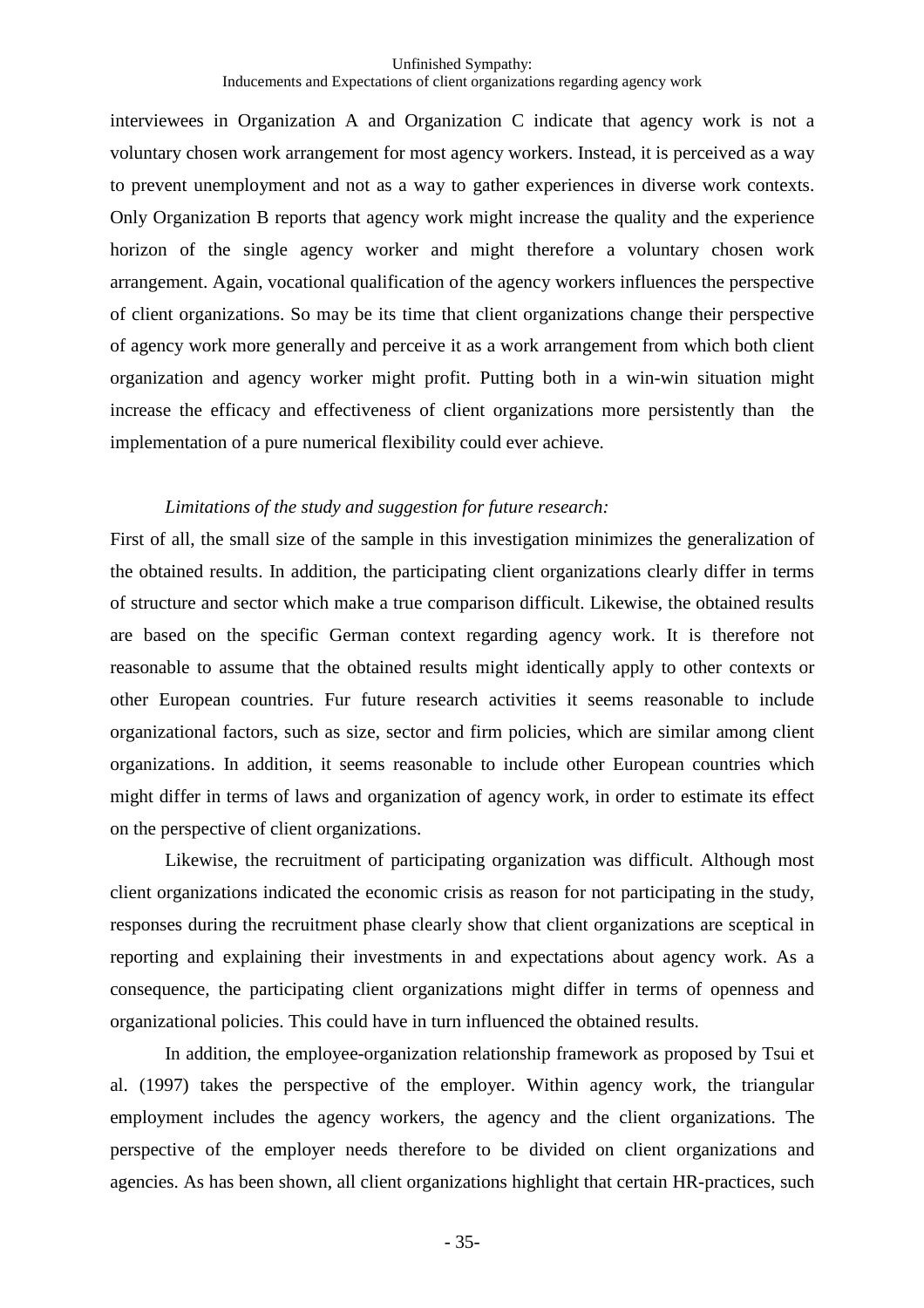interviewees in Organization A and Organization C indicate that agency work is not a voluntary chosen work arrangement for most agency workers. Instead, it is perceived as a way to prevent unemployment and not as a way to gather experiences in diverse work contexts. Only Organization B reports that agency work might increase the quality and the experience horizon of the single agency worker and might therefore a voluntary chosen work arrangement. Again, vocational qualification of the agency workers influences the perspective of client organizations. So may be its time that client organizations change their perspective of agency work more generally and perceive it as a work arrangement from which both client organization and agency worker might profit. Putting both in a win-win situation might increase the efficacy and effectiveness of client organizations more persistently than the implementation of a pure numerical flexibility could ever achieve.

*Limitations of the study and suggestion for future research:*

First of all, the small size of the sample in this investigation minimizes the generalization of the obtained results. In addition, the participating client organizations clearly differ in terms of structure and sector which make a true comparison difficult. Likewise, the obtained results are based on the specific German context regarding agency work. It is therefore not reasonable to assume that the obtained results might identically apply to other contexts or other European countries. Fur future research activities it seems reasonable to include organizational factors, such as size, sector and firm policies, which are similar among client organizations. In addition, it seems reasonable to include other European countries which might differ in terms of laws and organization of agency work, in order to estimate its effect on the perspective of client organizations.

Likewise, the recruitment of participating organization was difficult. Although most client organizations indicated the economic crisis as reason for not participating in the study, responses during the recruitment phase clearly show that client organizations are sceptical in reporting and explaining their investments in and expectations about agency work. As a consequence, the participating client organizations might differ in terms of openness and organizational policies. This could have in turn influenced the obtained results.

In addition, the employee-organization relationship framework as proposed by Tsui et al. (1997) takes the perspective of the employer. Within agency work, the triangular employment includes the agency workers, the agency and the client organizations. The perspective of the employer needs therefore to be divided on client organizations and agencies. As has been shown, all client organizations highlight that certain HR-practices, such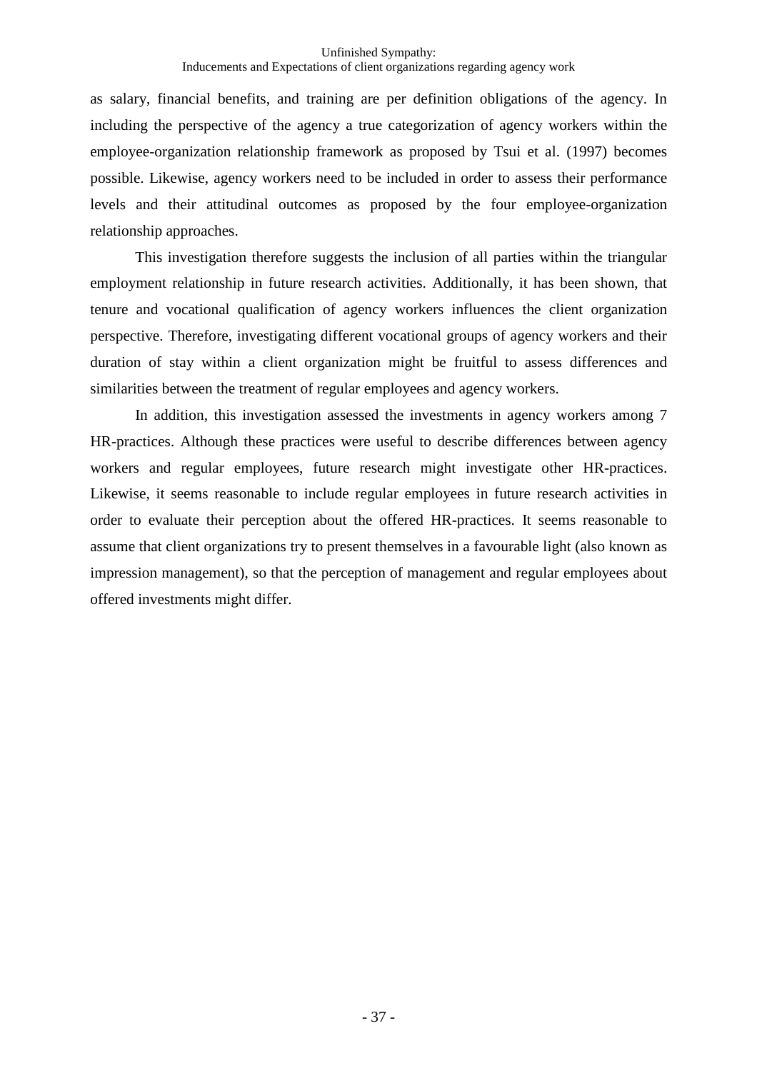as salary, financial benefits, and training are per definition obligations of the agency. In including the perspective of the agency a true categorization of agency workers within the employee-organization relationship framework as proposed by Tsui et al. (1997) becomes possible. Likewise, agency workers need to be included in order to assess their performance levels and their attitudinal outcomes as proposed by the four employee-organization relationship approaches.

This investigation therefore suggests the inclusion of all parties within the triangular employment relationship in future research activities. Additionally, it has been shown, that tenure and vocational qualification of agency workers influences the client organization perspective. Therefore, investigating different vocational groups of agency workers and their duration of stay within a client organization might be fruitful to assess differences and similarities between the treatment of regular employees and agency workers.

In addition, this investigation assessed the investments in agency workers among 7 HR-practices. Although these practices were useful to describe differences between agency workers and regular employees, future research might investigate other HR-practices. Likewise, it seems reasonable to include regular employees in future research activities in order to evaluate their perception about the offered HR-practices. It seems reasonable to assume that client organizations try to present themselves in a favourable light (also known as impression management), so that the perception of management and regular employees about offered investments might differ.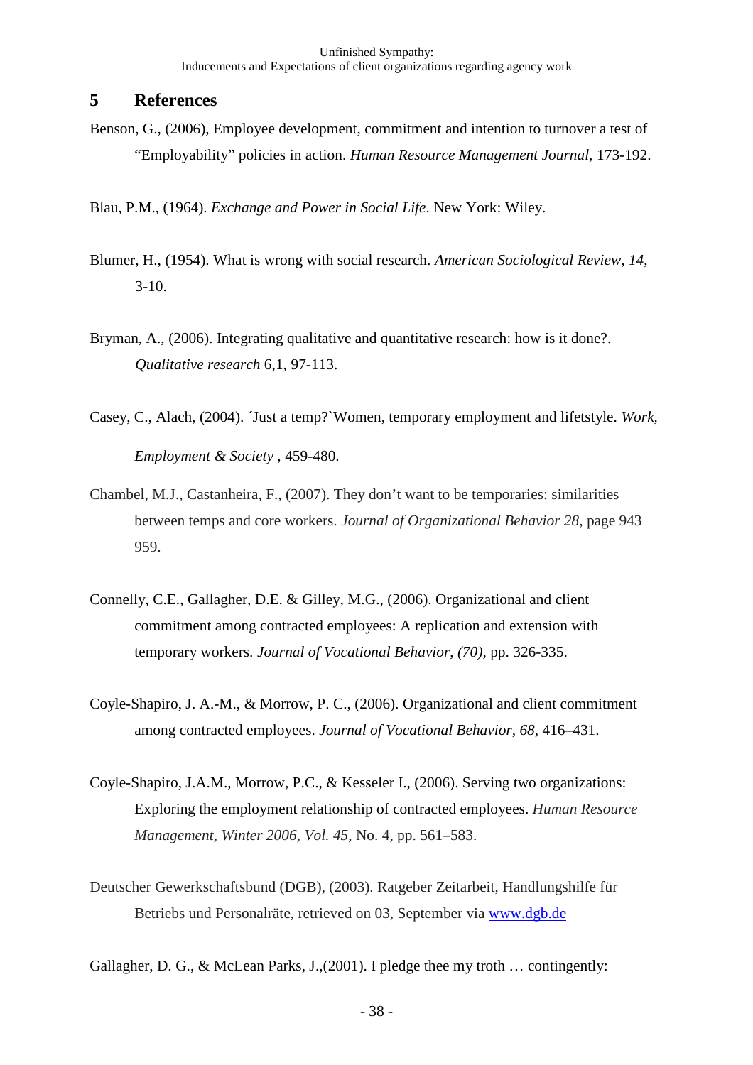## 5 References

Benson, G., (2006), Employee development, commitment and intention to turnover a test of "Employability" policies in action. *Human Resource Management Journal*, 173-192.

Blau, P.M., (1964). *Exchange and Power in Social Life*. New York: Wiley.

Blumer, H., (1954). What is wrong with social research. *American Sociological Review*, *14*, 3-10.

Bryman, A., (2006). Integrating qualitative and quantitative research: how is it done?. *Qualitative research* 6,1, 97-113.

Casey, C., Alach, (2004). ´Just a temp?`Women, temporary employment and lifetstyle. *Work, Employment & Society* , 459-480.

Chambel, M.J., Castanheira, F., (2007). They don't want to be temporaries: similarities between temps and core workers. *Journal of Organizational Behavior 28*, page 943 959.

Connelly, C.E., Gallagher, D.E. & Gilley, M.G., (2006). Organizational and client commitment among contracted employees: A replication and extension with temporary workers. *Journal of Vocational Behavior*, *(70)*, pp. 326-335.

Coyle-Shapiro, J. A.-M., & Morrow, P. C., (2006). Organizational and client commitment among contracted employees. *Journal of Vocational Behavior*, *68*, 416–431.

Coyle-Shapiro, J.A.M., Morrow, P.C., & Kesseler I., (2006). Serving two organizations: Exploring the employment relationship of contracted employees. *Human Resource Management*, *Winter 2006*, *Vol. 45*, No. 4, pp. 561–583.

Deutscher Gewerkschaftsbund (DGB), (2003). Ratgeber Zeitarbeit, Handlungshilfe für Betriebs und Personalräte, retrieved on 03, September via www.dgb.de

Gallagher, D. G., & McLean Parks, J.,(2001). I pledge thee my troth … contingently: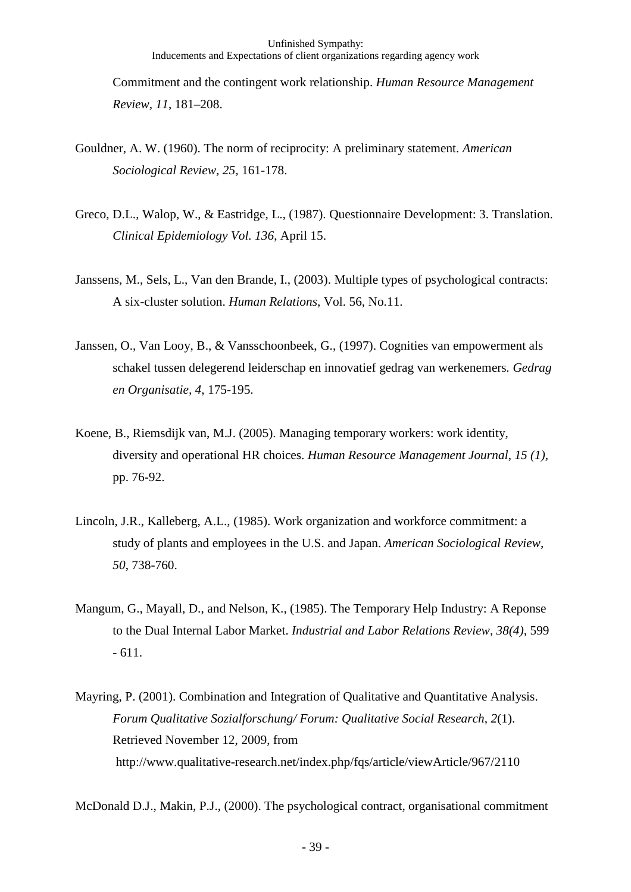Commitment and the contingent work relationship. *Human Resource Management Review, 11*, 181–208.

Gouldner, A. W. (1960). The norm of reciprocity: A preliminary statement. *American Sociological Review, 25*, 161-178.

Greco, D.L., Walop, W., & Eastridge, L., (1987). Questionnaire Development: 3. Translation. *Clinical Epidemiology Vol. 136*, April 15.

Janssens, M., Sels, L., Van den Brande, I., (2003). Multiple types of psychological contracts: A six-cluster solution. *Human Relations*, Vol. 56, No.11.

Janssen, O., Van Looy, B., & Vansschoonbeek, G., (1997). Cognities van empowerment als schakel tussen delegerend leiderschap en innovatief gedrag van werkenemers*. Gedrag en Organisatie, 4*, 175-195.

Koene, B., Riemsdijk van, M.J. (2005). Managing temporary workers: work identity, diversity and operational HR choices. *Human Resource Management Journal*, *15 (1)*, pp. 76-92.

Lincoln, J.R., Kalleberg, A.L., (1985). Work organization and workforce commitment: a study of plants and employees in the U.S. and Japan. *American Sociological Review, 50*, 738-760.

Mangum, G., Mayall, D., and Nelson, K., (1985). The Temporary Help Industry: A Reponse to the Dual Internal Labor Market. *Industrial and Labor Relations Review, 38(4)*, 599 - 611.

Mayring, P. (2001). Combination and Integration of Qualitative and Quantitative Analysis. *Forum Qualitative Sozialforschung/ Forum: Qualitative Social Research, 2*(1). Retrieved November 12, 2009, from http://www.qualitative-research.net/index.php/fqs/article/viewArticle/967/2110

McDonald D.J., Makin, P.J., (2000). The psychological contract, organisational commitment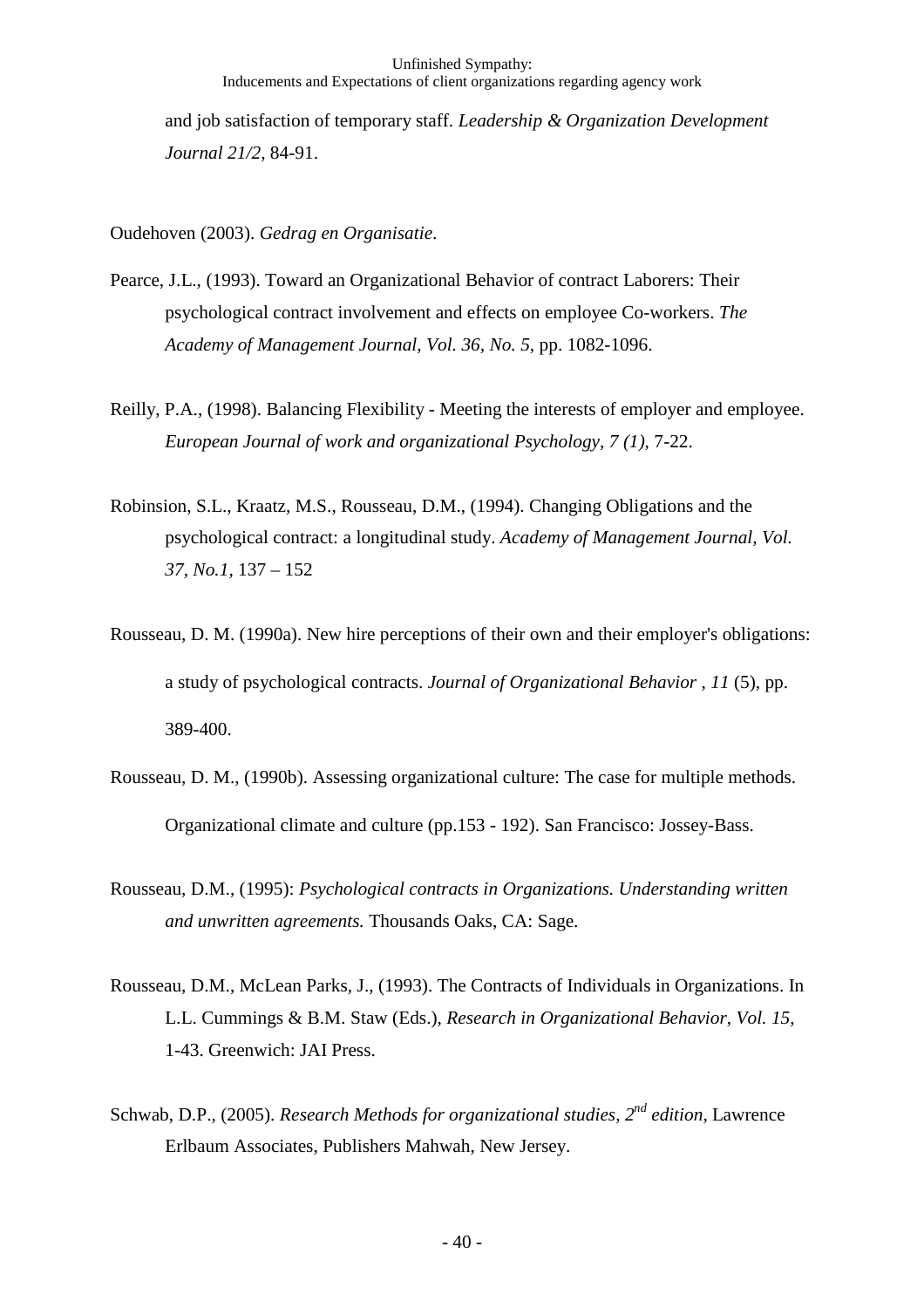and job satisfaction of temporary staff. *Leadership & Organization Development Journal 21/2*, 84-91.

Oudehoven (2003). *Gedrag en Organisatie*.

Pearce, J.L., (1993). Toward an Organizational Behavior of contract Laborers: Their psychological contract involvement and effects on employee Co-workers. *The Academy of Management Journal, Vol. 36, No. 5*, pp. 1082-1096.

Reilly, P.A., (1998). Balancing Flexibility - Meeting the interests of employer and employee. *European Journal of work and organizational Psychology, 7 (1)*, 7-22.

Robinsion, S.L., Kraatz, M.S., Rousseau, D.M., (1994). Changing Obligations and the psychological contract: a longitudinal study. *Academy of Management Journal, Vol. 37, No.1*, 137 – 152

Rousseau, D. M. (1990a). New hire perceptions of their own and their employer's obligations: a study of psychological contracts. *Journal of Organizational Behavior , 11* (5), pp. 389-400.

Rousseau, D. M., (1990b). Assessing organizational culture: The case for multiple methods. Organizational climate and culture (pp.153 - 192). San Francisco: Jossey-Bass.

Rousseau, D.M., (1995): *Psychological contracts in Organizations. Understanding written and unwritten agreements.* Thousands Oaks, CA: Sage.

Rousseau, D.M., McLean Parks, J., (1993). The Contracts of Individuals in Organizations. In L.L. Cummings & B.M. Staw (Eds.), *Research in Organizational Behavior, Vol. 15*, 1-43. Greenwich: JAI Press.

Schwab, D.P., (2005). *Research Methods for organizational studies, 2nd edition,* Lawrence Erlbaum Associates, Publishers Mahwah, New Jersey.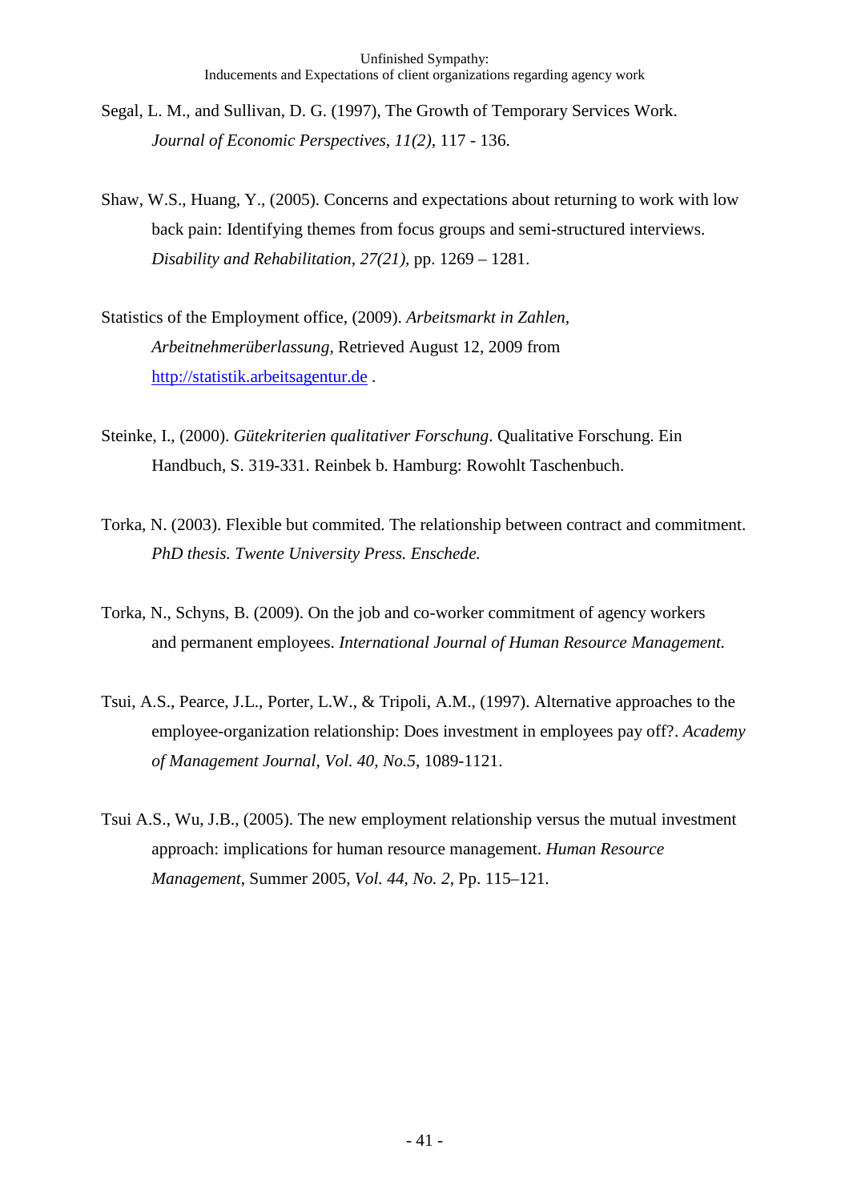Segal, L. M., and Sullivan, D. G. (1997), The Growth of Temporary Services Work. *Journal of Economic Perspectives, 11(2),* 117 - 136.

Shaw, W.S., Huang, Y., (2005). Concerns and expectations about returning to work with low back pain: Identifying themes from focus groups and semi-structured interviews. *Disability and Rehabilitation, 27(21),* pp. 1269 – 1281.

Statistics of the Employment office, (2009). *Arbeitsmarkt in Zahlen, Arbeitnehmerüberlassung,* Retrieved August 12, 2009 from http://statistik.arbeitsagentur.de .

Steinke, I., (2000). *Gütekriterien qualitativer Forschung*. Qualitative Forschung. Ein Handbuch, S. 319-331. Reinbek b. Hamburg: Rowohlt Taschenbuch.

Torka, N. (2003). Flexible but commited. The relationship between contract and commitment. *PhD thesis. Twente University Press. Enschede.*

Torka, N., Schyns, B. (2009). On the job and co-worker commitment of agency workers and permanent employees. *International Journal of Human Resource Management.*

Tsui, A.S., Pearce, J.L., Porter, L.W., & Tripoli, A.M., (1997). Alternative approaches to the employee-organization relationship: Does investment in employees pay off?. *Academy of Management Journal*, *Vol. 40, No.5*, 1089-1121.

Tsui A.S., Wu, J.B., (2005). The new employment relationship versus the mutual investment approach: implications for human resource management. *Human Resource Management*, Summer 2005, *Vol. 44, No. 2,* Pp. 115–121.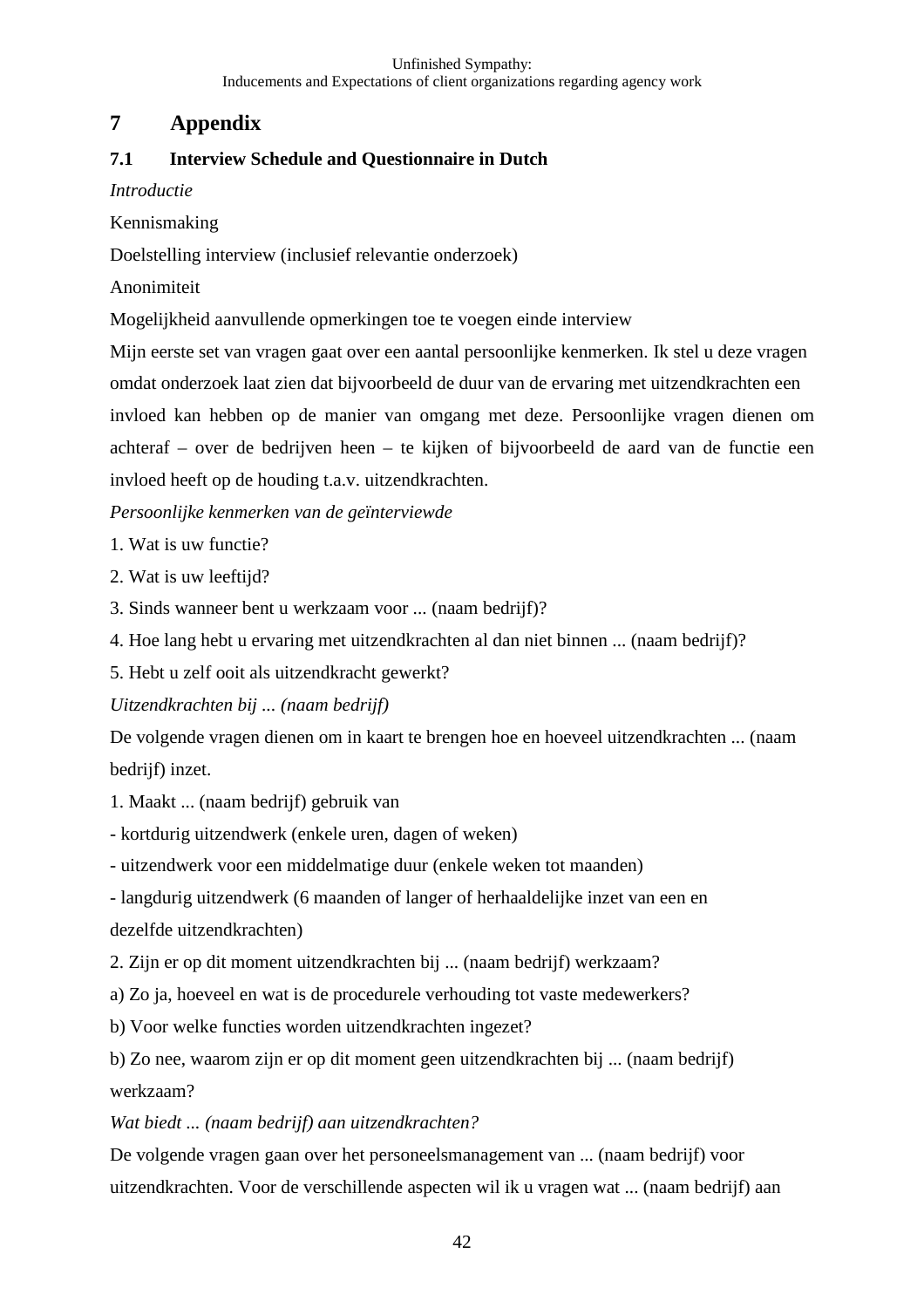# 7 Appendix

## 7.1 Interview Schedule and Questionnaire in Dutch

*Introductie*

Kennismaking

Doelstelling interview (inclusief relevantie onderzoek)

Anonimiteit

Mogelijkheid aanvullende opmerkingen toe te voegen einde interview

Mijn eerste set van vragen gaat over een aantal persoonlijke kenmerken. Ik stel u deze vragen omdat onderzoek laat zien dat bijvoorbeeld de duur van de ervaring met uitzendkrachten een invloed kan hebben op de manier van omgang met deze. Persoonlijke vragen dienen om achteraf – over de bedrijven heen – te kijken of bijvoorbeeld de aard van de functie een invloed heeft op de houding t.a.v. uitzendkrachten.

*Persoonlijke kenmerken van de geïnterviewde*

1. Wat is uw functie?
2. Wat is uw leeftijd?
3. Sinds wanneer bent u werkzaam voor ... (naam bedrijf)?
4. Hoe lang hebt u ervaring met uitzendkrachten al dan niet binnen ... (naam bedrijf)?
5. Hebt u zelf ooit als uitzendkracht gewerkt?

*Uitzendkrachten bij ... (naam bedrijf)*

De volgende vragen dienen om in kaart te brengen hoe en hoeveel uitzendkrachten ... (naam bedrijf) inzet.

1. Maakt ... (naam bedrijf) gebruik van

- kortdurig uitzendwerk (enkele uren, dagen of weken)
- uitzendwerk voor een middelmatige duur (enkele weken tot maanden)
- langdurig uitzendwerk (6 maanden of langer of herhaaldelijke inzet van een en dezelfde uitzendkrachten)

2. Zijn er op dit moment uitzendkrachten bij ... (naam bedrijf) werkzaam?

a) Zo ja, hoeveel en wat is de procedurele verhouding tot vaste medewerkers?

b) Voor welke functies worden uitzendkrachten ingezet?

b) Zo nee, waarom zijn er op dit moment geen uitzendkrachten bij ... (naam bedrijf) werkzaam?

*Wat biedt ... (naam bedrijf) aan uitzendkrachten?*

De volgende vragen gaan over het personeelsmanagement van ... (naam bedrijf) voor uitzendkrachten. Voor de verschillende aspecten wil ik u vragen wat ... (naam bedrijf) aan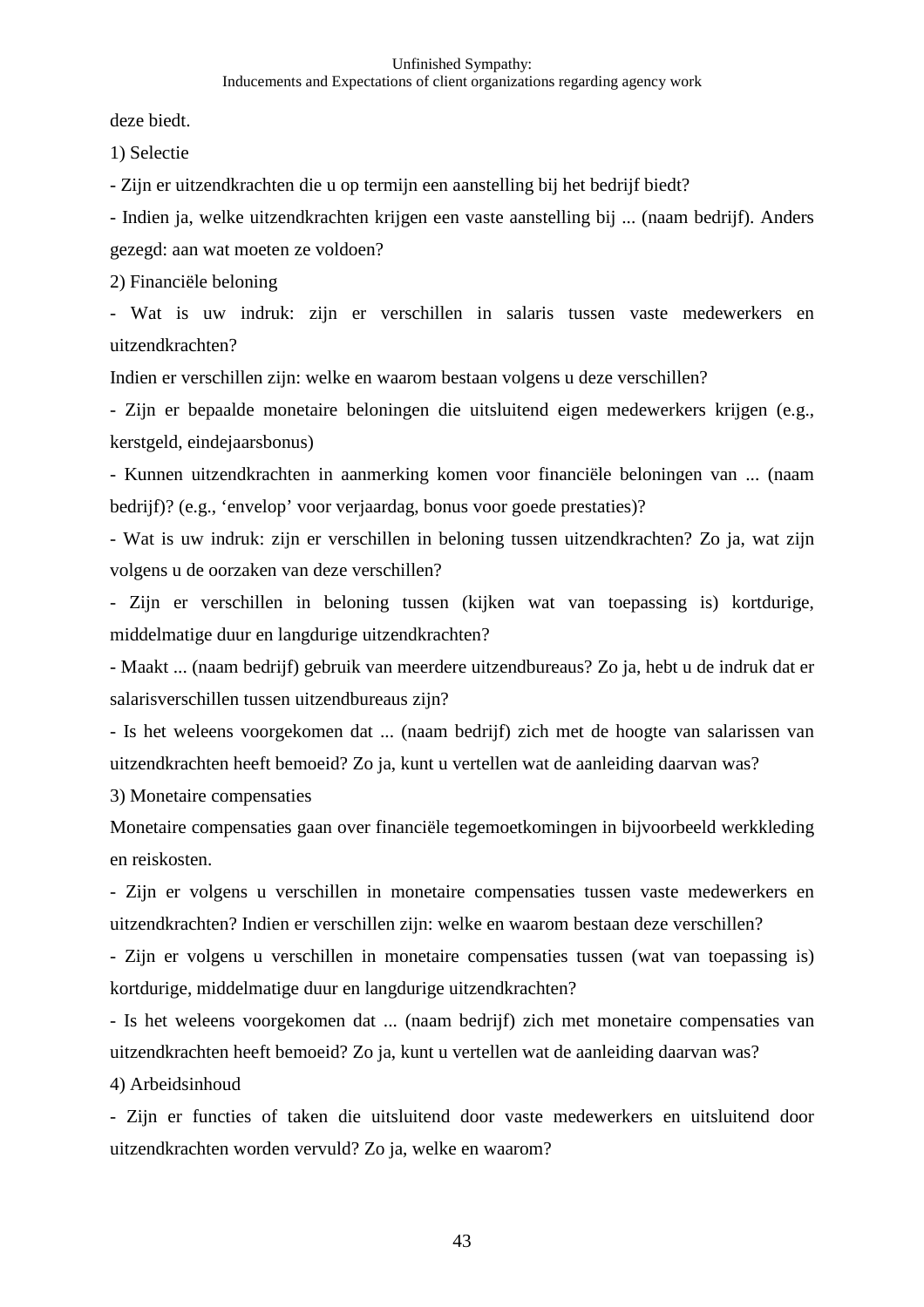deze biedt.

1) Selectie

- Zijn er uitzendkrachten die u op termijn een aanstelling bij het bedrijf biedt?

- Indien ja, welke uitzendkrachten krijgen een vaste aanstelling bij ... (naam bedrijf). Anders gezegd: aan wat moeten ze voldoen?

2) Financiële beloning

- Wat is uw indruk: zijn er verschillen in salaris tussen vaste medewerkers en uitzendkrachten?

Indien er verschillen zijn: welke en waarom bestaan volgens u deze verschillen?

- Zijn er bepaalde monetaire beloningen die uitsluitend eigen medewerkers krijgen (e.g., kerstgeld, eindejaarsbonus)

- Kunnen uitzendkrachten in aanmerking komen voor financiële beloningen van ... (naam bedrijf)? (e.g., 'envelop' voor verjaardag, bonus voor goede prestaties)?

- Wat is uw indruk: zijn er verschillen in beloning tussen uitzendkrachten? Zo ja, wat zijn volgens u de oorzaken van deze verschillen?

- Zijn er verschillen in beloning tussen (kijken wat van toepassing is) kortdurige, middelmatige duur en langdurige uitzendkrachten?

- Maakt ... (naam bedrijf) gebruik van meerdere uitzendbureaus? Zo ja, hebt u de indruk dat er salarisverschillen tussen uitzendbureaus zijn?

- Is het weleens voorgekomen dat ... (naam bedrijf) zich met de hoogte van salarissen van uitzendkrachten heeft bemoeid? Zo ja, kunt u vertellen wat de aanleiding daarvan was?

3) Monetaire compensaties

Monetaire compensaties gaan over financiële tegemoetkomingen in bijvoorbeeld werkkleding en reiskosten.

- Zijn er volgens u verschillen in monetaire compensaties tussen vaste medewerkers en uitzendkrachten? Indien er verschillen zijn: welke en waarom bestaan deze verschillen?

- Zijn er volgens u verschillen in monetaire compensaties tussen (wat van toepassing is) kortdurige, middelmatige duur en langdurige uitzendkrachten?

- Is het weleens voorgekomen dat ... (naam bedrijf) zich met monetaire compensaties van uitzendkrachten heeft bemoeid? Zo ja, kunt u vertellen wat de aanleiding daarvan was?

4) Arbeidsinhoud

- Zijn er functies of taken die uitsluitend door vaste medewerkers en uitsluitend door uitzendkrachten worden vervuld? Zo ja, welke en waarom?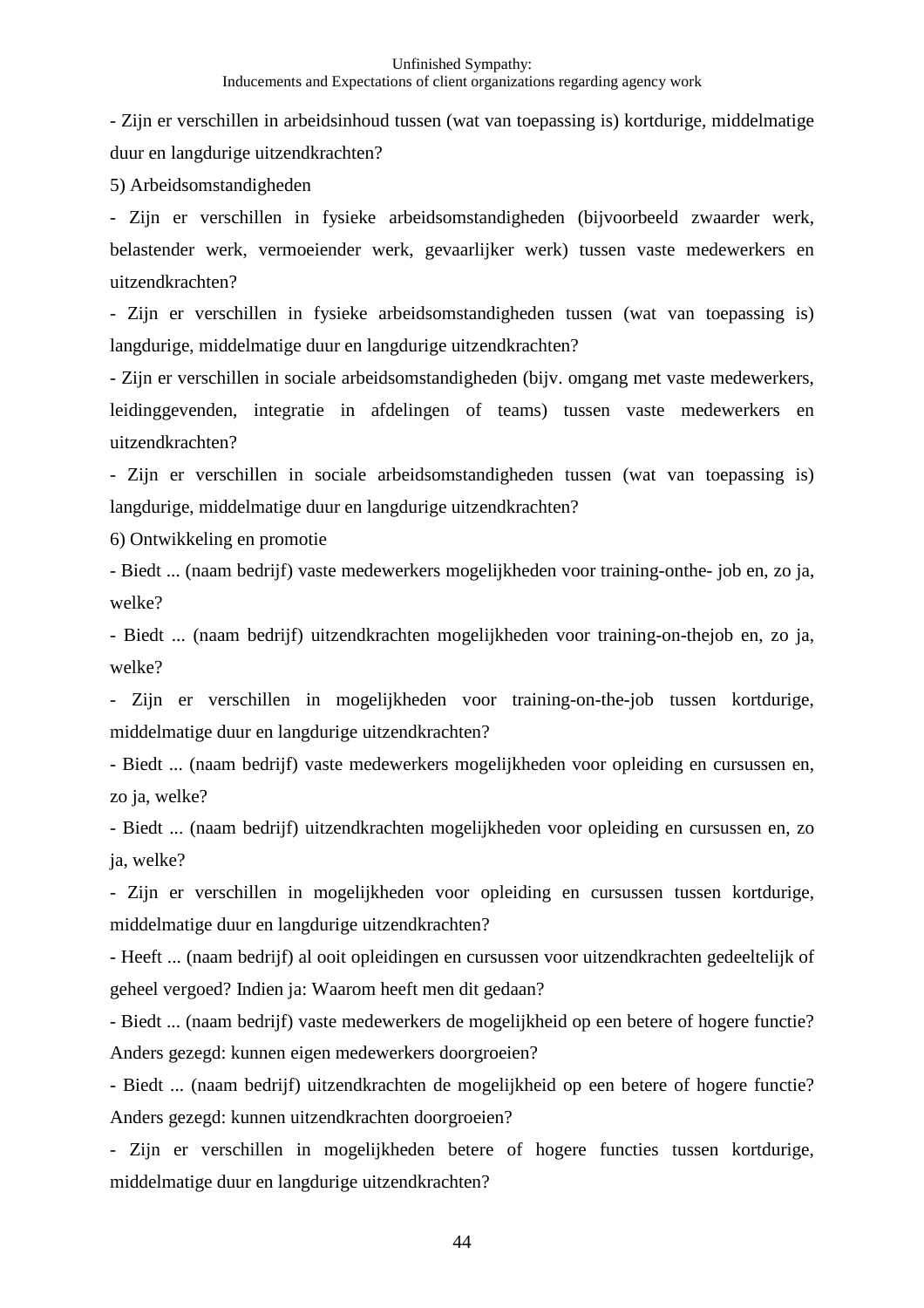- Zijn er verschillen in arbeidsinhoud tussen (wat van toepassing is) kortdurige, middelmatige duur en langdurige uitzendkrachten?

5) Arbeidsomstandigheden

- Zijn er verschillen in fysieke arbeidsomstandigheden (bijvoorbeeld zwaarder werk, belastender werk, vermoeiender werk, gevaarlijker werk) tussen vaste medewerkers en uitzendkrachten?

- Zijn er verschillen in fysieke arbeidsomstandigheden tussen (wat van toepassing is) langdurige, middelmatige duur en langdurige uitzendkrachten?

- Zijn er verschillen in sociale arbeidsomstandigheden (bijv. omgang met vaste medewerkers, leidinggevenden, integratie in afdelingen of teams) tussen vaste medewerkers en uitzendkrachten?

- Zijn er verschillen in sociale arbeidsomstandigheden tussen (wat van toepassing is) langdurige, middelmatige duur en langdurige uitzendkrachten?

6) Ontwikkeling en promotie

- Biedt ... (naam bedrijf) vaste medewerkers mogelijkheden voor training-onthe- job en, zo ja, welke?

- Biedt ... (naam bedrijf) uitzendkrachten mogelijkheden voor training-on-thejob en, zo ja, welke?

- Zijn er verschillen in mogelijkheden voor training-on-the-job tussen kortdurige, middelmatige duur en langdurige uitzendkrachten?

- Biedt ... (naam bedrijf) vaste medewerkers mogelijkheden voor opleiding en cursussen en, zo ja, welke?

- Biedt ... (naam bedrijf) uitzendkrachten mogelijkheden voor opleiding en cursussen en, zo ja, welke?

- Zijn er verschillen in mogelijkheden voor opleiding en cursussen tussen kortdurige, middelmatige duur en langdurige uitzendkrachten?

- Heeft ... (naam bedrijf) al ooit opleidingen en cursussen voor uitzendkrachten gedeeltelijk of geheel vergoed? Indien ja: Waarom heeft men dit gedaan?

- Biedt ... (naam bedrijf) vaste medewerkers de mogelijkheid op een betere of hogere functie? Anders gezegd: kunnen eigen medewerkers doorgroeien?

- Biedt ... (naam bedrijf) uitzendkrachten de mogelijkheid op een betere of hogere functie? Anders gezegd: kunnen uitzendkrachten doorgroeien?

- Zijn er verschillen in mogelijkheden betere of hogere functies tussen kortdurige, middelmatige duur en langdurige uitzendkrachten?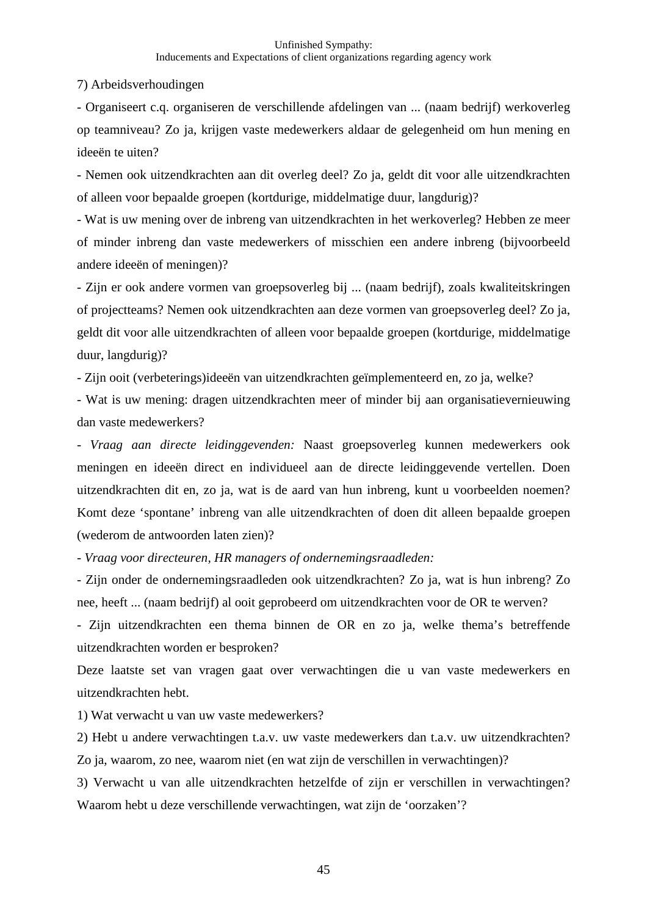7) Arbeidsverhoudingen

- Organiseert c.q. organiseren de verschillende afdelingen van ... (naam bedrijf) werkoverleg op teamniveau? Zo ja, krijgen vaste medewerkers aldaar de gelegenheid om hun mening en ideeën te uiten?

- Nemen ook uitzendkrachten aan dit overleg deel? Zo ja, geldt dit voor alle uitzendkrachten of alleen voor bepaalde groepen (kortdurige, middelmatige duur, langdurig)?

- Wat is uw mening over de inbreng van uitzendkrachten in het werkoverleg? Hebben ze meer of minder inbreng dan vaste medewerkers of misschien een andere inbreng (bijvoorbeeld andere ideeën of meningen)?

- Zijn er ook andere vormen van groepsoverleg bij ... (naam bedrijf), zoals kwaliteitskringen of projectteams? Nemen ook uitzendkrachten aan deze vormen van groepsoverleg deel? Zo ja, geldt dit voor alle uitzendkrachten of alleen voor bepaalde groepen (kortdurige, middelmatige duur, langdurig)?

- Zijn ooit (verbeterings)ideeën van uitzendkrachten geïmplementeerd en, zo ja, welke?

- Wat is uw mening: dragen uitzendkrachten meer of minder bij aan organisatievernieuwing dan vaste medewerkers?

- *Vraag aan directe leidinggevenden:* Naast groepsoverleg kunnen medewerkers ook meningen en ideeën direct en individueel aan de directe leidinggevende vertellen. Doen uitzendkrachten dit en, zo ja, wat is de aard van hun inbreng, kunt u voorbeelden noemen? Komt deze 'spontane' inbreng van alle uitzendkrachten of doen dit alleen bepaalde groepen (wederom de antwoorden laten zien)?

- *Vraag voor directeuren, HR managers of ondernemingsraadleden:*

- Zijn onder de ondernemingsraadleden ook uitzendkrachten? Zo ja, wat is hun inbreng? Zo nee, heeft ... (naam bedrijf) al ooit geprobeerd om uitzendkrachten voor de OR te werven?

- Zijn uitzendkrachten een thema binnen de OR en zo ja, welke thema's betreffende uitzendkrachten worden er besproken?

Deze laatste set van vragen gaat over verwachtingen die u van vaste medewerkers en uitzendkrachten hebt.

1) Wat verwacht u van uw vaste medewerkers?

2) Hebt u andere verwachtingen t.a.v. uw vaste medewerkers dan t.a.v. uw uitzendkrachten? Zo ja, waarom, zo nee, waarom niet (en wat zijn de verschillen in verwachtingen)?

3) Verwacht u van alle uitzendkrachten hetzelfde of zijn er verschillen in verwachtingen? Waarom hebt u deze verschillende verwachtingen, wat zijn de 'oorzaken'?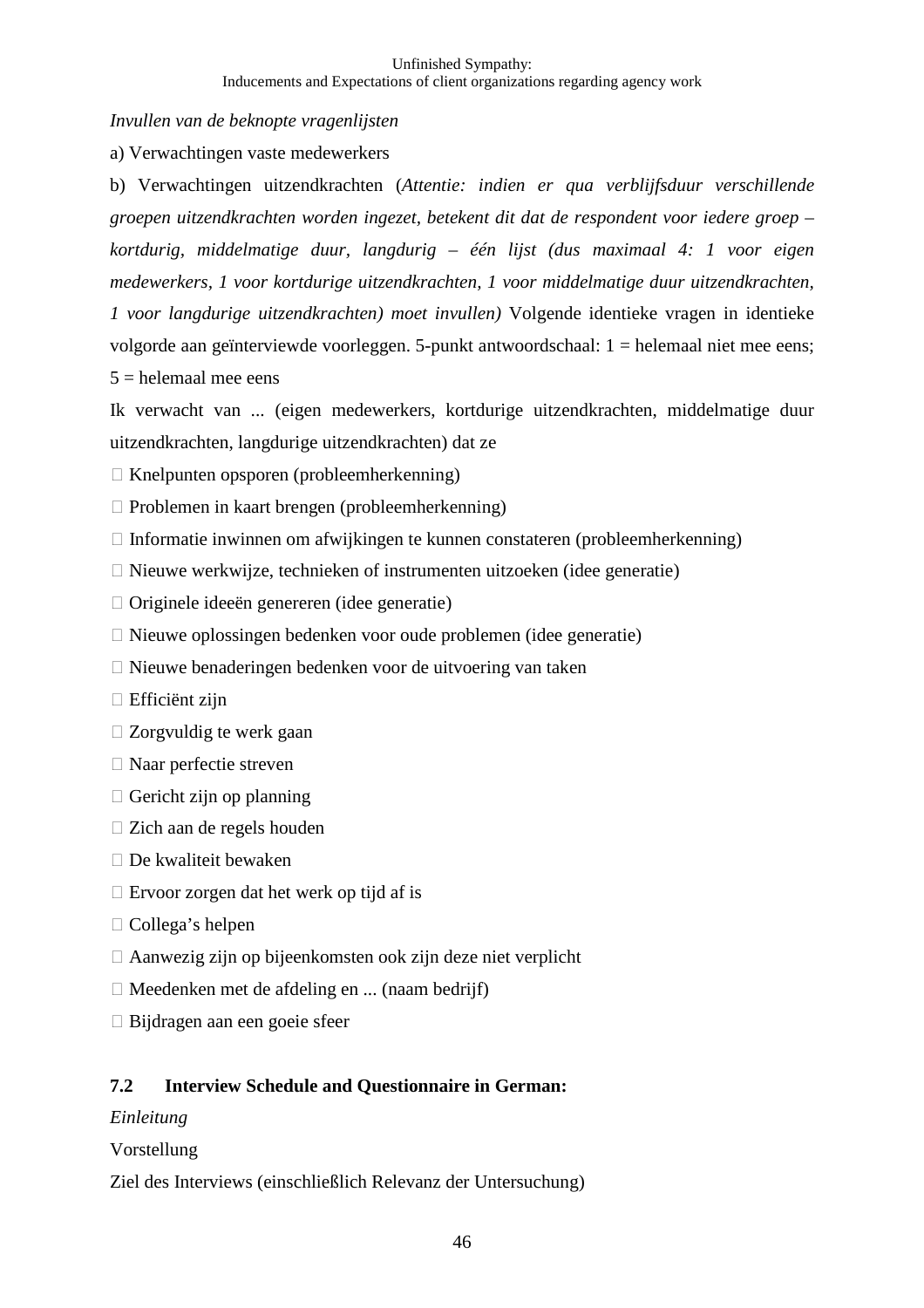*Invullen van de beknopte vragenlijsten*

a) Verwachtingen vaste medewerkers

b) Verwachtingen uitzendkrachten (*Attentie: indien er qua verblijfsduur verschillende groepen uitzendkrachten worden ingezet, betekent dit dat de respondent voor iedere groep – kortdurig, middelmatige duur, langdurig – één lijst (dus maximaal 4: 1 voor eigen medewerkers, 1 voor kortdurige uitzendkrachten, 1 voor middelmatige duur uitzendkrachten, 1 voor langdurige uitzendkrachten) moet invullen)* Volgende identieke vragen in identieke volgorde aan geïnterviewde voorleggen. 5-punkt antwoordschaal: 1 = helemaal niet mee eens; 5 = helemaal mee eens

Ik verwacht van ... (eigen medewerkers, kortdurige uitzendkrachten, middelmatige duur uitzendkrachten, langdurige uitzendkrachten) dat ze

- Knelpunten opsporen (probleemherkenning)
- Problemen in kaart brengen (probleemherkenning)
- Informatie inwinnen om afwijkingen te kunnen constateren (probleemherkenning)
- Nieuwe werkwijze, technieken of instrumenten uitzoeken (idee generatie)
- Originele ideeën genereren (idee generatie)
- Nieuwe oplossingen bedenken voor oude problemen (idee generatie)
- Nieuwe benaderingen bedenken voor de uitvoering van taken
- Efficiënt zijn
- Zorgvuldig te werk gaan
- Naar perfectie streven
- Gericht zijn op planning
- Zich aan de regels houden
- De kwaliteit bewaken
- Ervoor zorgen dat het werk op tijd af is
- Collega's helpen
- Aanwezig zijn op bijeenkomsten ook zijn deze niet verplicht
- Meedenken met de afdeling en ... (naam bedrijf)
- Bijdragen aan een goeie sfeer

## 7.2 Interview Schedule and Questionnaire in German:

*Einleitung*

Vorstellung

Ziel des Interviews (einschließlich Relevanz der Untersuchung)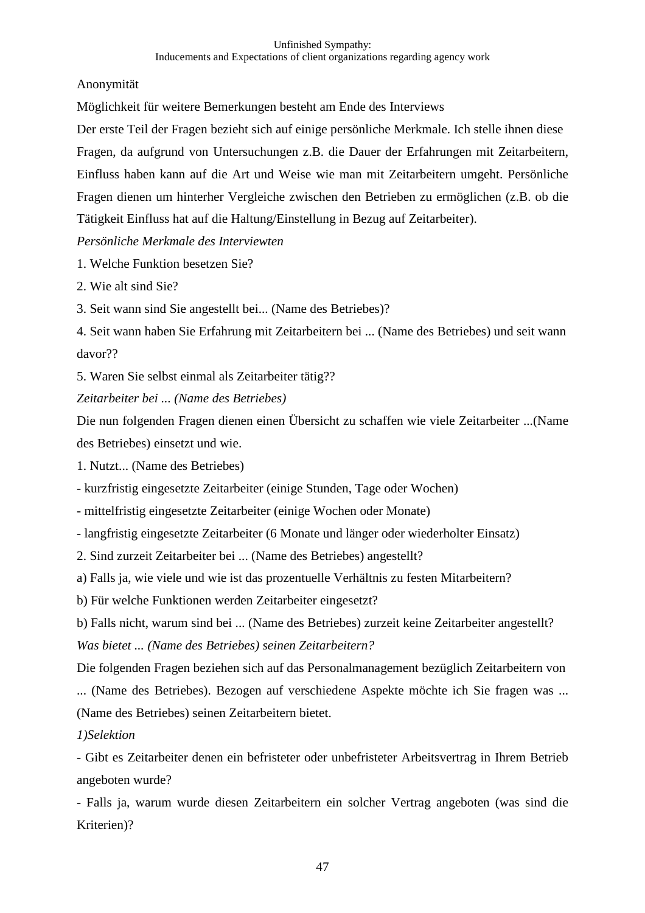Anonymität

Möglichkeit für weitere Bemerkungen besteht am Ende des Interviews

Der erste Teil der Fragen bezieht sich auf einige persönliche Merkmale. Ich stelle ihnen diese Fragen, da aufgrund von Untersuchungen z.B. die Dauer der Erfahrungen mit Zeitarbeitern, Einfluss haben kann auf die Art und Weise wie man mit Zeitarbeitern umgeht. Persönliche Fragen dienen um hinterher Vergleiche zwischen den Betrieben zu ermöglichen (z.B. ob die Tätigkeit Einfluss hat auf die Haltung/Einstellung in Bezug auf Zeitarbeiter).

*Persönliche Merkmale des Interviewten*

1. Welche Funktion besetzen Sie?
2. Wie alt sind Sie?
3. Seit wann sind Sie angestellt bei... (Name des Betriebes)?
4. Seit wann haben Sie Erfahrung mit Zeitarbeitern bei ... (Name des Betriebes) und seit wann davor??
5. Waren Sie selbst einmal als Zeitarbeiter tätig??

*Zeitarbeiter bei ... (Name des Betriebes)*

Die nun folgenden Fragen dienen einen Übersicht zu schaffen wie viele Zeitarbeiter ...(Name des Betriebes) einsetzt und wie.

1. Nutzt... (Name des Betriebes)

- kurzfristig eingesetzte Zeitarbeiter (einige Stunden, Tage oder Wochen)
- mittelfristig eingesetzte Zeitarbeiter (einige Wochen oder Monate)
- langfristig eingesetzte Zeitarbeiter (6 Monate und länger oder wiederholter Einsatz)

2. Sind zurzeit Zeitarbeiter bei ... (Name des Betriebes) angestellt?

a) Falls ja, wie viele und wie ist das prozentuelle Verhältnis zu festen Mitarbeitern?

b) Für welche Funktionen werden Zeitarbeiter eingesetzt?

b) Falls nicht, warum sind bei ... (Name des Betriebes) zurzeit keine Zeitarbeiter angestellt?

*Was bietet ... (Name des Betriebes) seinen Zeitarbeitern?*

Die folgenden Fragen beziehen sich auf das Personalmanagement bezüglich Zeitarbeitern von ... (Name des Betriebes). Bezogen auf verschiedene Aspekte möchte ich Sie fragen was ... (Name des Betriebes) seinen Zeitarbeitern bietet.

*1)Selektion*

- Gibt es Zeitarbeiter denen ein befristeter oder unbefristeter Arbeitsvertrag in Ihrem Betrieb angeboten wurde?
- Falls ja, warum wurde diesen Zeitarbeitern ein solcher Vertrag angeboten (was sind die Kriterien)?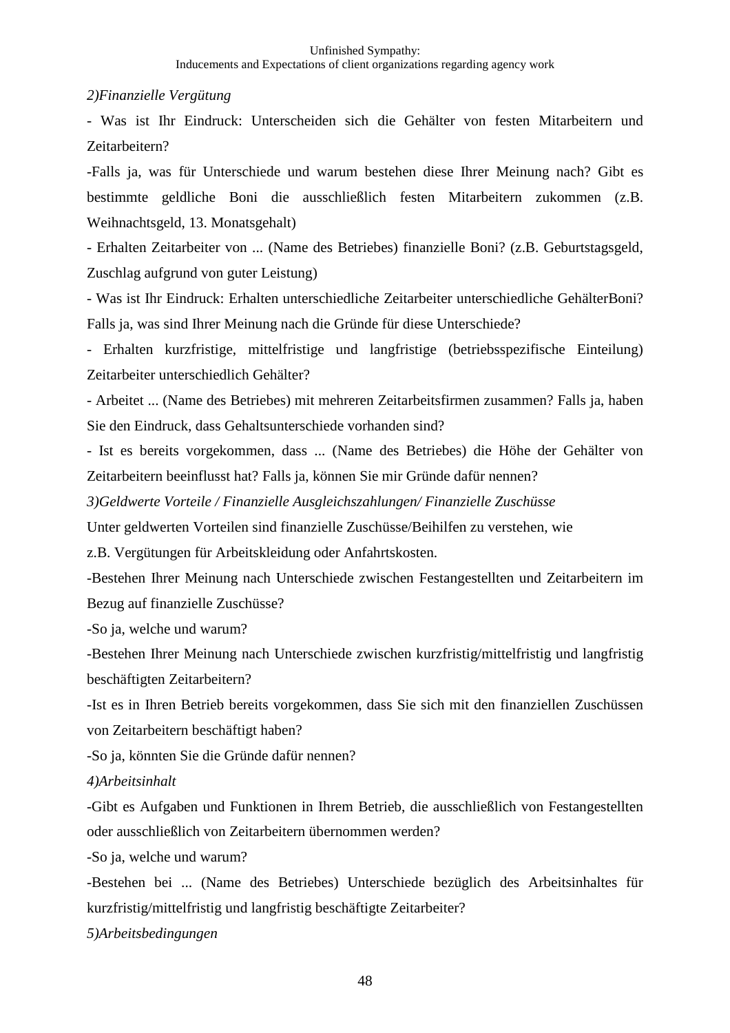*2)Finanzielle Vergütung*

- Was ist Ihr Eindruck: Unterscheiden sich die Gehälter von festen Mitarbeitern und Zeitarbeitern?

-Falls ja, was für Unterschiede und warum bestehen diese Ihrer Meinung nach? Gibt es bestimmte geldliche Boni die ausschließlich festen Mitarbeitern zukommen (z.B. Weihnachtsgeld, 13. Monatsgehalt)

- Erhalten Zeitarbeiter von ... (Name des Betriebes) finanzielle Boni? (z.B. Geburtstagsgeld, Zuschlag aufgrund von guter Leistung)

- Was ist Ihr Eindruck: Erhalten unterschiedliche Zeitarbeiter unterschiedliche GehälterBoni? Falls ja, was sind Ihrer Meinung nach die Gründe für diese Unterschiede?

- Erhalten kurzfristige, mittelfristige und langfristige (betriebsspezifische Einteilung) Zeitarbeiter unterschiedlich Gehälter?

- Arbeitet ... (Name des Betriebes) mit mehreren Zeitarbeitsfirmen zusammen? Falls ja, haben Sie den Eindruck, dass Gehaltsunterschiede vorhanden sind?

- Ist es bereits vorgekommen, dass ... (Name des Betriebes) die Höhe der Gehälter von Zeitarbeitern beeinflusst hat? Falls ja, können Sie mir Gründe dafür nennen?

*3)Geldwerte Vorteile / Finanzielle Ausgleichszahlungen/ Finanzielle Zuschüsse*

Unter geldwerten Vorteilen sind finanzielle Zuschüsse/Beihilfen zu verstehen, wie

z.B. Vergütungen für Arbeitskleidung oder Anfahrtskosten.

-Bestehen Ihrer Meinung nach Unterschiede zwischen Festangestellten und Zeitarbeitern im Bezug auf finanzielle Zuschüsse?

-So ja, welche und warum?

-Bestehen Ihrer Meinung nach Unterschiede zwischen kurzfristig/mittelfristig und langfristig beschäftigten Zeitarbeitern?

-Ist es in Ihren Betrieb bereits vorgekommen, dass Sie sich mit den finanziellen Zuschüssen von Zeitarbeitern beschäftigt haben?

-So ja, könnten Sie die Gründe dafür nennen?

*4)Arbeitsinhalt*

-Gibt es Aufgaben und Funktionen in Ihrem Betrieb, die ausschließlich von Festangestellten oder ausschließlich von Zeitarbeitern übernommen werden?

-So ja, welche und warum?

-Bestehen bei ... (Name des Betriebes) Unterschiede bezüglich des Arbeitsinhaltes für kurzfristig/mittelfristig und langfristig beschäftigte Zeitarbeiter?

*5)Arbeitsbedingungen*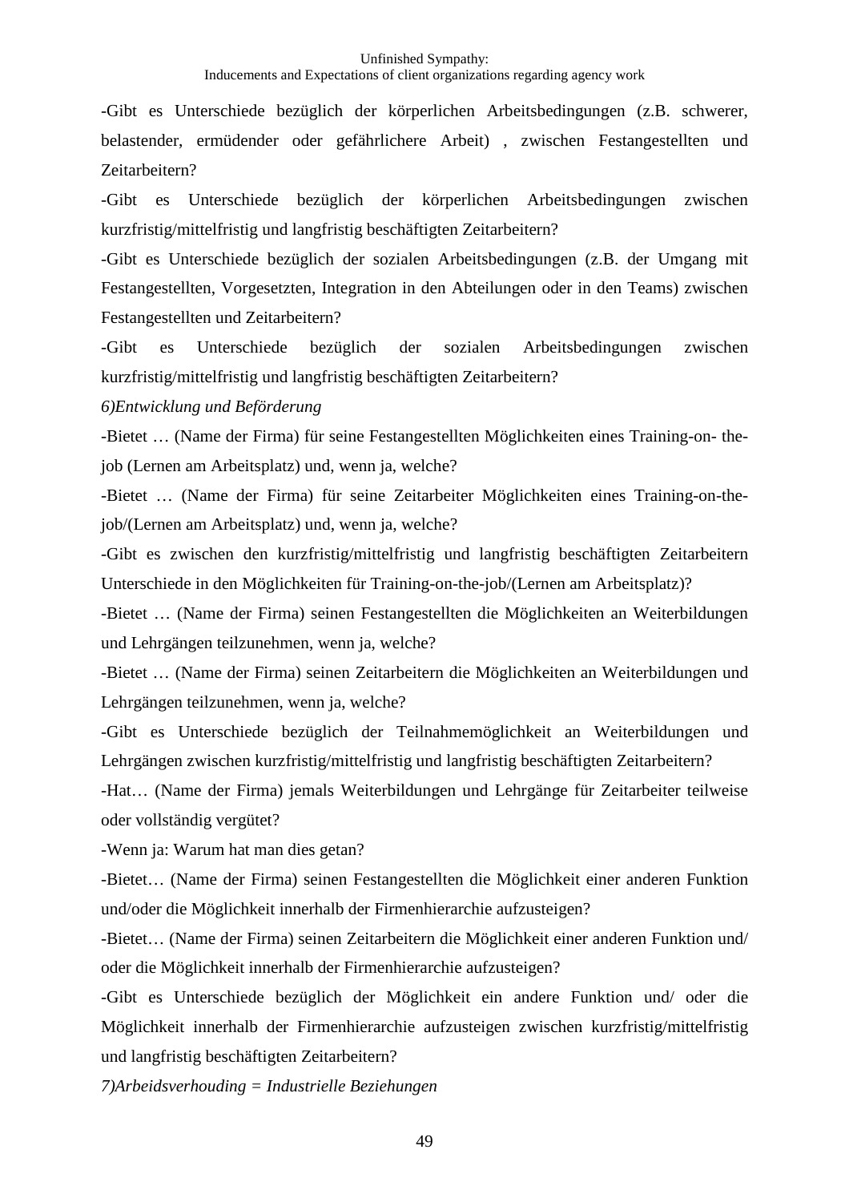-Gibt es Unterschiede bezüglich der körperlichen Arbeitsbedingungen (z.B. schwerer, belastender, ermüdender oder gefährlichere Arbeit) , zwischen Festangestellten und Zeitarbeitern?

-Gibt es Unterschiede bezüglich der körperlichen Arbeitsbedingungen zwischen kurzfristig/mittelfristig und langfristig beschäftigten Zeitarbeitern?

-Gibt es Unterschiede bezüglich der sozialen Arbeitsbedingungen (z.B. der Umgang mit Festangestellten, Vorgesetzten, Integration in den Abteilungen oder in den Teams) zwischen Festangestellten und Zeitarbeitern?

-Gibt es Unterschiede bezüglich der sozialen Arbeitsbedingungen zwischen kurzfristig/mittelfristig und langfristig beschäftigten Zeitarbeitern?

*6)Entwicklung und Beförderung*

-Bietet … (Name der Firma) für seine Festangestellten Möglichkeiten eines Training-on- the-job (Lernen am Arbeitsplatz) und, wenn ja, welche?

-Bietet … (Name der Firma) für seine Zeitarbeiter Möglichkeiten eines Training-on-the-job/(Lernen am Arbeitsplatz) und, wenn ja, welche?

-Gibt es zwischen den kurzfristig/mittelfristig und langfristig beschäftigten Zeitarbeitern Unterschiede in den Möglichkeiten für Training-on-the-job/(Lernen am Arbeitsplatz)?

-Bietet … (Name der Firma) seinen Festangestellten die Möglichkeiten an Weiterbildungen und Lehrgängen teilzunehmen, wenn ja, welche?

-Bietet … (Name der Firma) seinen Zeitarbeitern die Möglichkeiten an Weiterbildungen und Lehrgängen teilzunehmen, wenn ja, welche?

-Gibt es Unterschiede bezüglich der Teilnahmemöglichkeit an Weiterbildungen und Lehrgängen zwischen kurzfristig/mittelfristig und langfristig beschäftigten Zeitarbeitern?

-Hat… (Name der Firma) jemals Weiterbildungen und Lehrgänge für Zeitarbeiter teilweise oder vollständig vergütet?

-Wenn ja: Warum hat man dies getan?

-Bietet… (Name der Firma) seinen Festangestellten die Möglichkeit einer anderen Funktion und/oder die Möglichkeit innerhalb der Firmenhierarchie aufzusteigen?

-Bietet… (Name der Firma) seinen Zeitarbeitern die Möglichkeit einer anderen Funktion und/ oder die Möglichkeit innerhalb der Firmenhierarchie aufzusteigen?

-Gibt es Unterschiede bezüglich der Möglichkeit ein andere Funktion und/ oder die Möglichkeit innerhalb der Firmenhierarchie aufzusteigen zwischen kurzfristig/mittelfristig und langfristig beschäftigten Zeitarbeitern?

*7)Arbeidsverhouding = Industrielle Beziehungen*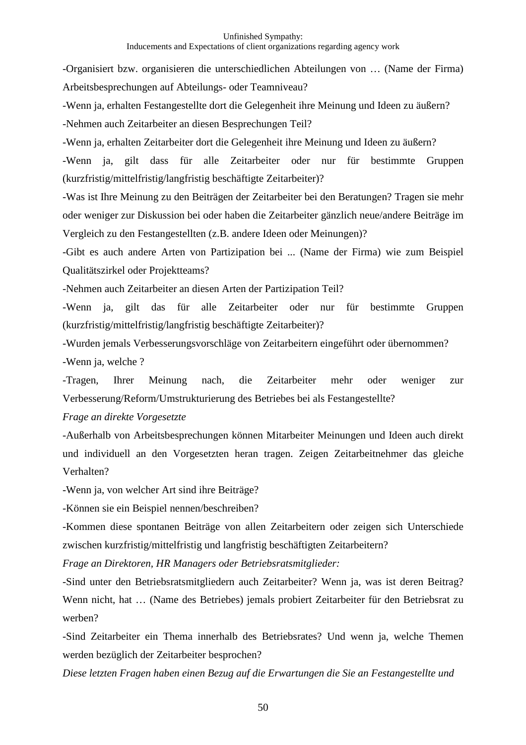-Organisiert bzw. organisieren die unterschiedlichen Abteilungen von … (Name der Firma) Arbeitsbesprechungen auf Abteilungs- oder Teamniveau?

-Wenn ja, erhalten Festangestellte dort die Gelegenheit ihre Meinung und Ideen zu äußern?

-Nehmen auch Zeitarbeiter an diesen Besprechungen Teil?

-Wenn ja, erhalten Zeitarbeiter dort die Gelegenheit ihre Meinung und Ideen zu äußern?

-Wenn ja, gilt dass für alle Zeitarbeiter oder nur für bestimmte Gruppen (kurzfristig/mittelfristig/langfristig beschäftigte Zeitarbeiter)?

-Was ist Ihre Meinung zu den Beiträgen der Zeitarbeiter bei den Beratungen? Tragen sie mehr oder weniger zur Diskussion bei oder haben die Zeitarbeiter gänzlich neue/andere Beiträge im Vergleich zu den Festangestellten (z.B. andere Ideen oder Meinungen)?

-Gibt es auch andere Arten von Partizipation bei ... (Name der Firma) wie zum Beispiel Qualitätszirkel oder Projektteams?

-Nehmen auch Zeitarbeiter an diesen Arten der Partizipation Teil?

-Wenn ja, gilt das für alle Zeitarbeiter oder nur für bestimmte Gruppen (kurzfristig/mittelfristig/langfristig beschäftigte Zeitarbeiter)?

-Wurden jemals Verbesserungsvorschläge von Zeitarbeitern eingeführt oder übernommen?

-Wenn ja, welche ?

-Tragen, Ihrer Meinung nach, die Zeitarbeiter mehr oder weniger zur Verbesserung/Reform/Umstrukturierung des Betriebes bei als Festangestellte?

*Frage an direkte Vorgesetzte*

-Außerhalb von Arbeitsbesprechungen können Mitarbeiter Meinungen und Ideen auch direkt und individuell an den Vorgesetzten heran tragen. Zeigen Zeitarbeitnehmer das gleiche Verhalten?

-Wenn ja, von welcher Art sind ihre Beiträge?

-Können sie ein Beispiel nennen/beschreiben?

-Kommen diese spontanen Beiträge von allen Zeitarbeitern oder zeigen sich Unterschiede zwischen kurzfristig/mittelfristig und langfristig beschäftigten Zeitarbeitern?

*Frage an Direktoren, HR Managers oder Betriebsratsmitglieder:*

-Sind unter den Betriebsratsmitgliedern auch Zeitarbeiter? Wenn ja, was ist deren Beitrag? Wenn nicht, hat … (Name des Betriebes) jemals probiert Zeitarbeiter für den Betriebsrat zu werben?

-Sind Zeitarbeiter ein Thema innerhalb des Betriebsrates? Und wenn ja, welche Themen werden bezüglich der Zeitarbeiter besprochen?

*Diese letzten Fragen haben einen Bezug auf die Erwartungen die Sie an Festangestellte und*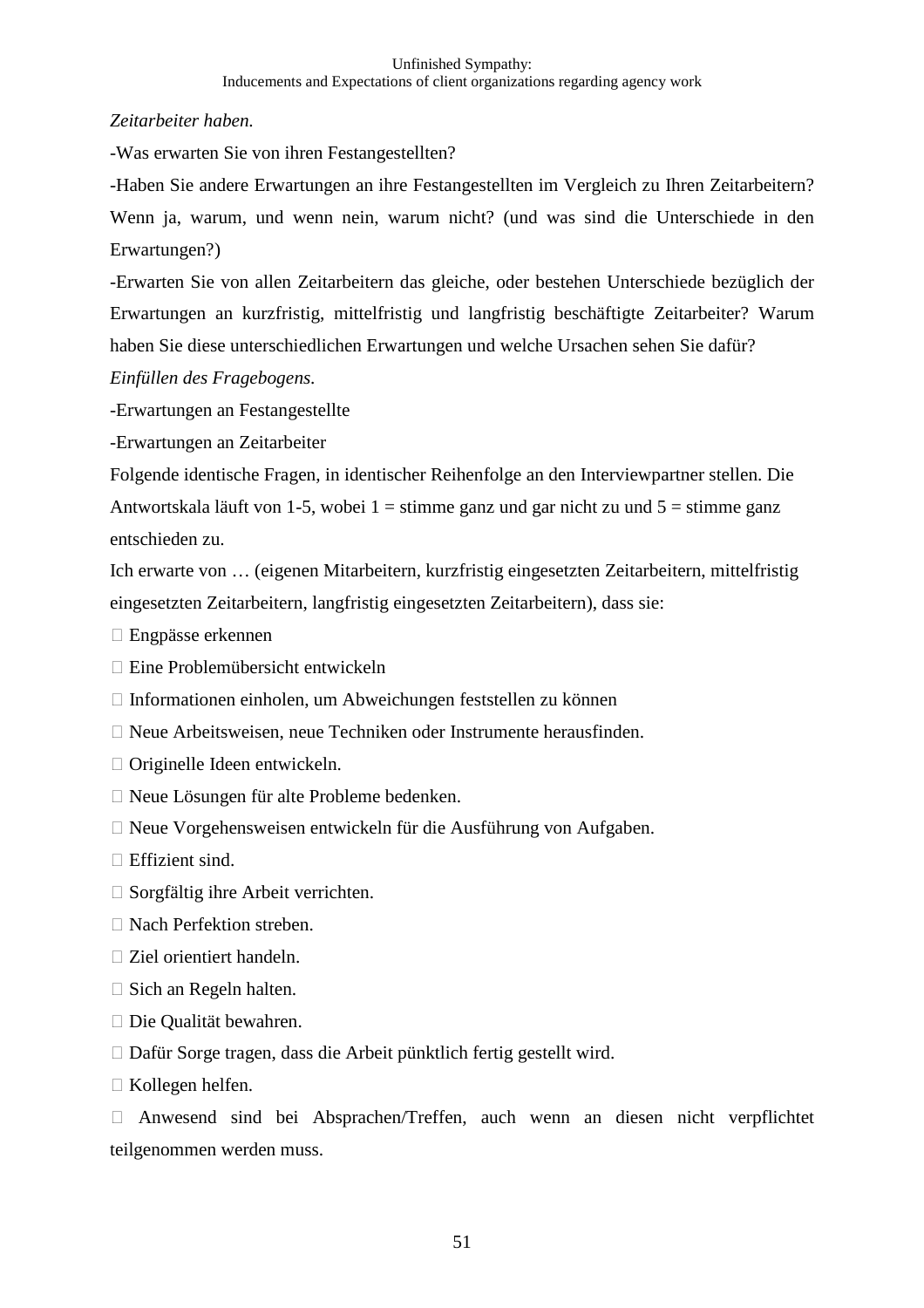*Zeitarbeiter haben.*

-Was erwarten Sie von ihren Festangestellten?

-Haben Sie andere Erwartungen an ihre Festangestellten im Vergleich zu Ihren Zeitarbeitern? Wenn ja, warum, und wenn nein, warum nicht? (und was sind die Unterschiede in den Erwartungen?)

-Erwarten Sie von allen Zeitarbeitern das gleiche, oder bestehen Unterschiede bezüglich der Erwartungen an kurzfristig, mittelfristig und langfristig beschäftigte Zeitarbeiter? Warum haben Sie diese unterschiedlichen Erwartungen und welche Ursachen sehen Sie dafür?

*Einfüllen des Fragebogens.*

-Erwartungen an Festangestellte

-Erwartungen an Zeitarbeiter

Folgende identische Fragen, in identischer Reihenfolge an den Interviewpartner stellen. Die Antwortskala läuft von 1-5, wobei 1 = stimme ganz und gar nicht zu und 5 = stimme ganz entschieden zu.

Ich erwarte von … (eigenen Mitarbeitern, kurzfristig eingesetzten Zeitarbeitern, mittelfristig eingesetzten Zeitarbeitern, langfristig eingesetzten Zeitarbeitern), dass sie:

-  Engpässe erkennen
-  Eine Problemübersicht entwickeln
-  Informationen einholen, um Abweichungen feststellen zu können
-  Neue Arbeitsweisen, neue Techniken oder Instrumente herausfinden.
-  Originelle Ideen entwickeln.
-  Neue Lösungen für alte Probleme bedenken.
-  Neue Vorgehensweisen entwickeln für die Ausführung von Aufgaben.
-  Effizient sind.
-  Sorgfältig ihre Arbeit verrichten.
-  Nach Perfektion streben.
-  Ziel orientiert handeln.
-  Sich an Regeln halten.
-  Die Qualität bewahren.
-  Dafür Sorge tragen, dass die Arbeit pünktlich fertig gestellt wird.
-  Kollegen helfen.
-  Anwesend sind bei Absprachen/Treffen, auch wenn an diesen nicht verpflichtet teilgenommen werden muss.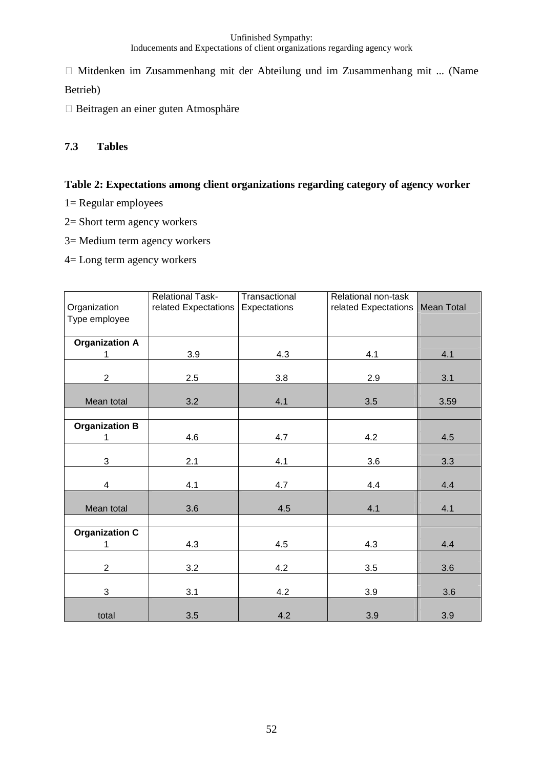- Mitdenken im Zusammenhang mit der Abteilung und im Zusammenhang mit ... (Name Betrieb)
- Beitragen an einer guten Atmosphäre

### 7.3 Tables

**Table 2: Expectations among client organizations regarding category of agency worker**

1= Regular employees

2= Short term agency workers

3= Medium term agency workers

4= Long term agency workers

| Organization Type employee | Relational Task-related Expectations | Transactional Expectations | Relational non-task related Expectations | Mean Total |
|---|---|---|---|---|
| **Organization A** 1 | 3.9 | 4.3 | 4.1 | 4.1 |
| 2 | 2.5 | 3.8 | 2.9 | 3.1 |
| Mean total | 3.2 | 4.1 | 3.5 | 3.59 |
| | | | | |
| **Organization B** 1 | 4.6 | 4.7 | 4.2 | 4.5 |
| 3 | 2.1 | 4.1 | 3.6 | 3.3 |
| 4 | 4.1 | 4.7 | 4.4 | 4.4 |
| Mean total | 3.6 | 4.5 | 4.1 | 4.1 |
| | | | | |
| **Organization C** 1 | 4.3 | 4.5 | 4.3 | 4.4 |
| 2 | 3.2 | 4.2 | 3.5 | 3.6 |
| 3 | 3.1 | 4.2 | 3.9 | 3.6 |
| total | 3.5 | 4.2 | 3.9 | 3.9 |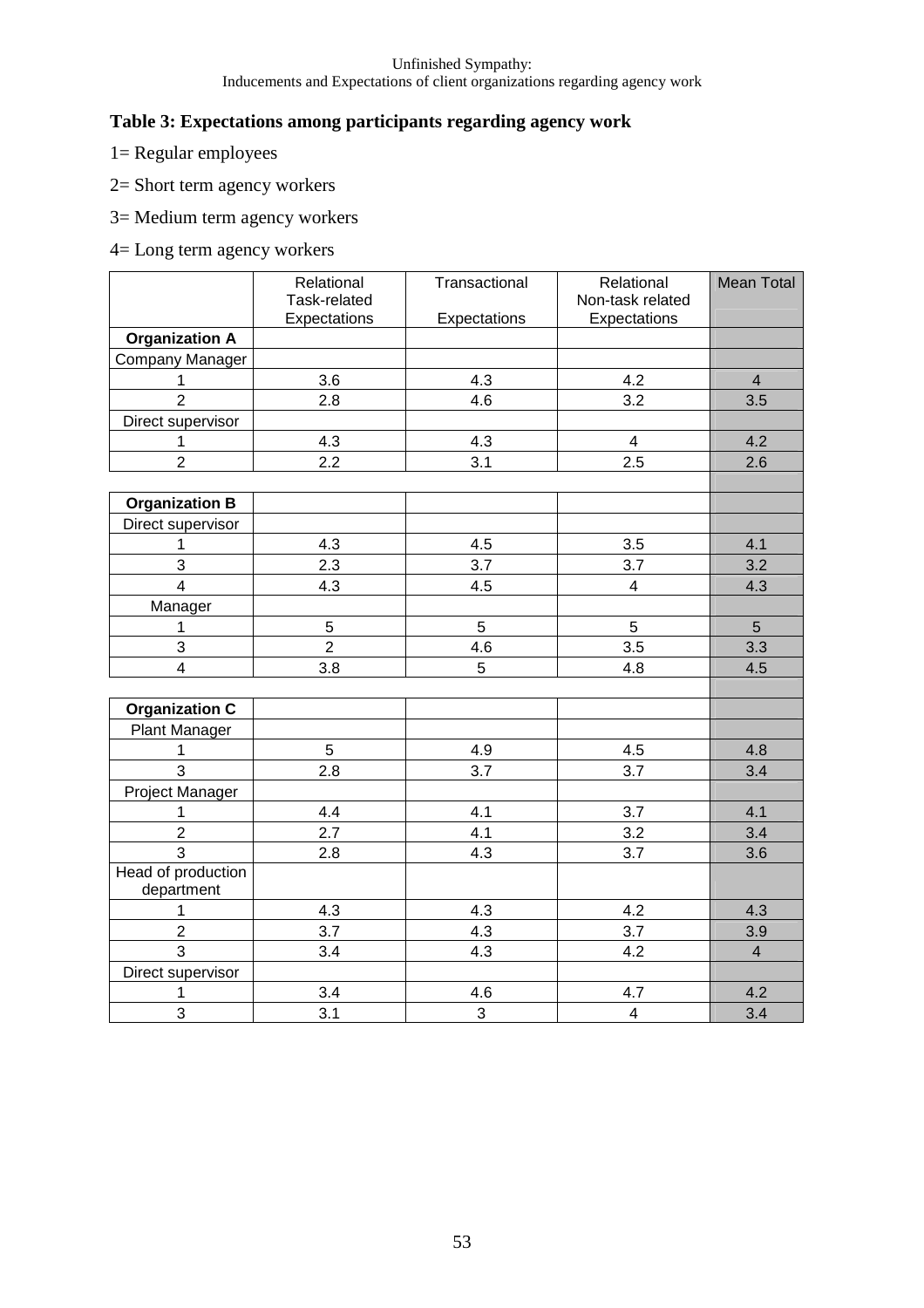## Table 3: Expectations among participants regarding agency work

1= Regular employees

2= Short term agency workers

3= Medium term agency workers

4= Long term agency workers

| | Relational Task-related Expectations | Transactional Expectations | Relational Non-task related Expectations | Mean Total |
|---|---|---|---|---|
| **Organization A** | | | | |
| Company Manager | | | | |
| 1 | 3.6 | 4.3 | 4.2 | 4 |
| 2 | 2.8 | 4.6 | 3.2 | 3.5 |
| Direct supervisor | | | | |
| 1 | 4.3 | 4.3 | 4 | 4.2 |
| 2 | 2.2 | 3.1 | 2.5 | 2.6 |
| | | | | |
| **Organization B** | | | | |
| Direct supervisor | | | | |
| 1 | 4.3 | 4.5 | 3.5 | 4.1 |
| 3 | 2.3 | 3.7 | 3.7 | 3.2 |
| 4 | 4.3 | 4.5 | 4 | 4.3 |
| Manager | | | | |
| 1 | 5 | 5 | 5 | 5 |
| 3 | 2 | 4.6 | 3.5 | 3.3 |
| 4 | 3.8 | 5 | 4.8 | 4.5 |
| | | | | |
| **Organization C** | | | | |
| Plant Manager | | | | |
| 1 | 5 | 4.9 | 4.5 | 4.8 |
| 3 | 2.8 | 3.7 | 3.7 | 3.4 |
| Project Manager | | | | |
| 1 | 4.4 | 4.1 | 3.7 | 4.1 |
| 2 | 2.7 | 4.1 | 3.2 | 3.4 |
| 3 | 2.8 | 4.3 | 3.7 | 3.6 |
| Head of production department | | | | |
| 1 | 4.3 | 4.3 | 4.2 | 4.3 |
| 2 | 3.7 | 4.3 | 3.7 | 3.9 |
| 3 | 3.4 | 4.3 | 4.2 | 4 |
| Direct supervisor | | | | |
| 1 | 3.4 | 4.6 | 4.7 | 4.2 |
| 3 | 3.1 | 3 | 4 | 3.4 |